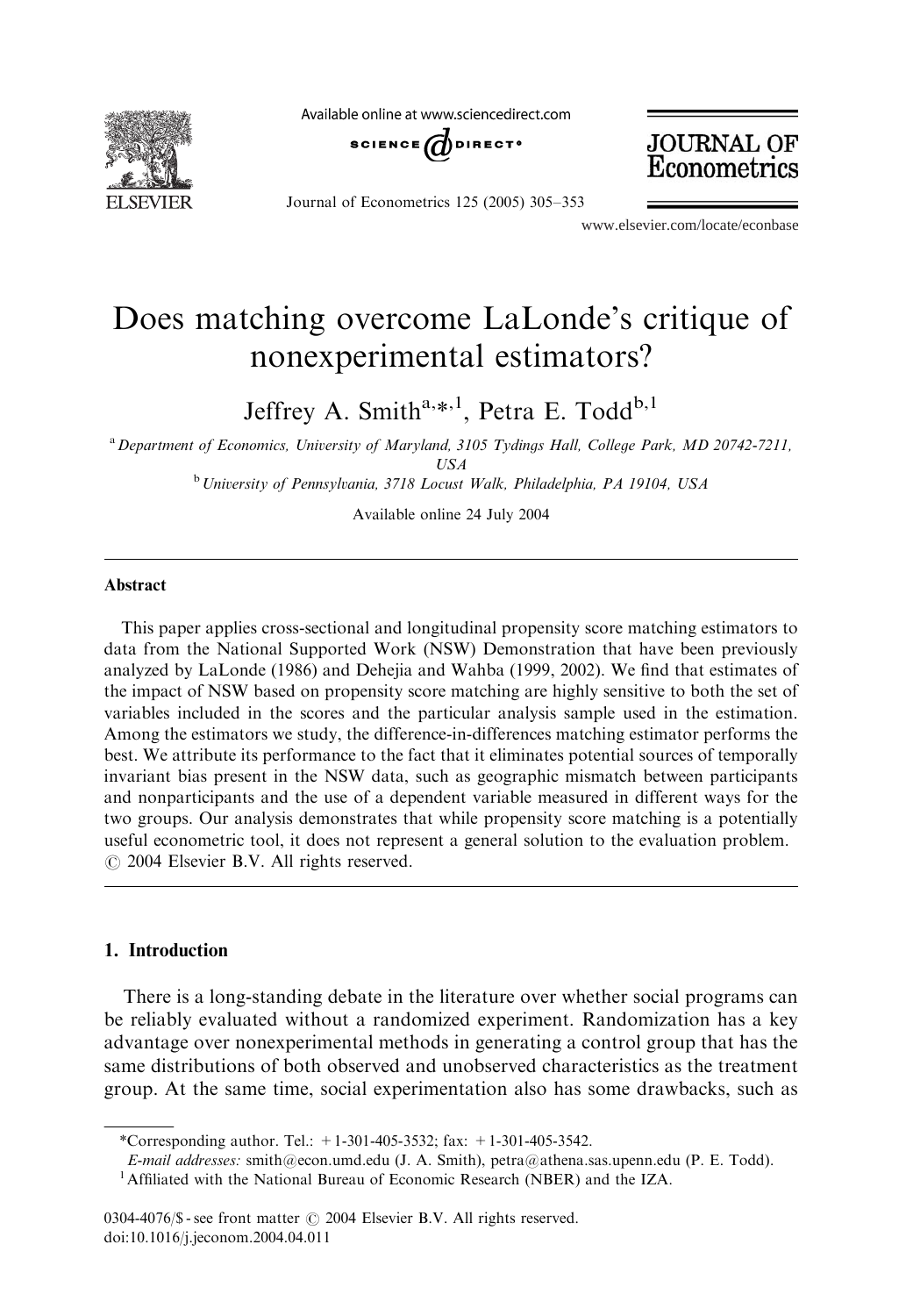# Does matching overcome LaLonde's critique of nonexperimental estimators?

Jeffrey A. Smith[a,*,1], Petra E. Todd[b,1]

[a] Department of Economics, University of Maryland, 3105 Tydings Hall, College Park, MD 20742-7211, USA

[b] University of Pennsylvania, 3718 Locust Walk, Philadelphia, PA 19104, USA

Available online 24 July 2004

## Abstract

This paper applies cross-sectional and longitudinal propensity score matching estimators to data from the National Supported Work (NSW) Demonstration that have been previously analyzed by LaLonde (1986) and Dehejia and Wahba (1999, 2002). We find that estimates of the impact of NSW based on propensity score matching are highly sensitive to both the set of variables included in the scores and the particular analysis sample used in the estimation. Among the estimators we study, the difference-in-differences matching estimator performs the best. We attribute its performance to the fact that it eliminates potential sources of temporally invariant bias present in the NSW data, such as geographic mismatch between participants and nonparticipants and the use of a dependent variable measured in different ways for the two groups. Our analysis demonstrates that while propensity score matching is a potentially useful econometric tool, it does not represent a general solution to the evaluation problem.
© 2004 Elsevier B.V. All rights reserved.

## 1. Introduction

There is a long-standing debate in the literature over whether social programs can be reliably evaluated without a randomized experiment. Randomization has a key advantage over nonexperimental methods in generating a control group that has the same distributions of both observed and unobserved characteristics as the treatment group. At the same time, social experimentation also has some drawbacks, such as

---

*Corresponding author. Tel.: +1-301-405-3532; fax: +1-301-405-3542.

*E-mail addresses:* smith@econ.umd.edu (J. A. Smith), petra@athena.sas.upenn.edu (P. E. Todd).

[1] Affiliated with the National Bureau of Economic Research (NBER) and the IZA.

0304-4076/$ - see front matter © 2004 Elsevier B.V. All rights reserved.
doi:10.1016/j.jeconom.2004.04.011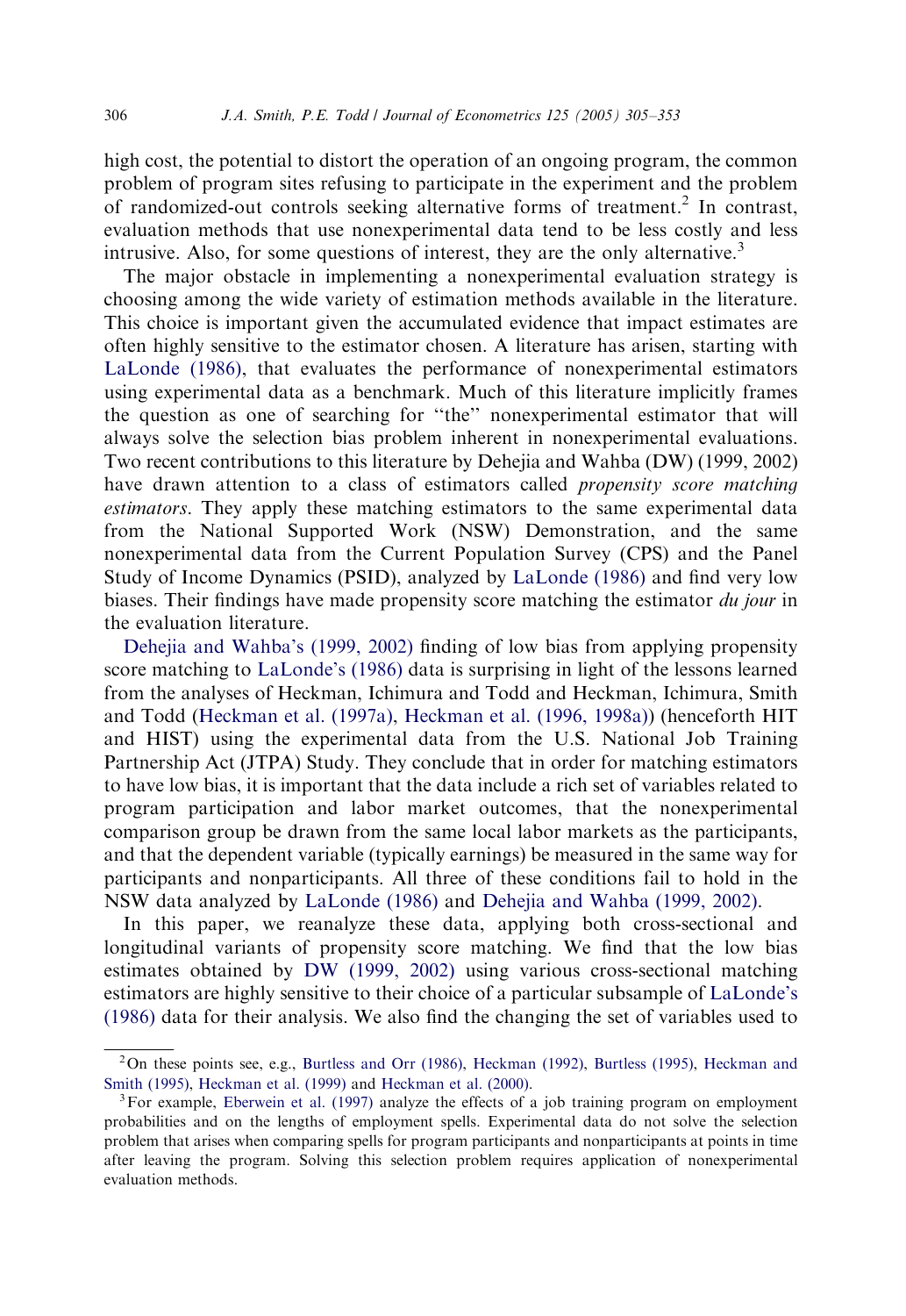high cost, the potential to distort the operation of an ongoing program, the common problem of program sites refusing to participate in the experiment and the problem of randomized-out controls seeking alternative forms of treatment.[2] In contrast, evaluation methods that use nonexperimental data tend to be less costly and less intrusive. Also, for some questions of interest, they are the only alternative.[3]

The major obstacle in implementing a nonexperimental evaluation strategy is choosing among the wide variety of estimation methods available in the literature. This choice is important given the accumulated evidence that impact estimates are often highly sensitive to the estimator chosen. A literature has arisen, starting with LaLonde (1986), that evaluates the performance of nonexperimental estimators using experimental data as a benchmark. Much of this literature implicitly frames the question as one of searching for "the" nonexperimental estimator that will always solve the selection bias problem inherent in nonexperimental evaluations. Two recent contributions to this literature by Dehejia and Wahba (DW) (1999, 2002) have drawn attention to a class of estimators called *propensity score matching estimators*. They apply these matching estimators to the same experimental data from the National Supported Work (NSW) Demonstration, and the same nonexperimental data from the Current Population Survey (CPS) and the Panel Study of Income Dynamics (PSID), analyzed by LaLonde (1986) and find very low biases. Their findings have made propensity score matching the estimator *du jour* in the evaluation literature.

Dehejia and Wahba's (1999, 2002) finding of low bias from applying propensity score matching to LaLonde's (1986) data is surprising in light of the lessons learned from the analyses of Heckman, Ichimura and Todd and Heckman, Ichimura, Smith and Todd (Heckman et al. (1997a), Heckman et al. (1996, 1998a)) (henceforth HIT and HIST) using the experimental data from the U.S. National Job Training Partnership Act (JTPA) Study. They conclude that in order for matching estimators to have low bias, it is important that the data include a rich set of variables related to program participation and labor market outcomes, that the nonexperimental comparison group be drawn from the same local labor markets as the participants, and that the dependent variable (typically earnings) be measured in the same way for participants and nonparticipants. All three of these conditions fail to hold in the NSW data analyzed by LaLonde (1986) and Dehejia and Wahba (1999, 2002).

In this paper, we reanalyze these data, applying both cross-sectional and longitudinal variants of propensity score matching. We find that the low bias estimates obtained by DW (1999, 2002) using various cross-sectional matching estimators are highly sensitive to their choice of a particular subsample of LaLonde's (1986) data for their analysis. We also find the changing the set of variables used to

[2] On these points see, e.g., Burtless and Orr (1986), Heckman (1992), Burtless (1995), Heckman and Smith (1995), Heckman et al. (1999) and Heckman et al. (2000).

[3] For example, Eberwein et al. (1997) analyze the effects of a job training program on employment probabilities and on the lengths of employment spells. Experimental data do not solve the selection problem that arises when comparing spells for program participants and nonparticipants at points in time after leaving the program. Solving this selection problem requires application of nonexperimental evaluation methods.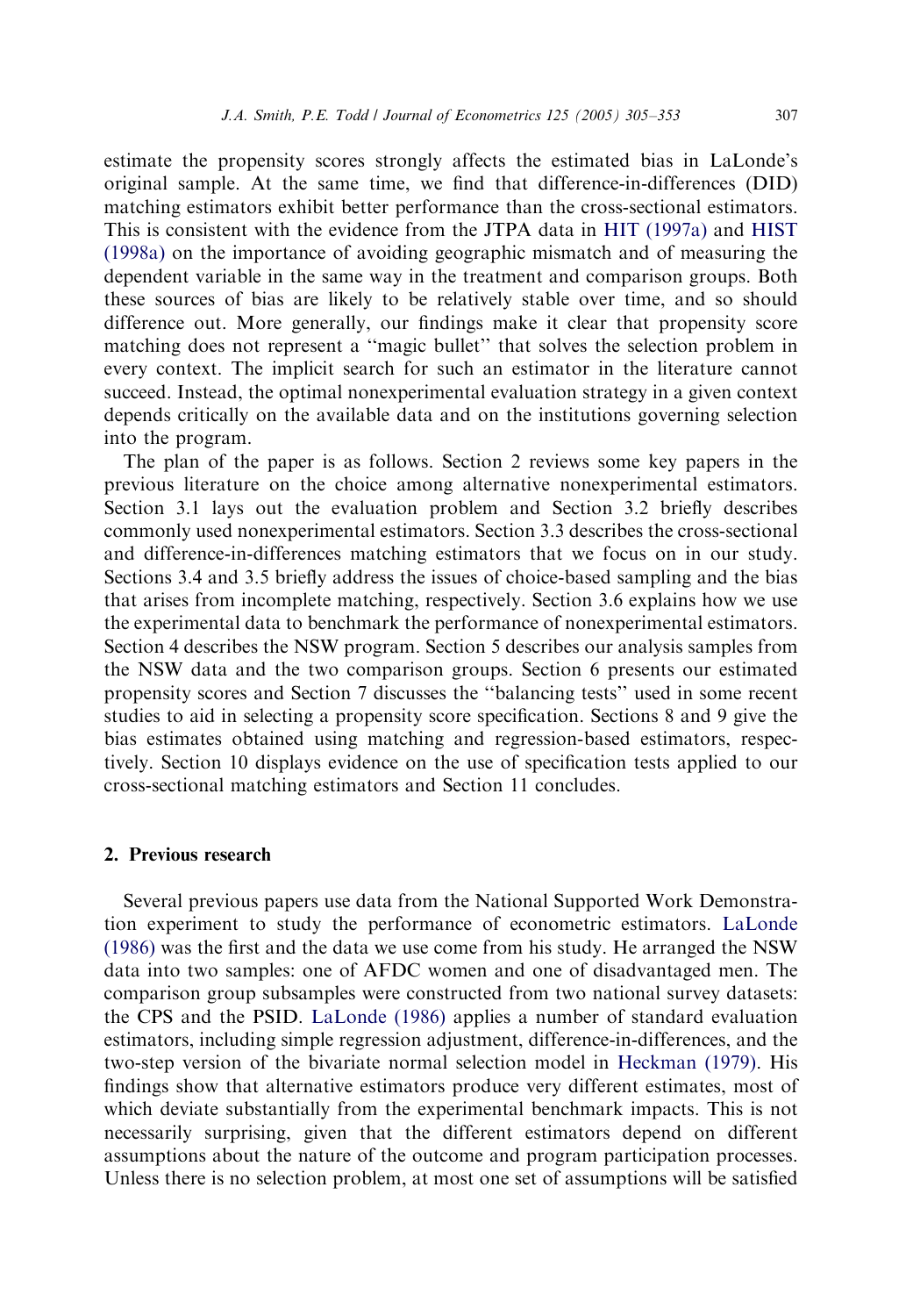estimate the propensity scores strongly affects the estimated bias in LaLonde's original sample. At the same time, we find that difference-in-differences (DID) matching estimators exhibit better performance than the cross-sectional estimators. This is consistent with the evidence from the JTPA data in HIT (1997a) and HIST (1998a) on the importance of avoiding geographic mismatch and of measuring the dependent variable in the same way in the treatment and comparison groups. Both these sources of bias are likely to be relatively stable over time, and so should difference out. More generally, our findings make it clear that propensity score matching does not represent a "magic bullet" that solves the selection problem in every context. The implicit search for such an estimator in the literature cannot succeed. Instead, the optimal nonexperimental evaluation strategy in a given context depends critically on the available data and on the institutions governing selection into the program.

The plan of the paper is as follows. Section 2 reviews some key papers in the previous literature on the choice among alternative nonexperimental estimators. Section 3.1 lays out the evaluation problem and Section 3.2 briefly describes commonly used nonexperimental estimators. Section 3.3 describes the cross-sectional and difference-in-differences matching estimators that we focus on in our study. Sections 3.4 and 3.5 briefly address the issues of choice-based sampling and the bias that arises from incomplete matching, respectively. Section 3.6 explains how we use the experimental data to benchmark the performance of nonexperimental estimators. Section 4 describes the NSW program. Section 5 describes our analysis samples from the NSW data and the two comparison groups. Section 6 presents our estimated propensity scores and Section 7 discusses the "balancing tests" used in some recent studies to aid in selecting a propensity score specification. Sections 8 and 9 give the bias estimates obtained using matching and regression-based estimators, respectively. Section 10 displays evidence on the use of specification tests applied to our cross-sectional matching estimators and Section 11 concludes.

## 2. Previous research

Several previous papers use data from the National Supported Work Demonstration experiment to study the performance of econometric estimators. LaLonde (1986) was the first and the data we use come from his study. He arranged the NSW data into two samples: one of AFDC women and one of disadvantaged men. The comparison group subsamples were constructed from two national survey datasets: the CPS and the PSID. LaLonde (1986) applies a number of standard evaluation estimators, including simple regression adjustment, difference-in-differences, and the two-step version of the bivariate normal selection model in Heckman (1979). His findings show that alternative estimators produce very different estimates, most of which deviate substantially from the experimental benchmark impacts. This is not necessarily surprising, given that the different estimators depend on different assumptions about the nature of the outcome and program participation processes. Unless there is no selection problem, at most one set of assumptions will be satisfied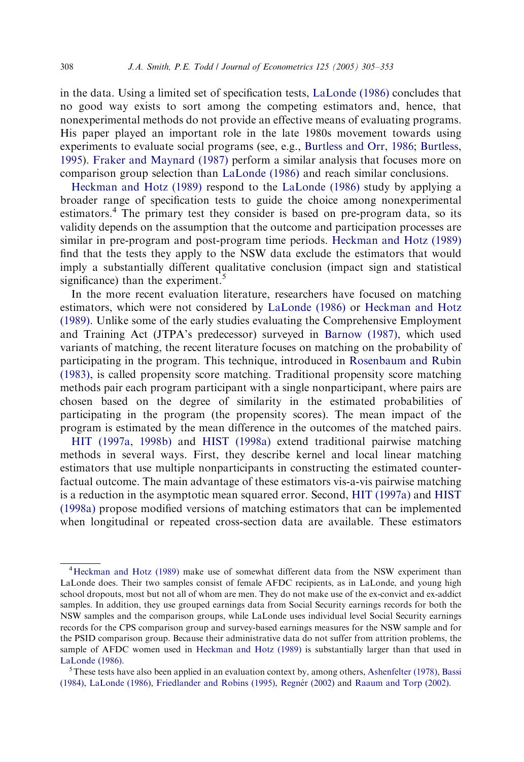in the data. Using a limited set of specification tests, LaLonde (1986) concludes that no good way exists to sort among the competing estimators and, hence, that nonexperimental methods do not provide an effective means of evaluating programs. His paper played an important role in the late 1980s movement towards using experiments to evaluate social programs (see, e.g., Burtless and Orr, 1986; Burtless, 1995). Fraker and Maynard (1987) perform a similar analysis that focuses more on comparison group selection than LaLonde (1986) and reach similar conclusions.

Heckman and Hotz (1989) respond to the LaLonde (1986) study by applying a broader range of specification tests to guide the choice among nonexperimental estimators.[4] The primary test they consider is based on pre-program data, so its validity depends on the assumption that the outcome and participation processes are similar in pre-program and post-program time periods. Heckman and Hotz (1989) find that the tests they apply to the NSW data exclude the estimators that would imply a substantially different qualitative conclusion (impact sign and statistical significance) than the experiment.[5]

In the more recent evaluation literature, researchers have focused on matching estimators, which were not considered by LaLonde (1986) or Heckman and Hotz (1989). Unlike some of the early studies evaluating the Comprehensive Employment and Training Act (JTPA's predecessor) surveyed in Barnow (1987), which used variants of matching, the recent literature focuses on matching on the probability of participating in the program. This technique, introduced in Rosenbaum and Rubin (1983), is called propensity score matching. Traditional propensity score matching methods pair each program participant with a single nonparticipant, where pairs are chosen based on the degree of similarity in the estimated probabilities of participating in the program (the propensity scores). The mean impact of the program is estimated by the mean difference in the outcomes of the matched pairs.

HIT (1997a, 1998b) and HIST (1998a) extend traditional pairwise matching methods in several ways. First, they describe kernel and local linear matching estimators that use multiple nonparticipants in constructing the estimated counterfactual outcome. The main advantage of these estimators vis-a-vis pairwise matching is a reduction in the asymptotic mean squared error. Second, HIT (1997a) and HIST (1998a) propose modified versions of matching estimators that can be implemented when longitudinal or repeated cross-section data are available. These estimators

---

[4] Heckman and Hotz (1989) make use of somewhat different data from the NSW experiment than LaLonde does. Their two samples consist of female AFDC recipients, as in LaLonde, and young high school dropouts, most but not all of whom are men. They do not make use of the ex-convict and ex-addict samples. In addition, they use grouped earnings data from Social Security earnings records for both the NSW samples and the comparison groups, while LaLonde uses individual level Social Security earnings records for the CPS comparison group and survey-based earnings measures for the NSW sample and for the PSID comparison group. Because their administrative data do not suffer from attrition problems, the sample of AFDC women used in Heckman and Hotz (1989) is substantially larger than that used in LaLonde (1986).

[5] These tests have also been applied in an evaluation context by, among others, Ashenfelter (1978), Bassi (1984), LaLonde (1986), Friedlander and Robins (1995), Regnér (2002) and Raaum and Torp (2002).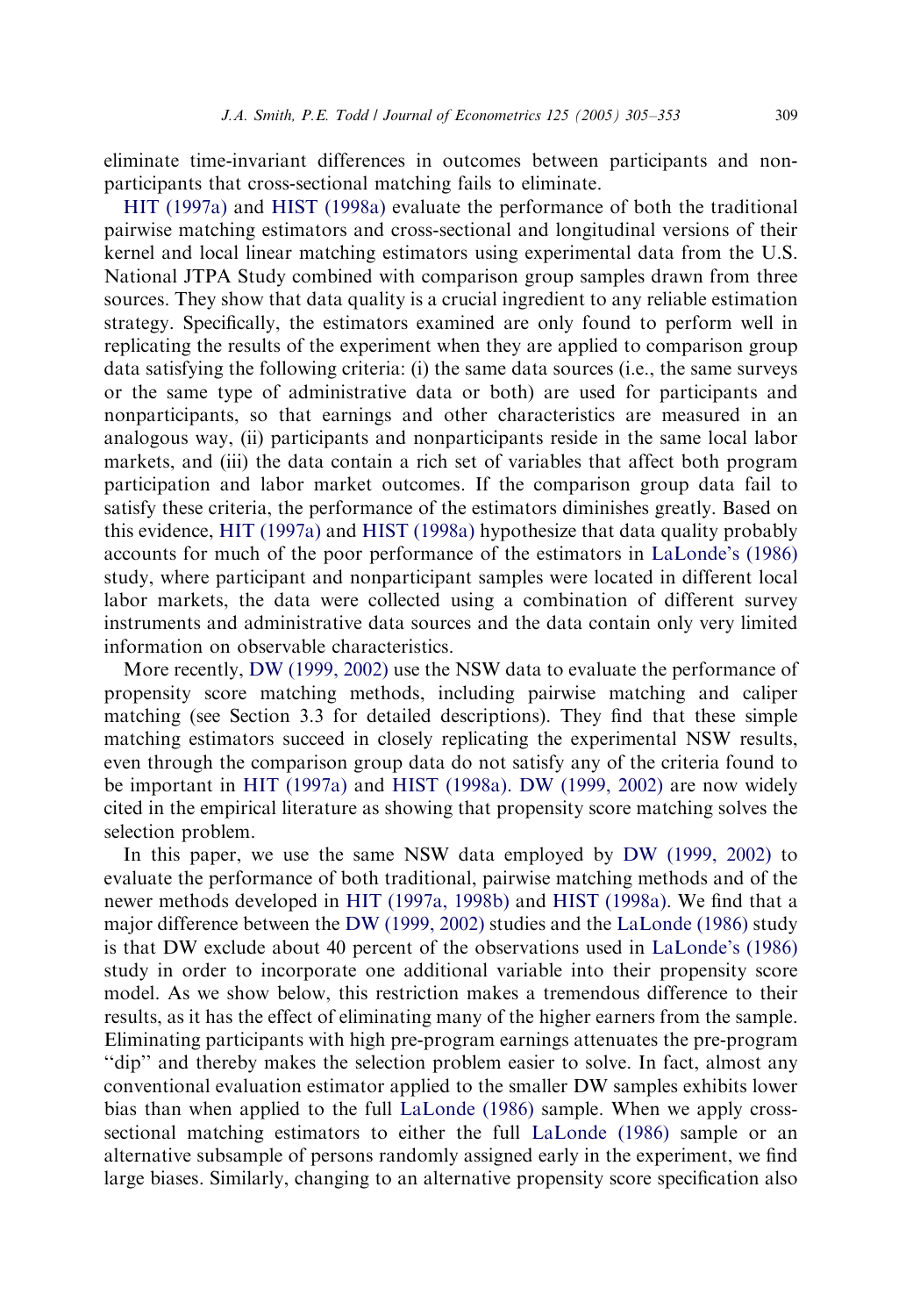eliminate time-invariant differences in outcomes between participants and nonparticipants that cross-sectional matching fails to eliminate.

HIT (1997a) and HIST (1998a) evaluate the performance of both the traditional pairwise matching estimators and cross-sectional and longitudinal versions of their kernel and local linear matching estimators using experimental data from the U.S. National JTPA Study combined with comparison group samples drawn from three sources. They show that data quality is a crucial ingredient to any reliable estimation strategy. Specifically, the estimators examined are only found to perform well in replicating the results of the experiment when they are applied to comparison group data satisfying the following criteria: (i) the same data sources (i.e., the same surveys or the same type of administrative data or both) are used for participants and nonparticipants, so that earnings and other characteristics are measured in an analogous way, (ii) participants and nonparticipants reside in the same local labor markets, and (iii) the data contain a rich set of variables that affect both program participation and labor market outcomes. If the comparison group data fail to satisfy these criteria, the performance of the estimators diminishes greatly. Based on this evidence, HIT (1997a) and HIST (1998a) hypothesize that data quality probably accounts for much of the poor performance of the estimators in LaLonde's (1986) study, where participant and nonparticipant samples were located in different local labor markets, the data were collected using a combination of different survey instruments and administrative data sources and the data contain only very limited information on observable characteristics.

More recently, DW (1999, 2002) use the NSW data to evaluate the performance of propensity score matching methods, including pairwise matching and caliper matching (see Section 3.3 for detailed descriptions). They find that these simple matching estimators succeed in closely replicating the experimental NSW results, even through the comparison group data do not satisfy any of the criteria found to be important in HIT (1997a) and HIST (1998a). DW (1999, 2002) are now widely cited in the empirical literature as showing that propensity score matching solves the selection problem.

In this paper, we use the same NSW data employed by DW (1999, 2002) to evaluate the performance of both traditional, pairwise matching methods and of the newer methods developed in HIT (1997a, 1998b) and HIST (1998a). We find that a major difference between the DW (1999, 2002) studies and the LaLonde (1986) study is that DW exclude about 40 percent of the observations used in LaLonde's (1986) study in order to incorporate one additional variable into their propensity score model. As we show below, this restriction makes a tremendous difference to their results, as it has the effect of eliminating many of the higher earners from the sample. Eliminating participants with high pre-program earnings attenuates the pre-program "dip" and thereby makes the selection problem easier to solve. In fact, almost any conventional evaluation estimator applied to the smaller DW samples exhibits lower bias than when applied to the full LaLonde (1986) sample. When we apply cross-sectional matching estimators to either the full LaLonde (1986) sample or an alternative subsample of persons randomly assigned early in the experiment, we find large biases. Similarly, changing to an alternative propensity score specification also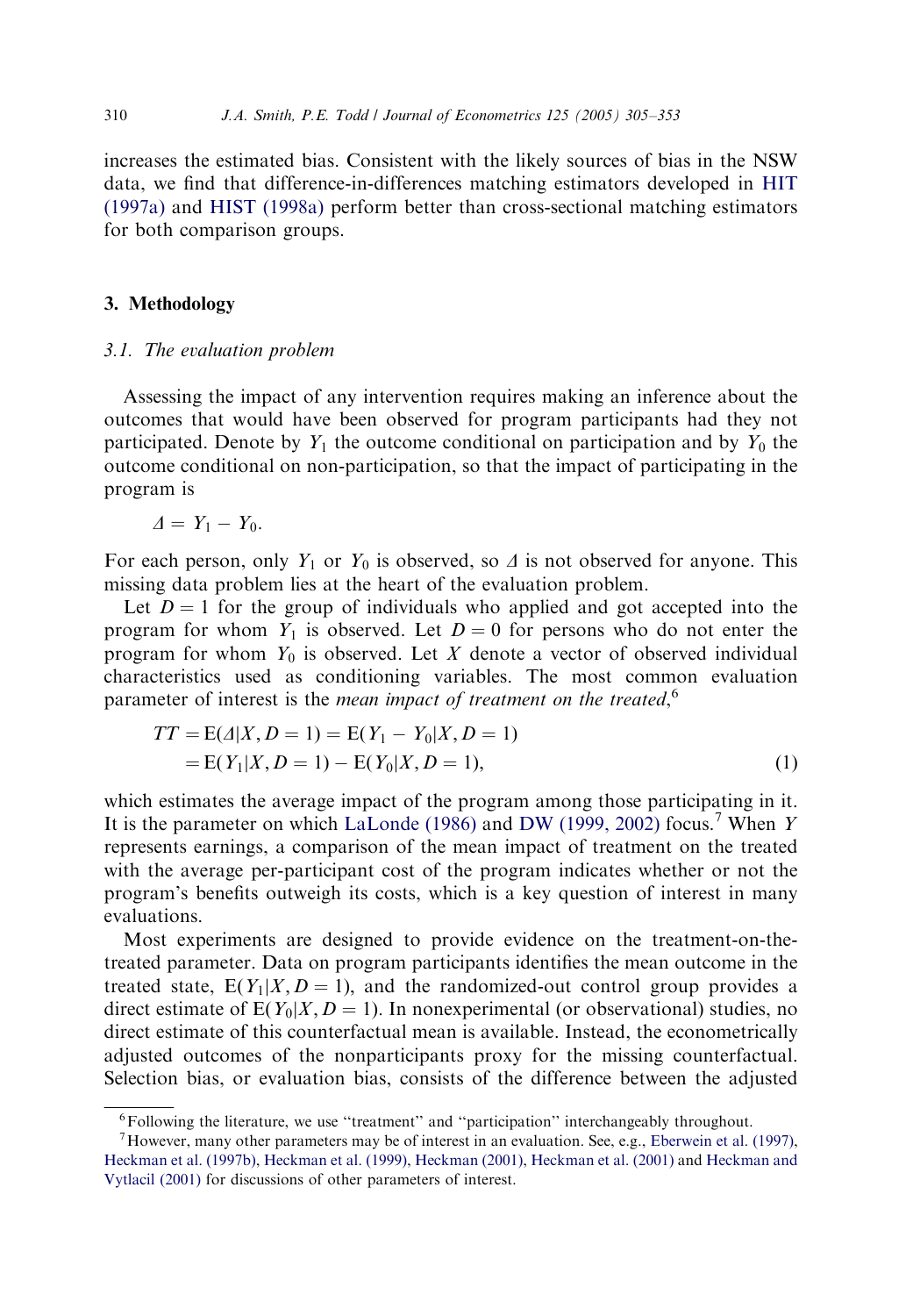increases the estimated bias. Consistent with the likely sources of bias in the NSW data, we find that difference-in-differences matching estimators developed in HIT (1997a) and HIST (1998a) perform better than cross-sectional matching estimators for both comparison groups.

## 3. Methodology

### 3.1. The evaluation problem

Assessing the impact of any intervention requires making an inference about the outcomes that would have been observed for program participants had they not participated. Denote by $Y_1$ the outcome conditional on participation and by $Y_0$ the outcome conditional on non-participation, so that the impact of participating in the program is

$$\Delta = Y_1 - Y_0.$$

For each person, only $Y_1$ or $Y_0$ is observed, so $\Delta$ is not observed for anyone. This missing data problem lies at the heart of the evaluation problem.

Let $D = 1$ for the group of individuals who applied and got accepted into the program for whom $Y_1$ is observed. Let $D = 0$ for persons who do not enter the program for whom $Y_0$ is observed. Let $X$ denote a vector of observed individual characteristics used as conditioning variables. The most common evaluation parameter of interest is the *mean impact of treatment on the treated*,[6]

$$\begin{aligned} TT &= \mathrm{E}(\Delta|X, D=1) = \mathrm{E}(Y_1 - Y_0|X, D=1) \\ &= \mathrm{E}(Y_1|X, D=1) - \mathrm{E}(Y_0|X, D=1), \end{aligned} \tag{1}$$

which estimates the average impact of the program among those participating in it. It is the parameter on which LaLonde (1986) and DW (1999, 2002) focus.[7] When $Y$ represents earnings, a comparison of the mean impact of treatment on the treated with the average per-participant cost of the program indicates whether or not the program's benefits outweigh its costs, which is a key question of interest in many evaluations.

Most experiments are designed to provide evidence on the treatment-on-the-treated parameter. Data on program participants identifies the mean outcome in the treated state, $\mathrm{E}(Y_1|X, D=1)$, and the randomized-out control group provides a direct estimate of $\mathrm{E}(Y_0|X, D=1)$. In nonexperimental (or observational) studies, no direct estimate of this counterfactual mean is available. Instead, the econometrically adjusted outcomes of the nonparticipants proxy for the missing counterfactual. Selection bias, or evaluation bias, consists of the difference between the adjusted

---

[6] Following the literature, we use "treatment" and "participation" interchangeably throughout.

[7] However, many other parameters may be of interest in an evaluation. See, e.g., Eberwein et al. (1997), Heckman et al. (1997b), Heckman et al. (1999), Heckman (2001), Heckman et al. (2001) and Heckman and Vytlacil (2001) for discussions of other parameters of interest.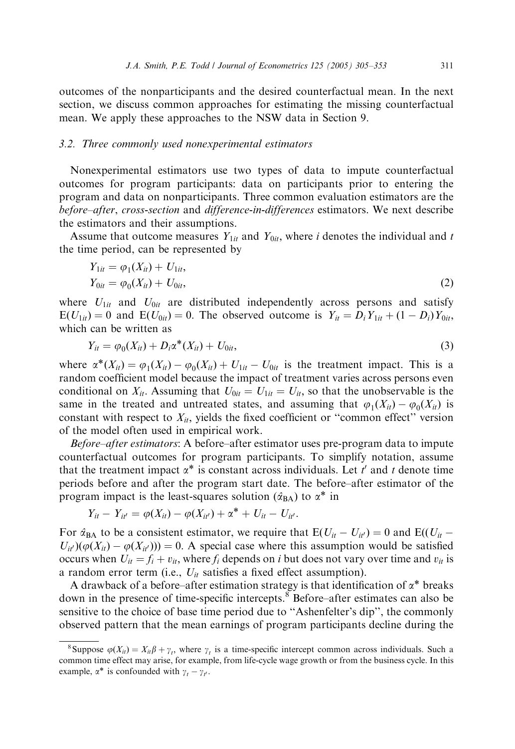outcomes of the nonparticipants and the desired counterfactual mean. In the next section, we discuss common approaches for estimating the missing counterfactual mean. We apply these approaches to the NSW data in Section 9.

### 3.2. Three commonly used nonexperimental estimators

Nonexperimental estimators use two types of data to impute counterfactual outcomes for program participants: data on participants prior to entering the program and data on nonparticipants. Three common evaluation estimators are the *before–after*, *cross-section* and *difference-in-differences* estimators. We next describe the estimators and their assumptions.

Assume that outcome measures $Y_{1it}$ and $Y_{0it}$, where $i$ denotes the individual and $t$ the time period, can be represented by

$$\begin{aligned} Y_{1it} &= \varphi_1(X_{it}) + U_{1it}, \\ Y_{0it} &= \varphi_0(X_{it}) + U_{0it}, \end{aligned} \tag{2}$$

where $U_{1it}$ and $U_{0it}$ are distributed independently across persons and satisfy $\mathrm{E}(U_{1it}) = 0$ and $\mathrm{E}(U_{0it}) = 0$. The observed outcome is $Y_{it} = D_i Y_{1it} + (1 - D_i) Y_{0it}$, which can be written as

$$Y_{it} = \varphi_0(X_{it}) + D_i \alpha^*(X_{it}) + U_{0it}, \tag{3}$$

where $\alpha^*(X_{it}) = \varphi_1(X_{it}) - \varphi_0(X_{it}) + U_{1it} - U_{0it}$ is the treatment impact. This is a random coefficient model because the impact of treatment varies across persons even conditional on $X_{it}$. Assuming that $U_{0it} = U_{1it} = U_{it}$, so that the unobservable is the same in the treated and untreated states, and assuming that $\varphi_1(X_{it}) - \varphi_0(X_{it})$ is constant with respect to $X_{it}$, yields the fixed coefficient or "common effect" version of the model often used in empirical work.

*Before–after estimators*: A before–after estimator uses pre-program data to impute counterfactual outcomes for program participants. To simplify notation, assume that the treatment impact $\alpha^*$ is constant across individuals. Let $t'$ and $t$ denote time periods before and after the program start date. The before–after estimator of the program impact is the least-squares solution ($\hat{\alpha}_{\mathrm{BA}}$) to $\alpha^*$ in

$$Y_{it} - Y_{it'} = \varphi(X_{it}) - \varphi(X_{it'}) + \alpha^* + U_{it} - U_{it'}.$$

For $\hat{\alpha}_{\mathrm{BA}}$ to be a consistent estimator, we require that $\mathrm{E}(U_{it} - U_{it'}) = 0$ and $\mathrm{E}((U_{it} - U_{it'})(\varphi(X_{it}) - \varphi(X_{it'}))) = 0$. A special case where this assumption would be satisfied occurs when $U_{it} = f_i + v_{it}$, where $f_i$ depends on $i$ but does not vary over time and $v_{it}$ is a random error term (i.e., $U_{it}$ satisfies a fixed effect assumption).

A drawback of a before–after estimation strategy is that identification of $\alpha^*$ breaks down in the presence of time-specific intercepts.[8] Before–after estimates can also be sensitive to the choice of base time period due to "Ashenfelter's dip", the commonly observed pattern that the mean earnings of program participants decline during the

[8] Suppose $\varphi(X_{it}) = X_{it}\beta + \gamma_t$, where $\gamma_t$ is a time-specific intercept common across individuals. Such a common time effect may arise, for example, from life-cycle wage growth or from the business cycle. In this example, $\alpha^*$ is confounded with $\gamma_t - \gamma_{t'}$.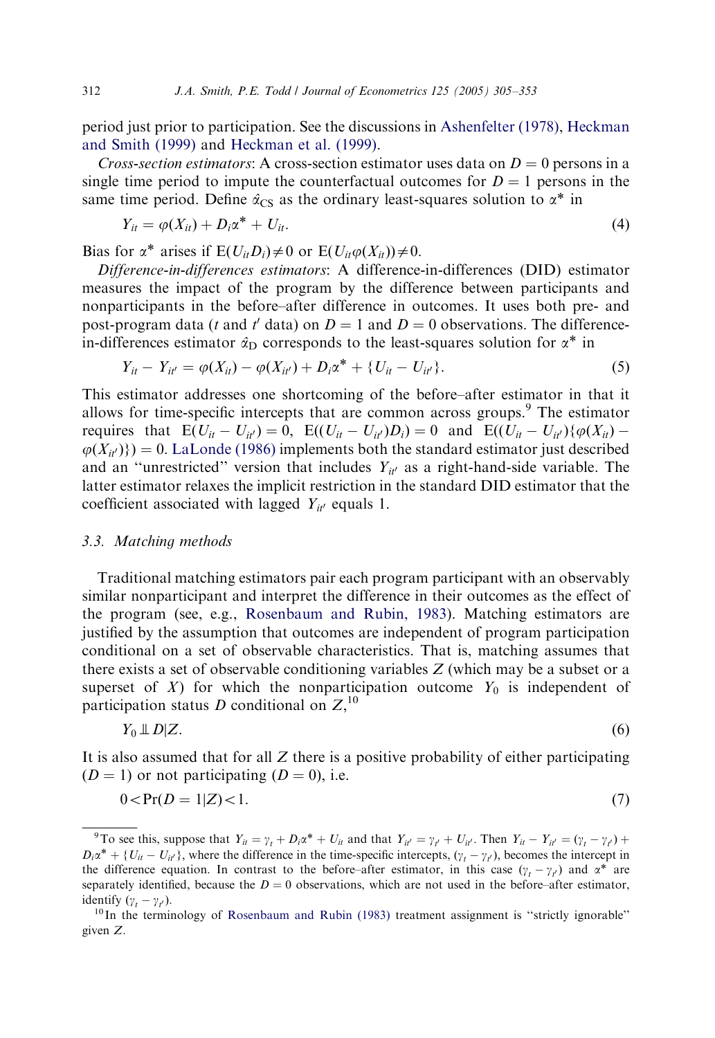period just prior to participation. See the discussions in Ashenfelter (1978), Heckman and Smith (1999) and Heckman et al. (1999).

*Cross-section estimators*: A cross-section estimator uses data on $D=0$ persons in a single time period to impute the counterfactual outcomes for $D=1$ persons in the same time period. Define $\hat{\alpha}_{\mathrm{CS}}$ as the ordinary least-squares solution to $\alpha^*$ in

$$Y_{it} = \varphi(X_{it}) + D_i\alpha^* + U_{it}. \tag{4}$$

Bias for $\alpha^*$ arises if $\mathrm{E}(U_{it}D_i) \neq 0$ or $\mathrm{E}(U_{it}\varphi(X_{it})) \neq 0$.

*Difference-in-differences estimators*: A difference-in-differences (DID) estimator measures the impact of the program by the difference between participants and nonparticipants in the before–after difference in outcomes. It uses both pre- and post-program data ($t$ and $t'$ data) on $D=1$ and $D=0$ observations. The difference-in-differences estimator $\hat{\alpha}_{\mathrm{D}}$ corresponds to the least-squares solution for $\alpha^*$ in

$$Y_{it} - Y_{it'} = \varphi(X_{it}) - \varphi(X_{it'}) + D_i\alpha^* + \{U_{it} - U_{it'}\}. \tag{5}$$

This estimator addresses one shortcoming of the before–after estimator in that it allows for time-specific intercepts that are common across groups.[9] The estimator requires that $\mathrm{E}(U_{it} - U_{it'}) = 0$, $\mathrm{E}((U_{it} - U_{it'})D_i) = 0$ and $\mathrm{E}((U_{it} - U_{it'})\{\varphi(X_{it}) - \varphi(X_{it'})\}) = 0$. LaLonde (1986) implements both the standard estimator just described and an "unrestricted" version that includes $Y_{it'}$ as a right-hand-side variable. The latter estimator relaxes the implicit restriction in the standard DID estimator that the coefficient associated with lagged $Y_{it'}$ equals 1.

### 3.3. Matching methods

Traditional matching estimators pair each program participant with an observably similar nonparticipant and interpret the difference in their outcomes as the effect of the program (see, e.g., Rosenbaum and Rubin, 1983). Matching estimators are justified by the assumption that outcomes are independent of program participation conditional on a set of observable characteristics. That is, matching assumes that there exists a set of observable conditioning variables $Z$ (which may be a subset or a superset of $X$) for which the nonparticipation outcome $Y_0$ is independent of participation status $D$ conditional on $Z$,[10]

$$Y_0 \perp\!\!\!\perp D \mid Z. \tag{6}$$

It is also assumed that for all $Z$ there is a positive probability of either participating ($D=1$) or not participating ($D=0$), i.e.

$$0 < \Pr(D=1 \mid Z) < 1. \tag{7}$$

---

[9] To see this, suppose that $Y_{it} = \gamma_t + D_i\alpha^* + U_{it}$ and that $Y_{it'} = \gamma_{t'} + U_{it'}$. Then $Y_{it} - Y_{it'} = (\gamma_t - \gamma_{t'}) + D_i\alpha^* + \{U_{it} - U_{it'}\}$, where the difference in the time-specific intercepts, $(\gamma_t - \gamma_{t'})$, becomes the intercept in the difference equation. In contrast to the before–after estimator, in this case $(\gamma_t - \gamma_{t'})$ and $\alpha^*$ are separately identified, because the $D=0$ observations, which are not used in the before–after estimator, identify $(\gamma_t - \gamma_{t'})$.

[10] In the terminology of Rosenbaum and Rubin (1983) treatment assignment is "strictly ignorable" given $Z$.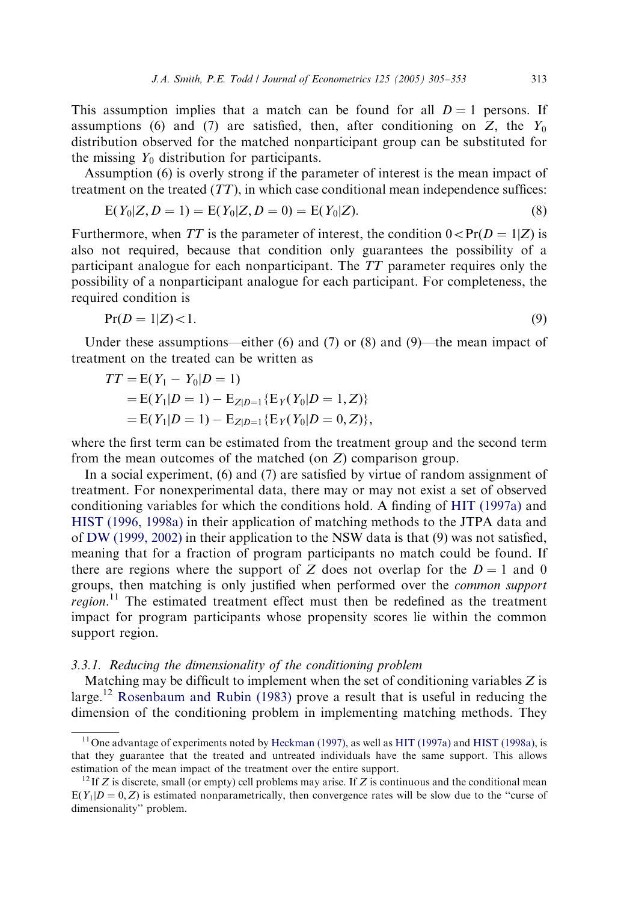This assumption implies that a match can be found for all $D = 1$ persons. If assumptions (6) and (7) are satisfied, then, after conditioning on $Z$, the $Y_0$ distribution observed for the matched nonparticipant group can be substituted for the missing $Y_0$ distribution for participants.

Assumption (6) is overly strong if the parameter of interest is the mean impact of treatment on the treated ($TT$), in which case conditional mean independence suffices:

$$\mathrm{E}(Y_0|Z, D = 1) = \mathrm{E}(Y_0|Z, D = 0) = \mathrm{E}(Y_0|Z). \tag{8}$$

Furthermore, when $TT$ is the parameter of interest, the condition $0 < \Pr(D = 1|Z)$ is also not required, because that condition only guarantees the possibility of a participant analogue for each nonparticipant. The $TT$ parameter requires only the possibility of a nonparticipant analogue for each participant. For completeness, the required condition is

$$\Pr(D = 1|Z) < 1. \tag{9}$$

Under these assumptions—either (6) and (7) or (8) and (9)—the mean impact of treatment on the treated can be written as

$$\begin{aligned} TT &= \mathrm{E}(Y_1 - Y_0|D = 1) \\ &= \mathrm{E}(Y_1|D = 1) - \mathrm{E}_{Z|D=1}\{\mathrm{E}_Y(Y_0|D = 1, Z)\} \\ &= \mathrm{E}(Y_1|D = 1) - \mathrm{E}_{Z|D=1}\{\mathrm{E}_Y(Y_0|D = 0, Z)\}, \end{aligned}$$

where the first term can be estimated from the treatment group and the second term from the mean outcomes of the matched (on $Z$) comparison group.

In a social experiment, (6) and (7) are satisfied by virtue of random assignment of treatment. For nonexperimental data, there may or may not exist a set of observed conditioning variables for which the conditions hold. A finding of HIT (1997a) and HIST (1996, 1998a) in their application of matching methods to the JTPA data and of DW (1999, 2002) in their application to the NSW data is that (9) was not satisfied, meaning that for a fraction of program participants no match could be found. If there are regions where the support of $Z$ does not overlap for the $D = 1$ and 0 groups, then matching is only justified when performed over the *common support region*.[11] The estimated treatment effect must then be redefined as the treatment impact for program participants whose propensity scores lie within the common support region.

### 3.3.1. Reducing the dimensionality of the conditioning problem

Matching may be difficult to implement when the set of conditioning variables $Z$ is large.[12] Rosenbaum and Rubin (1983) prove a result that is useful in reducing the dimension of the conditioning problem in implementing matching methods. They

[11] One advantage of experiments noted by Heckman (1997), as well as HIT (1997a) and HIST (1998a), is that they guarantee that the treated and untreated individuals have the same support. This allows estimation of the mean impact of the treatment over the entire support.

[12] If $Z$ is discrete, small (or empty) cell problems may arise. If $Z$ is continuous and the conditional mean $\mathrm{E}(Y_1|D = 0, Z)$ is estimated nonparametrically, then convergence rates will be slow due to the "curse of dimensionality" problem.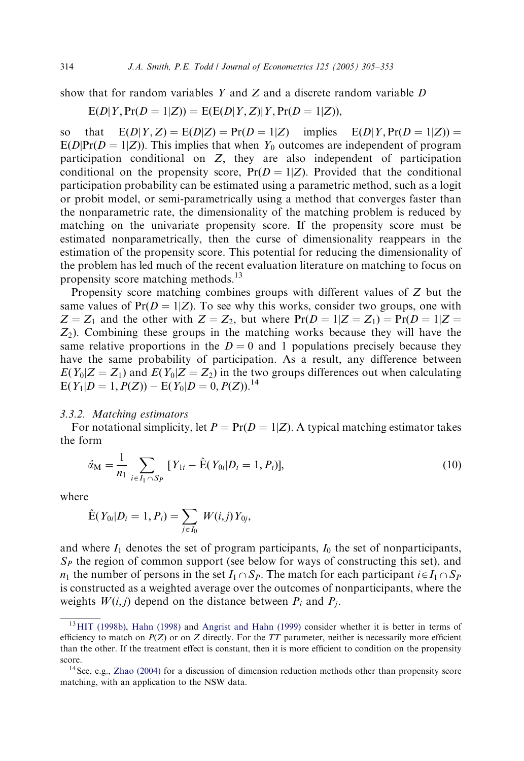show that for random variables $Y$ and $Z$ and a discrete random variable $D$

$$\mathrm{E}(D|Y, \Pr(D=1|Z)) = \mathrm{E}(\mathrm{E}(D|Y, Z)|Y, \Pr(D=1|Z)),$$

so that $\mathrm{E}(D|Y, Z) = \mathrm{E}(D|Z) = \Pr(D=1|Z)$ implies $\mathrm{E}(D|Y, \Pr(D=1|Z)) = \mathrm{E}(D|\Pr(D=1|Z))$. This implies that when $Y_0$ outcomes are independent of program participation conditional on $Z$, they are also independent of participation conditional on the propensity score, $\Pr(D=1|Z)$. Provided that the conditional participation probability can be estimated using a parametric method, such as a logit or probit model, or semi-parametrically using a method that converges faster than the nonparametric rate, the dimensionality of the matching problem is reduced by matching on the univariate propensity score. If the propensity score must be estimated nonparametrically, then the curse of dimensionality reappears in the estimation of the propensity score. This potential for reducing the dimensionality of the problem has led much of the recent evaluation literature on matching to focus on propensity score matching methods.[13]

Propensity score matching combines groups with different values of $Z$ but the same values of $\Pr(D=1|Z)$. To see why this works, consider two groups, one with $Z=Z_1$ and the other with $Z=Z_2$, but where $\Pr(D=1|Z=Z_1) = \Pr(D=1|Z=Z_2)$. Combining these groups in the matching works because they will have the same relative proportions in the $D=0$ and 1 populations precisely because they have the same probability of participation. As a result, any difference between $E(Y_0|Z=Z_1)$ and $E(Y_0|Z=Z_2)$ in the two groups differences out when calculating $\mathrm{E}(Y_1|D=1, P(Z)) - \mathrm{E}(Y_0|D=0, P(Z))$.[14]

### 3.3.2. Matching estimators

For notational simplicity, let $P = \Pr(D=1|Z)$. A typical matching estimator takes the form

$$\hat{\alpha}_{\mathrm{M}} = \frac{1}{n_1} \sum_{i \in I_1 \cap S_P} [Y_{1i} - \hat{\mathrm{E}}(Y_{0i}|D_i = 1, P_i)], \tag{10}$$

where

$$\hat{\mathrm{E}}(Y_{0i}|D_i = 1, P_i) = \sum_{j \in I_0} W(i,j) Y_{0j},$$

and where $I_1$ denotes the set of program participants, $I_0$ the set of nonparticipants, $S_P$ the region of common support (see below for ways of constructing this set), and $n_1$ the number of persons in the set $I_1 \cap S_P$. The match for each participant $i \in I_1 \cap S_P$ is constructed as a weighted average over the outcomes of nonparticipants, where the weights $W(i,j)$ depend on the distance between $P_i$ and $P_j$.

---

[13] HIT (1998b), Hahn (1998) and Angrist and Hahn (1999) consider whether it is better in terms of efficiency to match on $P(Z)$ or on $Z$ directly. For the $TT$ parameter, neither is necessarily more efficient than the other. If the treatment effect is constant, then it is more efficient to condition on the propensity score.

[14] See, e.g., Zhao (2004) for a discussion of dimension reduction methods other than propensity score matching, with an application to the NSW data.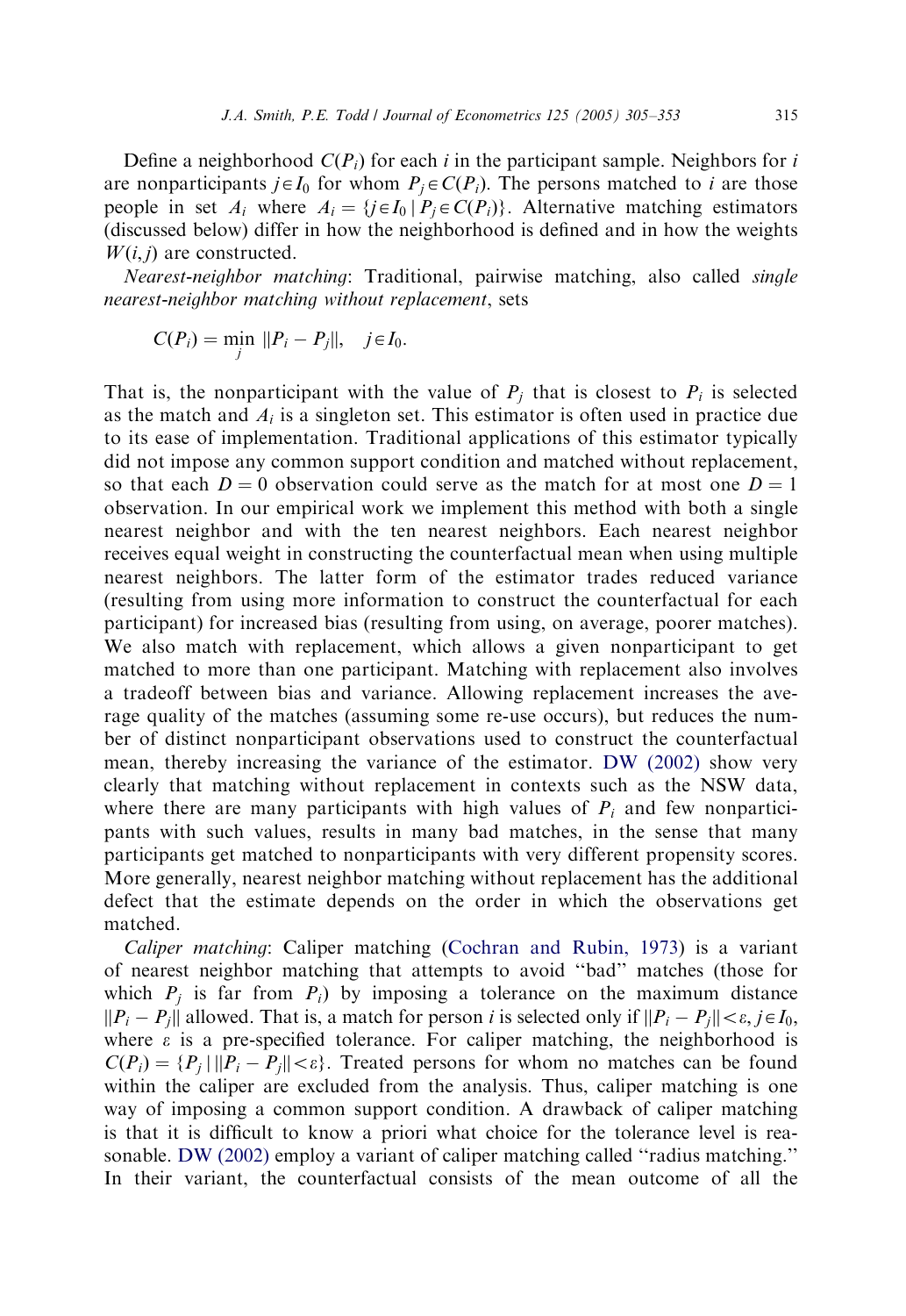Define a neighborhood $C(P_i)$ for each $i$ in the participant sample. Neighbors for $i$ are nonparticipants $j \in I_0$ for whom $P_j \in C(P_i)$. The persons matched to $i$ are those people in set $A_i$ where $A_i = \{j \in I_0 \mid P_j \in C(P_i)\}$. Alternative matching estimators (discussed below) differ in how the neighborhood is defined and in how the weights $W(i, j)$ are constructed.

*Nearest-neighbor matching*: Traditional, pairwise matching, also called *single nearest-neighbor matching without replacement*, sets

$$C(P_i) = \min_j \|P_i - P_j\|, \quad j \in I_0.$$

That is, the nonparticipant with the value of $P_j$ that is closest to $P_i$ is selected as the match and $A_i$ is a singleton set. This estimator is often used in practice due to its ease of implementation. Traditional applications of this estimator typically did not impose any common support condition and matched without replacement, so that each $D = 0$ observation could serve as the match for at most one $D = 1$ observation. In our empirical work we implement this method with both a single nearest neighbor and with the ten nearest neighbors. Each nearest neighbor receives equal weight in constructing the counterfactual mean when using multiple nearest neighbors. The latter form of the estimator trades reduced variance (resulting from using more information to construct the counterfactual for each participant) for increased bias (resulting from using, on average, poorer matches). We also match with replacement, which allows a given nonparticipant to get matched to more than one participant. Matching with replacement also involves a tradeoff between bias and variance. Allowing replacement increases the average quality of the matches (assuming some re-use occurs), but reduces the number of distinct nonparticipant observations used to construct the counterfactual mean, thereby increasing the variance of the estimator. DW (2002) show very clearly that matching without replacement in contexts such as the NSW data, where there are many participants with high values of $P_i$ and few nonparticipants with such values, results in many bad matches, in the sense that many participants get matched to nonparticipants with very different propensity scores. More generally, nearest neighbor matching without replacement has the additional defect that the estimate depends on the order in which the observations get matched.

*Caliper matching*: Caliper matching (Cochran and Rubin, 1973) is a variant of nearest neighbor matching that attempts to avoid "bad" matches (those for which $P_j$ is far from $P_i$) by imposing a tolerance on the maximum distance $\|P_i - P_j\|$ allowed. That is, a match for person $i$ is selected only if $\|P_i - P_j\| < \varepsilon$, $j \in I_0$, where $\varepsilon$ is a pre-specified tolerance. For caliper matching, the neighborhood is $C(P_i) = \{P_j \mid \|P_i - P_j\| < \varepsilon\}$. Treated persons for whom no matches can be found within the caliper are excluded from the analysis. Thus, caliper matching is one way of imposing a common support condition. A drawback of caliper matching is that it is difficult to know a priori what choice for the tolerance level is reasonable. DW (2002) employ a variant of caliper matching called "radius matching." In their variant, the counterfactual consists of the mean outcome of all the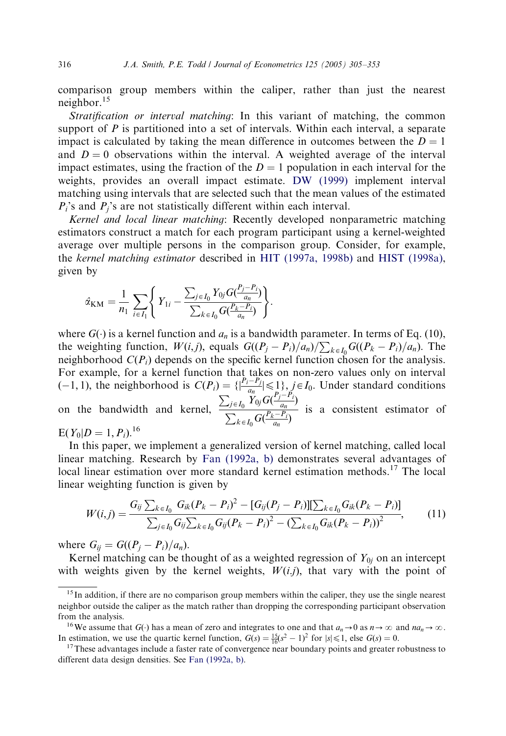comparison group members within the caliper, rather than just the nearest neighbor.[15]

*Stratification or interval matching*: In this variant of matching, the common support of $P$ is partitioned into a set of intervals. Within each interval, a separate impact is calculated by taking the mean difference in outcomes between the $D = 1$ and $D = 0$ observations within the interval. A weighted average of the interval impact estimates, using the fraction of the $D = 1$ population in each interval for the weights, provides an overall impact estimate. DW (1999) implement interval matching using intervals that are selected such that the mean values of the estimated $P_i$'s and $P_j$'s are not statistically different within each interval.

*Kernel and local linear matching*: Recently developed nonparametric matching estimators construct a match for each program participant using a kernel-weighted average over multiple persons in the comparison group. Consider, for example, the *kernel matching estimator* described in HIT (1997a, 1998b) and HIST (1998a), given by

$$\hat{\alpha}_{\mathrm{KM}} = \frac{1}{n_1} \sum_{i \in I_1} \left\{ Y_{1i} - \frac{\sum_{j \in I_0} Y_{0j} G\left(\frac{P_j - P_i}{a_n}\right)}{\sum_{k \in I_0} G\left(\frac{P_k - P_i}{a_n}\right)} \right\}.$$

where $G(\cdot)$ is a kernel function and $a_n$ is a bandwidth parameter. In terms of Eq. (10), the weighting function, $W(i,j)$, equals $G((P_j - P_i)/a_n)/\sum_{k \in I_0} G((P_k - P_i)/a_n)$. The neighborhood $C(P_i)$ depends on the specific kernel function chosen for the analysis. For example, for a kernel function that takes on non-zero values only on interval $(-1, 1)$, the neighborhood is $C(P_i) = \{|\frac{P_i - P_j}{a_n}| \leqslant 1\},\ j \in I_0$. Under standard conditions on the bandwidth and kernel, $\frac{\sum_{j \in I_0} Y_{0j} G\left(\frac{P_j - P_i}{a_n}\right)}{\sum_{k \in I_0} G\left(\frac{P_k - P_i}{a_n}\right)}$ is a consistent estimator of $\mathrm{E}(Y_0 | D = 1, P_i)$.[16]

In this paper, we implement a generalized version of kernel matching, called local linear matching. Research by Fan (1992a, b) demonstrates several advantages of local linear estimation over more standard kernel estimation methods.[17] The local linear weighting function is given by

$$W(i,j) = \frac{G_{ij} \sum_{k \in I_0} G_{ik}(P_k - P_i)^2 - [G_{ij}(P_j - P_i)][\sum_{k \in I_0} G_{ik}(P_k - P_i)]}{\sum_{j \in I_0} G_{ij} \sum_{k \in I_0} G_{ij}(P_k - P_i)^2 - \left(\sum_{k \in I_0} G_{ik}(P_k - P_i)\right)^2}, \tag{11}$$

where $G_{ij} = G((P_j - P_i)/a_n)$.

Kernel matching can be thought of as a weighted regression of $Y_{0j}$ on an intercept with weights given by the kernel weights, $W(i.j)$, that vary with the point of

---

[15] In addition, if there are no comparison group members within the caliper, they use the single nearest neighbor outside the caliper as the match rather than dropping the corresponding participant observation from the analysis.

[16] We assume that $G(\cdot)$ has a mean of zero and integrates to one and that $a_n \to 0$ as $n \to \infty$ and $na_n \to \infty$. In estimation, we use the quartic kernel function, $G(s) = \frac{15}{16}(s^2 - 1)^2$ for $|s| \leqslant 1$, else $G(s) = 0$.

[17] These advantages include a faster rate of convergence near boundary points and greater robustness to different data design densities. See Fan (1992a, b).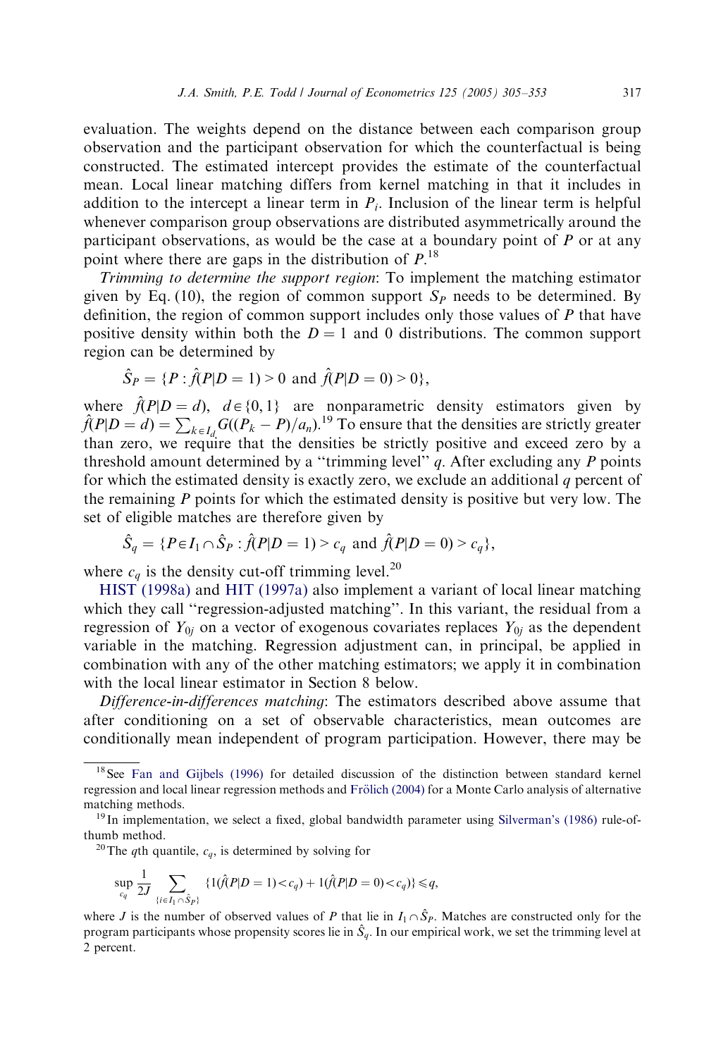evaluation. The weights depend on the distance between each comparison group observation and the participant observation for which the counterfactual is being constructed. The estimated intercept provides the estimate of the counterfactual mean. Local linear matching differs from kernel matching in that it includes in addition to the intercept a linear term in $P_i$. Inclusion of the linear term is helpful whenever comparison group observations are distributed asymmetrically around the participant observations, as would be the case at a boundary point of $P$ or at any point where there are gaps in the distribution of $P$.[18]

*Trimming to determine the support region*: To implement the matching estimator given by Eq. (10), the region of common support $S_P$ needs to be determined. By definition, the region of common support includes only those values of $P$ that have positive density within both the $D = 1$ and 0 distributions. The common support region can be determined by

$$\hat{S}_P = \{P : \hat{f}(P|D=1) > 0 \text{ and } \hat{f}(P|D=0) > 0\},$$

where $\hat{f}(P|D=d)$, $d \in \{0,1\}$ are nonparametric density estimators given by $\hat{f}(P|D=d) = \sum_{k \in I_d} G((P_k - P)/a_n)$.[19] To ensure that the densities are strictly greater than zero, we require that the densities be strictly positive and exceed zero by a threshold amount determined by a "trimming level" $q$. After excluding any $P$ points for which the estimated density is exactly zero, we exclude an additional $q$ percent of the remaining $P$ points for which the estimated density is positive but very low. The set of eligible matches are therefore given by

$$\hat{S}_q = \{P \in I_1 \cap \hat{S}_P : \hat{f}(P|D=1) > c_q \text{ and } \hat{f}(P|D=0) > c_q\},$$

where $c_q$ is the density cut-off trimming level.[20]

HIST (1998a) and HIT (1997a) also implement a variant of local linear matching which they call "regression-adjusted matching". In this variant, the residual from a regression of $Y_{0j}$ on a vector of exogenous covariates replaces $Y_{0j}$ as the dependent variable in the matching. Regression adjustment can, in principal, be applied in combination with any of the other matching estimators; we apply it in combination with the local linear estimator in Section 8 below.

*Difference-in-differences matching*: The estimators described above assume that after conditioning on a set of observable characteristics, mean outcomes are conditionally mean independent of program participation. However, there may be

---

[18] See Fan and Gijbels (1996) for detailed discussion of the distinction between standard kernel regression and local linear regression methods and Frölich (2004) for a Monte Carlo analysis of alternative matching methods.

[19] In implementation, we select a fixed, global bandwidth parameter using Silverman's (1986) rule-of-thumb method.

[20] The $q$th quantile, $c_q$, is determined by solving for

$$\sup_{c_q} \frac{1}{2J} \sum_{\{i \in I_1 \cap \hat{S}_P\}} \{1(\hat{f}(P|D=1) < c_q) + 1(\hat{f}(P|D=0) < c_q)\} \leqslant q,$$

where $J$ is the number of observed values of $P$ that lie in $I_1 \cap \hat{S}_P$. Matches are constructed only for the program participants whose propensity scores lie in $\hat{S}_q$. In our empirical work, we set the trimming level at 2 percent.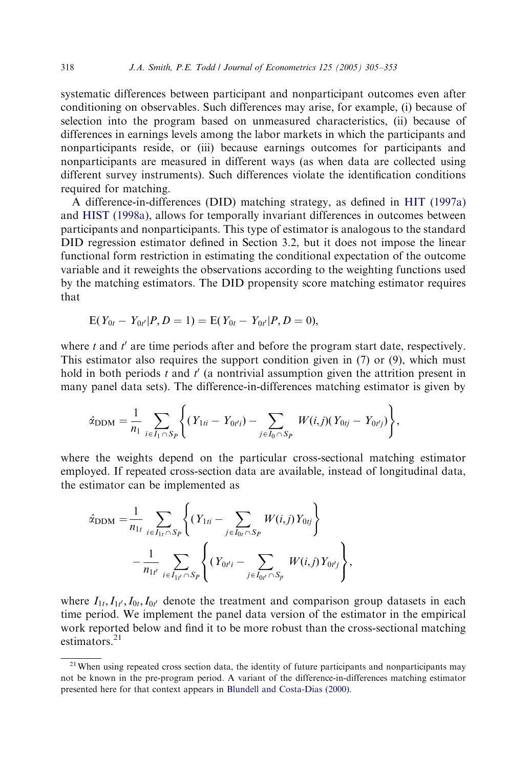systematic differences between participant and nonparticipant outcomes even after conditioning on observables. Such differences may arise, for example, (i) because of selection into the program based on unmeasured characteristics, (ii) because of differences in earnings levels among the labor markets in which the participants and nonparticipants reside, or (iii) because earnings outcomes for participants and nonparticipants are measured in different ways (as when data are collected using different survey instruments). Such differences violate the identification conditions required for matching.

A difference-in-differences (DID) matching strategy, as defined in HIT (1997a) and HIST (1998a), allows for temporally invariant differences in outcomes between participants and nonparticipants. This type of estimator is analogous to the standard DID regression estimator defined in Section 3.2, but it does not impose the linear functional form restriction in estimating the conditional expectation of the outcome variable and it reweights the observations according to the weighting functions used by the matching estimators. The DID propensity score matching estimator requires that

$$\mathrm{E}(Y_{0t} - Y_{0t'}|P, D = 1) = \mathrm{E}(Y_{0t} - Y_{0t'}|P, D = 0),$$

where $t$ and $t'$ are time periods after and before the program start date, respectively. This estimator also requires the support condition given in (7) or (9), which must hold in both periods $t$ and $t'$ (a nontrivial assumption given the attrition present in many panel data sets). The difference-in-differences matching estimator is given by

$$\hat{\alpha}_{\mathrm{DDM}} = \frac{1}{n_1} \sum_{i \in I_1 \cap S_P} \left\{ (Y_{1ti} - Y_{0t'i}) - \sum_{j \in I_0 \cap S_P} W(i,j)(Y_{0tj} - Y_{0t'j}) \right\},$$

where the weights depend on the particular cross-sectional matching estimator employed. If repeated cross-section data are available, instead of longitudinal data, the estimator can be implemented as

$$\begin{aligned}\hat{\alpha}_{\mathrm{DDM}} = &\frac{1}{n_{1t}} \sum_{i \in I_{1t} \cap S_P} \left\{ (Y_{1ti} - \sum_{j \in I_{0t} \cap S_P} W(i,j) Y_{0tj} \right\} \\ &- \frac{1}{n_{1t'}} \sum_{i \in I_{1t'} \cap S_P} \left\{ (Y_{0t'i} - \sum_{j \in I_{0t'} \cap S_p} W(i,j) Y_{0t'j} \right\},\end{aligned}$$

where $I_{1t}, I_{1t'}, I_{0t}, I_{0t'}$ denote the treatment and comparison group datasets in each time period. We implement the panel data version of the estimator in the empirical work reported below and find it to be more robust than the cross-sectional matching estimators.[21]

[21] When using repeated cross section data, the identity of future participants and nonparticipants may not be known in the pre-program period. A variant of the difference-in-differences matching estimator presented here for that context appears in Blundell and Costa-Dias (2000).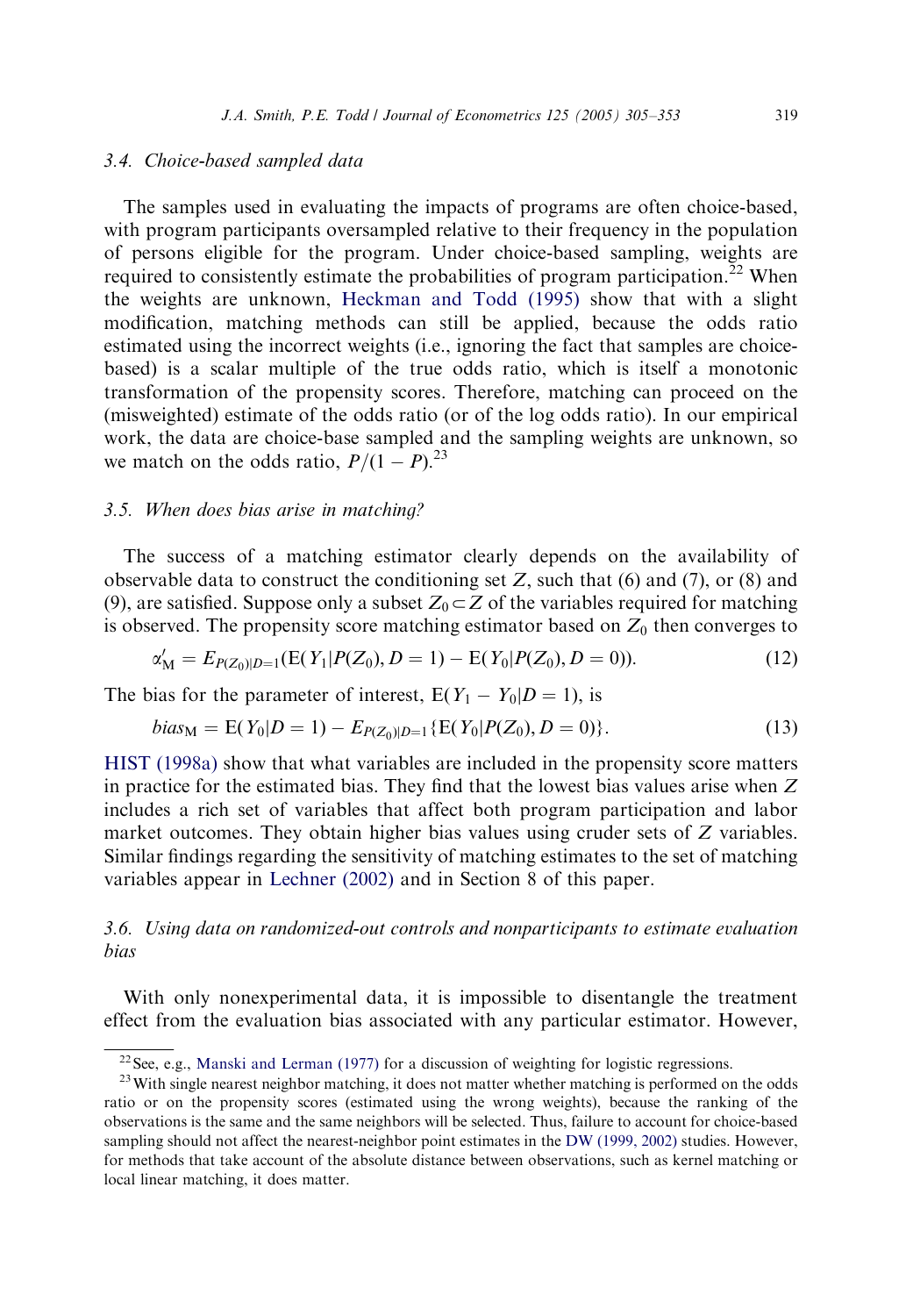### 3.4. Choice-based sampled data

The samples used in evaluating the impacts of programs are often choice-based, with program participants oversampled relative to their frequency in the population of persons eligible for the program. Under choice-based sampling, weights are required to consistently estimate the probabilities of program participation.[22] When the weights are unknown, Heckman and Todd (1995) show that with a slight modification, matching methods can still be applied, because the odds ratio estimated using the incorrect weights (i.e., ignoring the fact that samples are choice-based) is a scalar multiple of the true odds ratio, which is itself a monotonic transformation of the propensity scores. Therefore, matching can proceed on the (misweighted) estimate of the odds ratio (or of the log odds ratio). In our empirical work, the data are choice-base sampled and the sampling weights are unknown, so we match on the odds ratio, $P/(1-P)$.[23]

### 3.5. When does bias arise in matching?

The success of a matching estimator clearly depends on the availability of observable data to construct the conditioning set $Z$, such that (6) and (7), or (8) and (9), are satisfied. Suppose only a subset $Z_0 \subset Z$ of the variables required for matching is observed. The propensity score matching estimator based on $Z_0$ then converges to

$$\alpha'_{\mathrm{M}} = E_{P(Z_0)|D=1}(\mathrm{E}(Y_1|P(Z_0), D=1) - \mathrm{E}(Y_0|P(Z_0), D=0)). \tag{12}$$

The bias for the parameter of interest, $\mathrm{E}(Y_1 - Y_0|D=1)$, is

$$bias_{\mathrm{M}} = \mathrm{E}(Y_0|D=1) - E_{P(Z_0)|D=1}\{\mathrm{E}(Y_0|P(Z_0), D=0)\}. \tag{13}$$

HIST (1998a) show that what variables are included in the propensity score matters in practice for the estimated bias. They find that the lowest bias values arise when $Z$ includes a rich set of variables that affect both program participation and labor market outcomes. They obtain higher bias values using cruder sets of $Z$ variables. Similar findings regarding the sensitivity of matching estimates to the set of matching variables appear in Lechner (2002) and in Section 8 of this paper.

### 3.6. Using data on randomized-out controls and nonparticipants to estimate evaluation bias

With only nonexperimental data, it is impossible to disentangle the treatment effect from the evaluation bias associated with any particular estimator. However,

[22] See, e.g., Manski and Lerman (1977) for a discussion of weighting for logistic regressions.

[23] With single nearest neighbor matching, it does not matter whether matching is performed on the odds ratio or on the propensity scores (estimated using the wrong weights), because the ranking of the observations is the same and the same neighbors will be selected. Thus, failure to account for choice-based sampling should not affect the nearest-neighbor point estimates in the DW (1999, 2002) studies. However, for methods that take account of the absolute distance between observations, such as kernel matching or local linear matching, it does matter.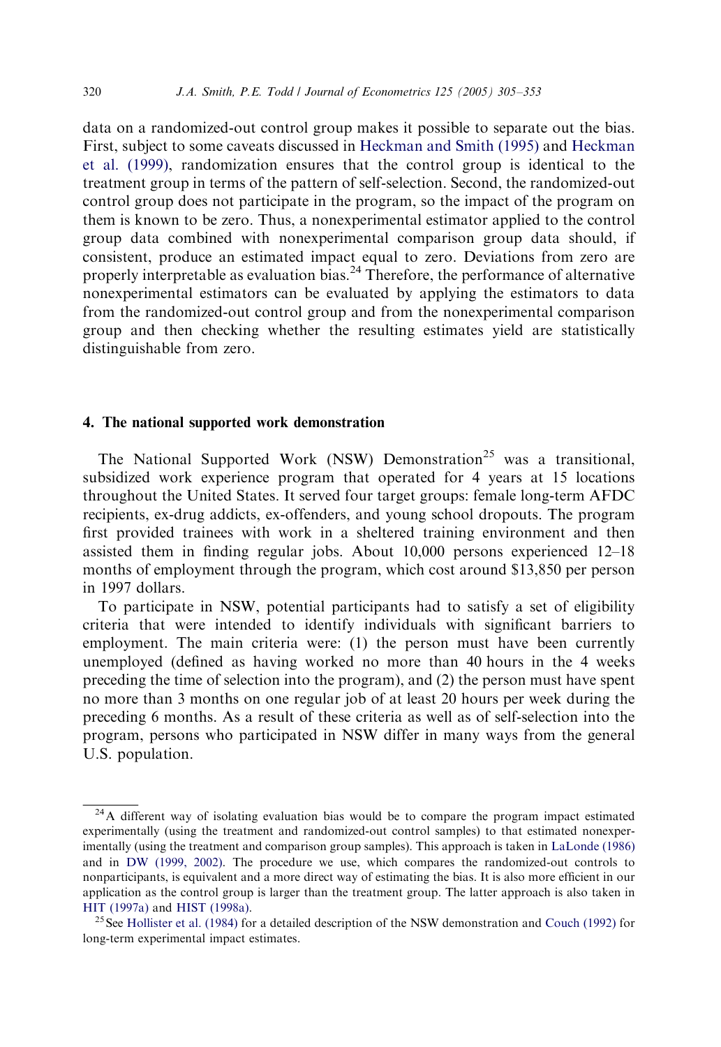data on a randomized-out control group makes it possible to separate out the bias. First, subject to some caveats discussed in Heckman and Smith (1995) and Heckman et al. (1999), randomization ensures that the control group is identical to the treatment group in terms of the pattern of self-selection. Second, the randomized-out control group does not participate in the program, so the impact of the program on them is known to be zero. Thus, a nonexperimental estimator applied to the control group data combined with nonexperimental comparison group data should, if consistent, produce an estimated impact equal to zero. Deviations from zero are properly interpretable as evaluation bias.[24] Therefore, the performance of alternative nonexperimental estimators can be evaluated by applying the estimators to data from the randomized-out control group and from the nonexperimental comparison group and then checking whether the resulting estimates yield are statistically distinguishable from zero.

## 4. The national supported work demonstration

The National Supported Work (NSW) Demonstration[25] was a transitional, subsidized work experience program that operated for 4 years at 15 locations throughout the United States. It served four target groups: female long-term AFDC recipients, ex-drug addicts, ex-offenders, and young school dropouts. The program first provided trainees with work in a sheltered training environment and then assisted them in finding regular jobs. About 10,000 persons experienced 12–18 months of employment through the program, which cost around \$13,850 per person in 1997 dollars.

To participate in NSW, potential participants had to satisfy a set of eligibility criteria that were intended to identify individuals with significant barriers to employment. The main criteria were: (1) the person must have been currently unemployed (defined as having worked no more than 40 hours in the 4 weeks preceding the time of selection into the program), and (2) the person must have spent no more than 3 months on one regular job of at least 20 hours per week during the preceding 6 months. As a result of these criteria as well as of self-selection into the program, persons who participated in NSW differ in many ways from the general U.S. population.

---

[24] A different way of isolating evaluation bias would be to compare the program impact estimated experimentally (using the treatment and randomized-out control samples) to that estimated nonexperimentally (using the treatment and comparison group samples). This approach is taken in LaLonde (1986) and in DW (1999, 2002). The procedure we use, which compares the randomized-out controls to nonparticipants, is equivalent and a more direct way of estimating the bias. It is also more efficient in our application as the control group is larger than the treatment group. The latter approach is also taken in HIT (1997a) and HIST (1998a).

[25] See Hollister et al. (1984) for a detailed description of the NSW demonstration and Couch (1992) for long-term experimental impact estimates.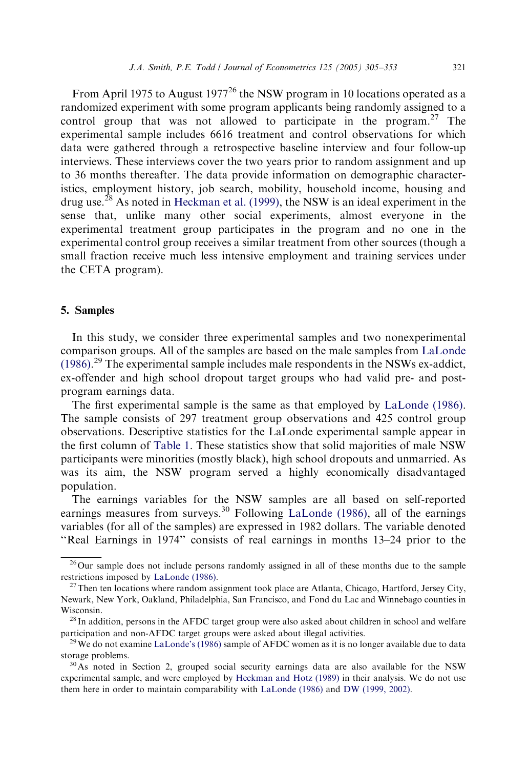From April 1975 to August 1977[26] the NSW program in 10 locations operated as a randomized experiment with some program applicants being randomly assigned to a control group that was not allowed to participate in the program.[27] The experimental sample includes 6616 treatment and control observations for which data were gathered through a retrospective baseline interview and four follow-up interviews. These interviews cover the two years prior to random assignment and up to 36 months thereafter. The data provide information on demographic characteristics, employment history, job search, mobility, household income, housing and drug use.[28] As noted in Heckman et al. (1999), the NSW is an ideal experiment in the sense that, unlike many other social experiments, almost everyone in the experimental treatment group participates in the program and no one in the experimental control group receives a similar treatment from other sources (though a small fraction receive much less intensive employment and training services under the CETA program).

## 5. Samples

In this study, we consider three experimental samples and two nonexperimental comparison groups. All of the samples are based on the male samples from LaLonde (1986).[29] The experimental sample includes male respondents in the NSWs ex-addict, ex-offender and high school dropout target groups who had valid pre- and post-program earnings data.

The first experimental sample is the same as that employed by LaLonde (1986). The sample consists of 297 treatment group observations and 425 control group observations. Descriptive statistics for the LaLonde experimental sample appear in the first column of Table 1. These statistics show that solid majorities of male NSW participants were minorities (mostly black), high school dropouts and unmarried. As was its aim, the NSW program served a highly economically disadvantaged population.

The earnings variables for the NSW samples are all based on self-reported earnings measures from surveys.[30] Following LaLonde (1986), all of the earnings variables (for all of the samples) are expressed in 1982 dollars. The variable denoted "Real Earnings in 1974" consists of real earnings in months 13–24 prior to the

---

[26] Our sample does not include persons randomly assigned in all of these months due to the sample restrictions imposed by LaLonde (1986).

[27] Then ten locations where random assignment took place are Atlanta, Chicago, Hartford, Jersey City, Newark, New York, Oakland, Philadelphia, San Francisco, and Fond du Lac and Winnebago counties in Wisconsin.

[28] In addition, persons in the AFDC target group were also asked about children in school and welfare participation and non-AFDC target groups were asked about illegal activities.

[29] We do not examine LaLonde's (1986) sample of AFDC women as it is no longer available due to data storage problems.

[30] As noted in Section 2, grouped social security earnings data are also available for the NSW experimental sample, and were employed by Heckman and Hotz (1989) in their analysis. We do not use them here in order to maintain comparability with LaLonde (1986) and DW (1999, 2002).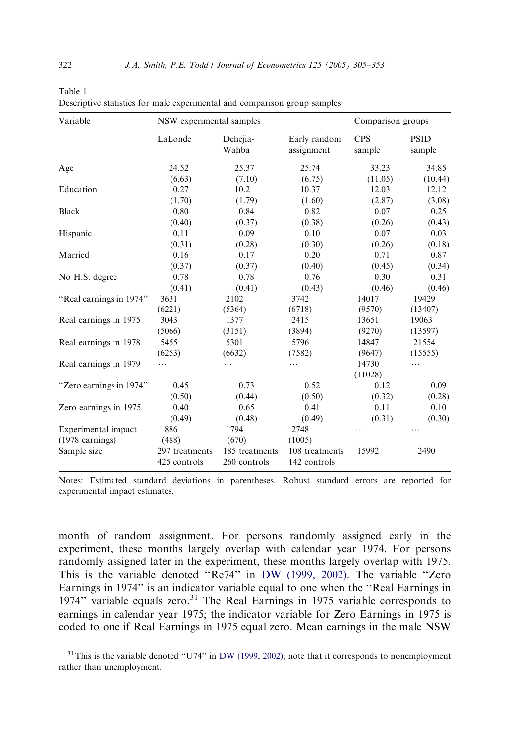Table 1
Descriptive statistics for male experimental and comparison group samples

| Variable | NSW experimental samples | | | Comparison groups | |
|---|---|---|---|---|---|
| | LaLonde | Dehejia-Wahba | Early random assignment | CPS sample | PSID sample |
| Age | 24.52 | 25.37 | 25.74 | 33.23 | 34.85 |
| | (6.63) | (7.10) | (6.75) | (11.05) | (10.44) |
| Education | 10.27 | 10.2 | 10.37 | 12.03 | 12.12 |
| | (1.70) | (1.79) | (1.60) | (2.87) | (3.08) |
| Black | 0.80 | 0.84 | 0.82 | 0.07 | 0.25 |
| | (0.40) | (0.37) | (0.38) | (0.26) | (0.43) |
| Hispanic | 0.11 | 0.09 | 0.10 | 0.07 | 0.03 |
| | (0.31) | (0.28) | (0.30) | (0.26) | (0.18) |
| Married | 0.16 | 0.17 | 0.20 | 0.71 | 0.87 |
| | (0.37) | (0.37) | (0.40) | (0.45) | (0.34) |
| No H.S. degree | 0.78 | 0.78 | 0.76 | 0.30 | 0.31 |
| | (0.41) | (0.41) | (0.43) | (0.46) | (0.46) |
| "Real earnings in 1974" | 3631 | 2102 | 3742 | 14017 | 19429 |
| | (6221) | (5364) | (6718) | (9570) | (13407) |
| Real earnings in 1975 | 3043 | 1377 | 2415 | 13651 | 19063 |
| | (5066) | (3151) | (3894) | (9270) | (13597) |
| Real earnings in 1978 | 5455 | 5301 | 5796 | 14847 | 21554 |
| | (6253) | (6632) | (7582) | (9647) | (15555) |
| Real earnings in 1979 | … | … | … | 14730 | … |
| | | | | (11028) | |
| "Zero earnings in 1974" | 0.45 | 0.73 | 0.52 | 0.12 | 0.09 |
| | (0.50) | (0.44) | (0.50) | (0.32) | (0.28) |
| Zero earnings in 1975 | 0.40 | 0.65 | 0.41 | 0.11 | 0.10 |
| | (0.49) | (0.48) | (0.49) | (0.31) | (0.30) |
| Experimental impact | 886 | 1794 | 2748 | … | … |
| (1978 earnings) | (488) | (670) | (1005) | | |
| Sample size | 297 treatments 425 controls | 185 treatments 260 controls | 108 treatments 142 controls | 15992 | 2490 |

Notes: Estimated standard deviations in parentheses. Robust standard errors are reported for experimental impact estimates.

month of random assignment. For persons randomly assigned early in the experiment, these months largely overlap with calendar year 1974. For persons randomly assigned later in the experiment, these months largely overlap with 1975. This is the variable denoted "Re74" in DW (1999, 2002). The variable "Zero Earnings in 1974" is an indicator variable equal to one when the "Real Earnings in 1974" variable equals zero.[31] The Real Earnings in 1975 variable corresponds to earnings in calendar year 1975; the indicator variable for Zero Earnings in 1975 is coded to one if Real Earnings in 1975 equal zero. Mean earnings in the male NSW

[31] This is the variable denoted "U74" in DW (1999, 2002); note that it corresponds to nonemployment rather than unemployment.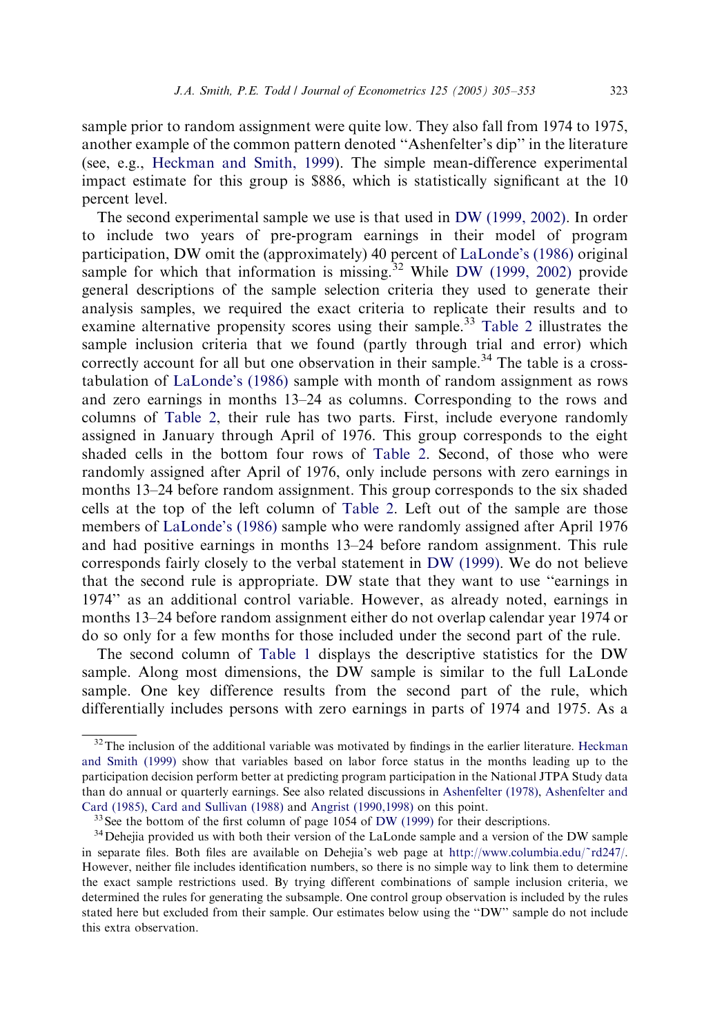sample prior to random assignment were quite low. They also fall from 1974 to 1975, another example of the common pattern denoted "Ashenfelter's dip" in the literature (see, e.g., Heckman and Smith, 1999). The simple mean-difference experimental impact estimate for this group is $886, which is statistically significant at the 10 percent level.

The second experimental sample we use is that used in DW (1999, 2002). In order to include two years of pre-program earnings in their model of program participation, DW omit the (approximately) 40 percent of LaLonde's (1986) original sample for which that information is missing.[32] While DW (1999, 2002) provide general descriptions of the sample selection criteria they used to generate their analysis samples, we required the exact criteria to replicate their results and to examine alternative propensity scores using their sample.[33] Table 2 illustrates the sample inclusion criteria that we found (partly through trial and error) which correctly account for all but one observation in their sample.[34] The table is a cross-tabulation of LaLonde's (1986) sample with month of random assignment as rows and zero earnings in months 13–24 as columns. Corresponding to the rows and columns of Table 2, their rule has two parts. First, include everyone randomly assigned in January through April of 1976. This group corresponds to the eight shaded cells in the bottom four rows of Table 2. Second, of those who were randomly assigned after April of 1976, only include persons with zero earnings in months 13–24 before random assignment. This group corresponds to the six shaded cells at the top of the left column of Table 2. Left out of the sample are those members of LaLonde's (1986) sample who were randomly assigned after April 1976 and had positive earnings in months 13–24 before random assignment. This rule corresponds fairly closely to the verbal statement in DW (1999). We do not believe that the second rule is appropriate. DW state that they want to use "earnings in 1974" as an additional control variable. However, as already noted, earnings in months 13–24 before random assignment either do not overlap calendar year 1974 or do so only for a few months for those included under the second part of the rule.

The second column of Table 1 displays the descriptive statistics for the DW sample. Along most dimensions, the DW sample is similar to the full LaLonde sample. One key difference results from the second part of the rule, which differentially includes persons with zero earnings in parts of 1974 and 1975. As a

---

[32] The inclusion of the additional variable was motivated by findings in the earlier literature. Heckman and Smith (1999) show that variables based on labor force status in the months leading up to the participation decision perform better at predicting program participation in the National JTPA Study data than do annual or quarterly earnings. See also related discussions in Ashenfelter (1978), Ashenfelter and Card (1985), Card and Sullivan (1988) and Angrist (1990,1998) on this point.

[33] See the bottom of the first column of page 1054 of DW (1999) for their descriptions.

[34] Dehejia provided us with both their version of the LaLonde sample and a version of the DW sample in separate files. Both files are available on Dehejia's web page at http://www.columbia.edu/~rd247/. However, neither file includes identification numbers, so there is no simple way to link them to determine the exact sample restrictions used. By trying different combinations of sample inclusion criteria, we determined the rules for generating the subsample. One control group observation is included by the rules stated here but excluded from their sample. Our estimates below using the "DW" sample do not include this extra observation.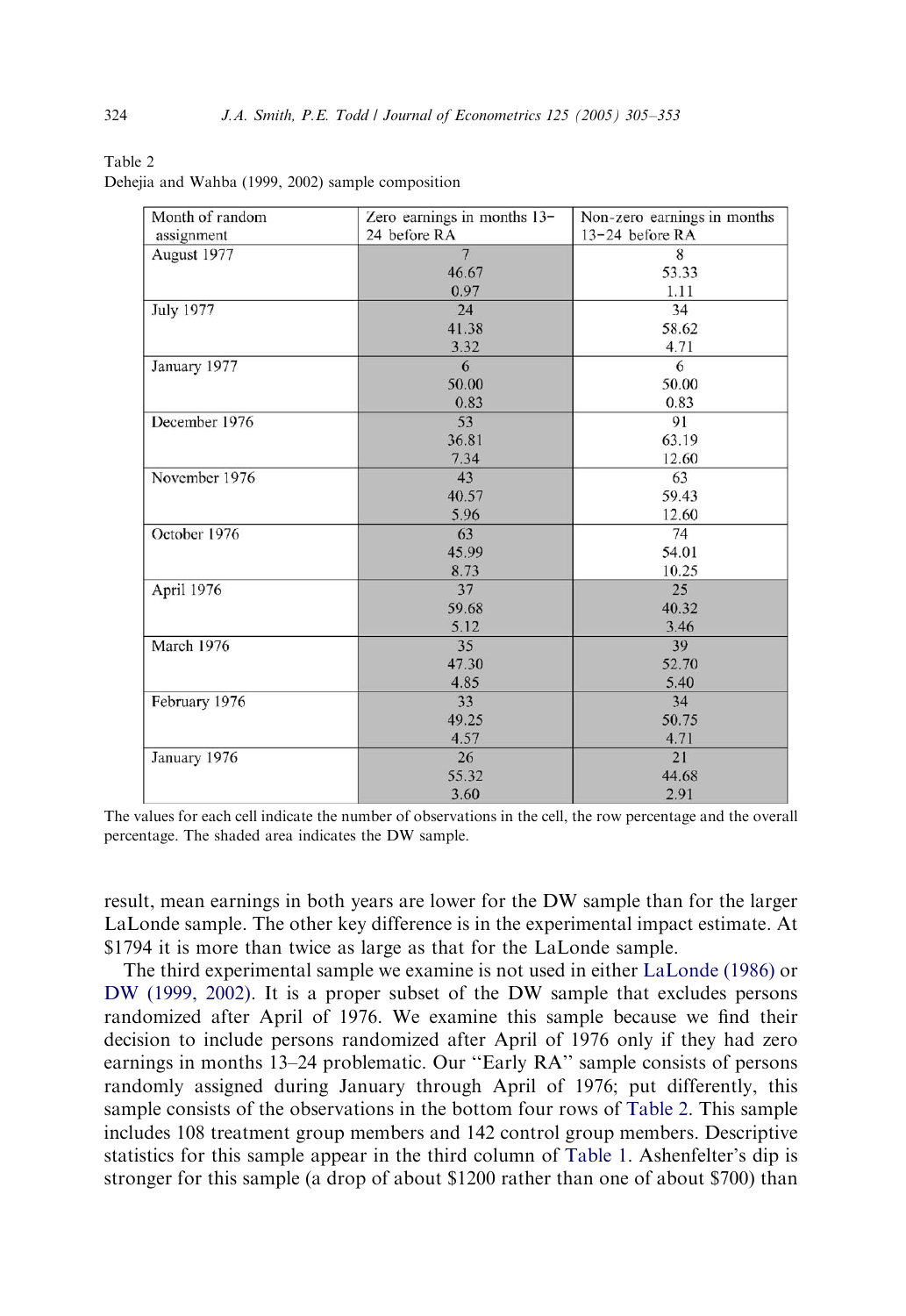Table 2
Dehejia and Wahba (1999, 2002) sample composition

| Month of random assignment | Zero earnings in months 13–24 before RA | Non-zero earnings in months 13–24 before RA |
|---|---|---|
| August 1977 | 7<br>46.67<br>0.97 | 8<br>53.33<br>1.11 |
| July 1977 | 24<br>41.38<br>3.32 | 34<br>58.62<br>4.71 |
| January 1977 | 6<br>50.00<br>0.83 | 6<br>50.00<br>0.83 |
| December 1976 | 53<br>36.81<br>7.34 | 91<br>63.19<br>12.60 |
| November 1976 | 43<br>40.57<br>5.96 | 63<br>59.43<br>12.60 |
| October 1976 | 63<br>45.99<br>8.73 | 74<br>54.01<br>10.25 |
| April 1976 | 37<br>59.68<br>5.12 | 25<br>40.32<br>3.46 |
| March 1976 | 35<br>47.30<br>4.85 | 39<br>52.70<br>5.40 |
| February 1976 | 33<br>49.25<br>4.57 | 34<br>50.75<br>4.71 |
| January 1976 | 26<br>55.32<br>3.60 | 21<br>44.68<br>2.91 |

The values for each cell indicate the number of observations in the cell, the row percentage and the overall percentage. The shaded area indicates the DW sample.

result, mean earnings in both years are lower for the DW sample than for the larger LaLonde sample. The other key difference is in the experimental impact estimate. At \$1794 it is more than twice as large as that for the LaLonde sample.

The third experimental sample we examine is not used in either LaLonde (1986) or DW (1999, 2002). It is a proper subset of the DW sample that excludes persons randomized after April of 1976. We examine this sample because we find their decision to include persons randomized after April of 1976 only if they had zero earnings in months 13–24 problematic. Our "Early RA" sample consists of persons randomly assigned during January through April of 1976; put differently, this sample consists of the observations in the bottom four rows of Table 2. This sample includes 108 treatment group members and 142 control group members. Descriptive statistics for this sample appear in the third column of Table 1. Ashenfelter's dip is stronger for this sample (a drop of about \$1200 rather than one of about \$700) than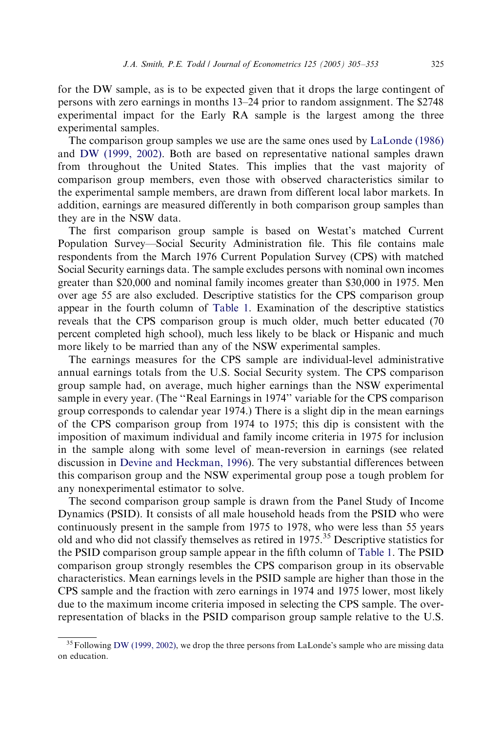for the DW sample, as is to be expected given that it drops the large contingent of persons with zero earnings in months 13–24 prior to random assignment. The $2748 experimental impact for the Early RA sample is the largest among the three experimental samples.

The comparison group samples we use are the same ones used by LaLonde (1986) and DW (1999, 2002). Both are based on representative national samples drawn from throughout the United States. This implies that the vast majority of comparison group members, even those with observed characteristics similar to the experimental sample members, are drawn from different local labor markets. In addition, earnings are measured differently in both comparison group samples than they are in the NSW data.

The first comparison group sample is based on Westat's matched Current Population Survey—Social Security Administration file. This file contains male respondents from the March 1976 Current Population Survey (CPS) with matched Social Security earnings data. The sample excludes persons with nominal own incomes greater than $20,000 and nominal family incomes greater than $30,000 in 1975. Men over age 55 are also excluded. Descriptive statistics for the CPS comparison group appear in the fourth column of Table 1. Examination of the descriptive statistics reveals that the CPS comparison group is much older, much better educated (70 percent completed high school), much less likely to be black or Hispanic and much more likely to be married than any of the NSW experimental samples.

The earnings measures for the CPS sample are individual-level administrative annual earnings totals from the U.S. Social Security system. The CPS comparison group sample had, on average, much higher earnings than the NSW experimental sample in every year. (The "Real Earnings in 1974" variable for the CPS comparison group corresponds to calendar year 1974.) There is a slight dip in the mean earnings of the CPS comparison group from 1974 to 1975; this dip is consistent with the imposition of maximum individual and family income criteria in 1975 for inclusion in the sample along with some level of mean-reversion in earnings (see related discussion in Devine and Heckman, 1996). The very substantial differences between this comparison group and the NSW experimental group pose a tough problem for any nonexperimental estimator to solve.

The second comparison group sample is drawn from the Panel Study of Income Dynamics (PSID). It consists of all male household heads from the PSID who were continuously present in the sample from 1975 to 1978, who were less than 55 years old and who did not classify themselves as retired in 1975.[35] Descriptive statistics for the PSID comparison group sample appear in the fifth column of Table 1. The PSID comparison group strongly resembles the CPS comparison group in its observable characteristics. Mean earnings levels in the PSID sample are higher than those in the CPS sample and the fraction with zero earnings in 1974 and 1975 lower, most likely due to the maximum income criteria imposed in selecting the CPS sample. The over-representation of blacks in the PSID comparison group sample relative to the U.S.

[35] Following DW (1999, 2002), we drop the three persons from LaLonde's sample who are missing data on education.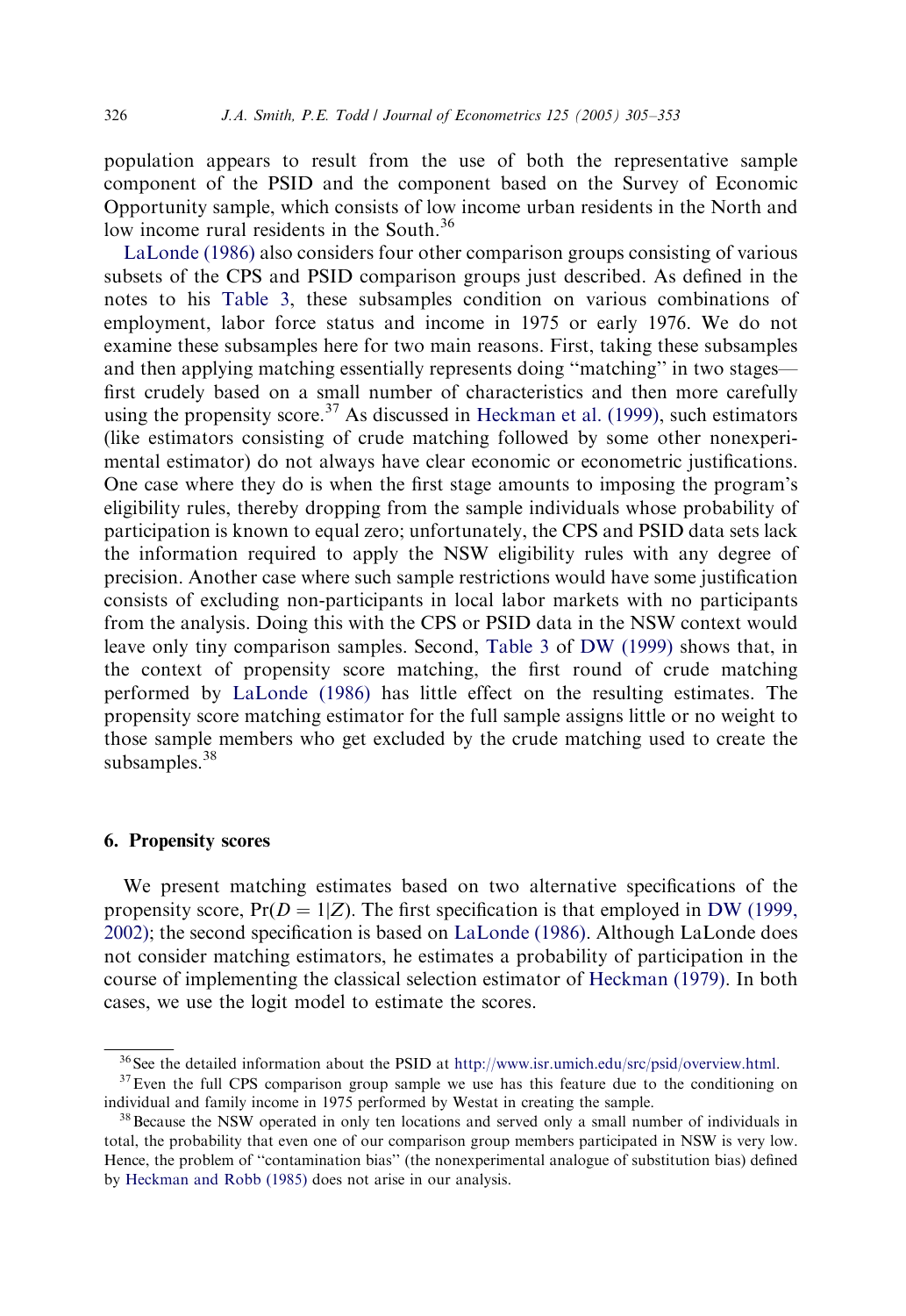population appears to result from the use of both the representative sample component of the PSID and the component based on the Survey of Economic Opportunity sample, which consists of low income urban residents in the North and low income rural residents in the South.[36]

LaLonde (1986) also considers four other comparison groups consisting of various subsets of the CPS and PSID comparison groups just described. As defined in the notes to his Table 3, these subsamples condition on various combinations of employment, labor force status and income in 1975 or early 1976. We do not examine these subsamples here for two main reasons. First, taking these subsamples and then applying matching essentially represents doing "matching" in two stages—first crudely based on a small number of characteristics and then more carefully using the propensity score.[37] As discussed in Heckman et al. (1999), such estimators (like estimators consisting of crude matching followed by some other nonexperimental estimator) do not always have clear economic or econometric justifications. One case where they do is when the first stage amounts to imposing the program's eligibility rules, thereby dropping from the sample individuals whose probability of participation is known to equal zero; unfortunately, the CPS and PSID data sets lack the information required to apply the NSW eligibility rules with any degree of precision. Another case where such sample restrictions would have some justification consists of excluding non-participants in local labor markets with no participants from the analysis. Doing this with the CPS or PSID data in the NSW context would leave only tiny comparison samples. Second, Table 3 of DW (1999) shows that, in the context of propensity score matching, the first round of crude matching performed by LaLonde (1986) has little effect on the resulting estimates. The propensity score matching estimator for the full sample assigns little or no weight to those sample members who get excluded by the crude matching used to create the subsamples.[38]

## 6. Propensity scores

We present matching estimates based on two alternative specifications of the propensity score, $\Pr(D = 1|Z)$. The first specification is that employed in DW (1999, 2002); the second specification is based on LaLonde (1986). Although LaLonde does not consider matching estimators, he estimates a probability of participation in the course of implementing the classical selection estimator of Heckman (1979). In both cases, we use the logit model to estimate the scores.

---

[36] See the detailed information about the PSID at http://www.isr.umich.edu/src/psid/overview.html.

[37] Even the full CPS comparison group sample we use has this feature due to the conditioning on individual and family income in 1975 performed by Westat in creating the sample.

[38] Because the NSW operated in only ten locations and served only a small number of individuals in total, the probability that even one of our comparison group members participated in NSW is very low. Hence, the problem of "contamination bias" (the nonexperimental analogue of substitution bias) defined by Heckman and Robb (1985) does not arise in our analysis.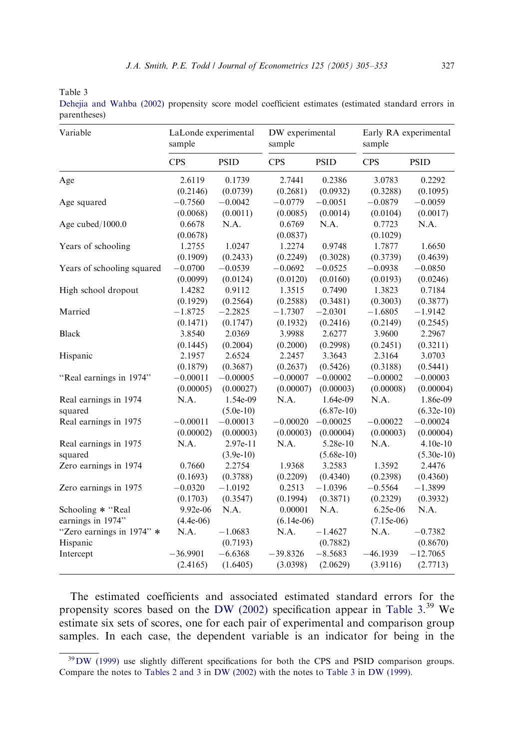Table 3
Dehejia and Wahba (2002) propensity score model coefficient estimates (estimated standard errors in parentheses)

| Variable | LaLonde experimental sample | | DW experimental sample | | Early RA experimental sample | |
|---|---|---|---|---|---|---|
| | CPS | PSID | CPS | PSID | CPS | PSID |
| Age | 2.6119 | 0.1739 | 2.7441 | 0.2386 | 3.0783 | 0.2292 |
| | (0.2146) | (0.0739) | (0.2681) | (0.0932) | (0.3288) | (0.1095) |
| Age squared | −0.7560 | −0.0042 | −0.0779 | −0.0051 | −0.0879 | −0.0059 |
| | (0.0068) | (0.0011) | (0.0085) | (0.0014) | (0.0104) | (0.0017) |
| Age cubed/1000.0 | 0.6678 | N.A. | 0.6769 | N.A. | 0.7723 | N.A. |
| | (0.0678) | | (0.0837) | | (0.1029) | |
| Years of schooling | 1.2755 | 1.0247 | 1.2274 | 0.9748 | 1.7877 | 1.6650 |
| | (0.1909) | (0.2433) | (0.2249) | (0.3028) | (0.3739) | (0.4639) |
| Years of schooling squared | −0.0700 | −0.0539 | −0.0692 | −0.0525 | −0.0938 | −0.0850 |
| | (0.0099) | (0.0124) | (0.0120) | (0.0160) | (0.0193) | (0.0246) |
| High school dropout | 1.4282 | 0.9112 | 1.3515 | 0.7490 | 1.3823 | 0.7184 |
| | (0.1929) | (0.2564) | (0.2588) | (0.3481) | (0.3003) | (0.3877) |
| Married | −1.8725 | −2.2825 | −1.7307 | −2.0301 | −1.6805 | −1.9142 |
| | (0.1471) | (0.1747) | (0.1932) | (0.2416) | (0.2149) | (0.2545) |
| Black | 3.8540 | 2.0369 | 3.9988 | 2.6277 | 3.9600 | 2.2967 |
| | (0.1445) | (0.2004) | (0.2000) | (0.2998) | (0.2451) | (0.3211) |
| Hispanic | 2.1957 | 2.6524 | 2.2457 | 3.3643 | 2.3164 | 3.0703 |
| | (0.1879) | (0.3687) | (0.2637) | (0.5426) | (0.3188) | (0.5441) |
| "Real earnings in 1974" | −0.00011 | −0.00005 | −0.00007 | −0.00002 | −0.00002 | −0.00003 |
| | (0.00005) | (0.00027) | (0.00007) | (0.00003) | (0.00008) | (0.00004) |
| Real earnings in 1974 squared | N.A. | 1.54e-09 | N.A. | 1.64e-09 | N.A. | 1.86e-09 |
| | | (5.0e-10) | | (6.87e-10) | | (6.32e-10) |
| Real earnings in 1975 | −0.00011 | −0.00013 | −0.00020 | −0.00025 | −0.00022 | −0.00024 |
| | (0.00002) | (0.00003) | (0.00003) | (0.00004) | (0.00003) | (0.00004) |
| Real earnings in 1975 squared | N.A. | 2.97e-11 | N.A. | 5.28e-10 | N.A. | 4.10e-10 |
| | | (3.9e-10) | | (5.68e-10) | | (5.30e-10) |
| Zero earnings in 1974 | 0.7660 | 2.2754 | 1.9368 | 3.2583 | 1.3592 | 2.4476 |
| | (0.1693) | (0.3788) | (0.2209) | (0.4340) | (0.2398) | (0.4360) |
| Zero earnings in 1975 | −0.0320 | −1.0192 | 0.2513 | −1.0396 | −0.5564 | −1.3899 |
| | (0.1703) | (0.3547) | (0.1994) | (0.3871) | (0.2329) | (0.3932) |
| Schooling * "Real earnings in 1974" | 9.92e-06 | N.A. | 0.00001 | N.A. | 6.25e-06 | N.A. |
| | (4.4e-06) | | (6.14e-06) | | (7.15e-06) | |
| "Zero earnings in 1974" * Hispanic | N.A. | −1.0683 | N.A. | −1.4627 | N.A. | −0.7382 |
| | | (0.7193) | | (0.7882) | | (0.8670) |
| Intercept | −36.9901 | −6.6368 | −39.8326 | −8.5683 | −46.1939 | −12.7065 |
| | (2.4165) | (1.6405) | (3.0398) | (2.0629) | (3.9116) | (2.7713) |

The estimated coefficients and associated estimated standard errors for the propensity scores based on the DW (2002) specification appear in Table 3.[39] We estimate six sets of scores, one for each pair of experimental and comparison group samples. In each case, the dependent variable is an indicator for being in the

[39] DW (1999) use slightly different specifications for both the CPS and PSID comparison groups. Compare the notes to Tables 2 and 3 in DW (2002) with the notes to Table 3 in DW (1999).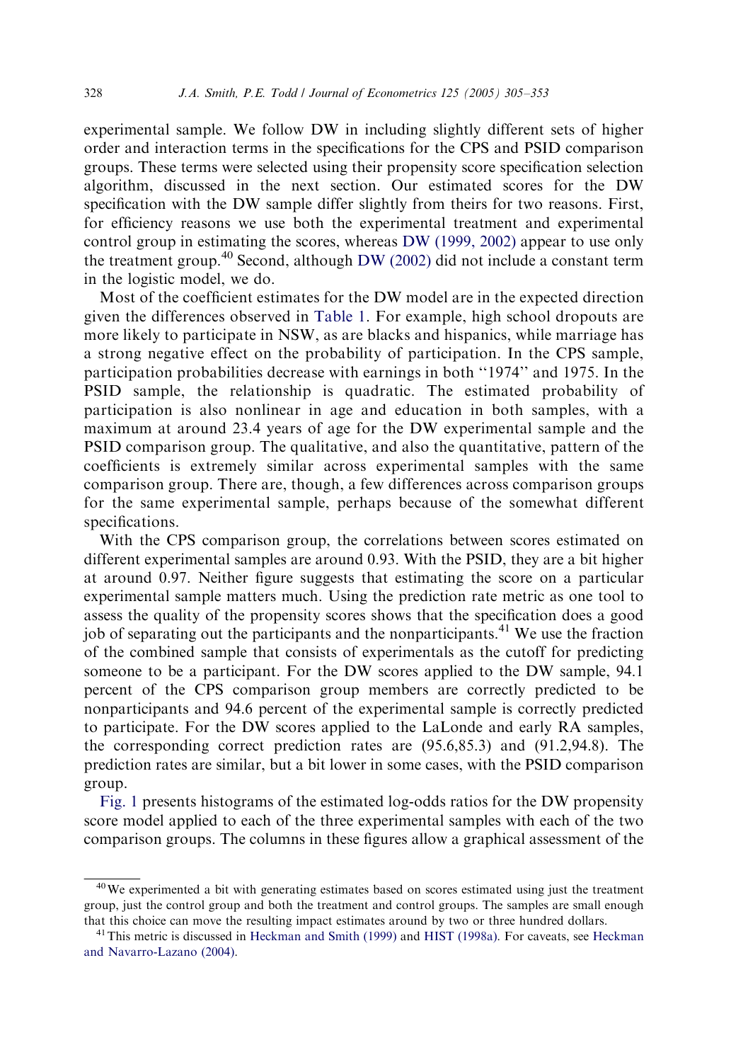experimental sample. We follow DW in including slightly different sets of higher order and interaction terms in the specifications for the CPS and PSID comparison groups. These terms were selected using their propensity score specification selection algorithm, discussed in the next section. Our estimated scores for the DW specification with the DW sample differ slightly from theirs for two reasons. First, for efficiency reasons we use both the experimental treatment and experimental control group in estimating the scores, whereas DW (1999, 2002) appear to use only the treatment group.[40] Second, although DW (2002) did not include a constant term in the logistic model, we do.

Most of the coefficient estimates for the DW model are in the expected direction given the differences observed in Table 1. For example, high school dropouts are more likely to participate in NSW, as are blacks and hispanics, while marriage has a strong negative effect on the probability of participation. In the CPS sample, participation probabilities decrease with earnings in both "1974" and 1975. In the PSID sample, the relationship is quadratic. The estimated probability of participation is also nonlinear in age and education in both samples, with a maximum at around 23.4 years of age for the DW experimental sample and the PSID comparison group. The qualitative, and also the quantitative, pattern of the coefficients is extremely similar across experimental samples with the same comparison group. There are, though, a few differences across comparison groups for the same experimental sample, perhaps because of the somewhat different specifications.

With the CPS comparison group, the correlations between scores estimated on different experimental samples are around 0.93. With the PSID, they are a bit higher at around 0.97. Neither figure suggests that estimating the score on a particular experimental sample matters much. Using the prediction rate metric as one tool to assess the quality of the propensity scores shows that the specification does a good job of separating out the participants and the nonparticipants.[41] We use the fraction of the combined sample that consists of experimentals as the cutoff for predicting someone to be a participant. For the DW scores applied to the DW sample, 94.1 percent of the CPS comparison group members are correctly predicted to be nonparticipants and 94.6 percent of the experimental sample is correctly predicted to participate. For the DW scores applied to the LaLonde and early RA samples, the corresponding correct prediction rates are (95.6,85.3) and (91.2,94.8). The prediction rates are similar, but a bit lower in some cases, with the PSID comparison group.

Fig. 1 presents histograms of the estimated log-odds ratios for the DW propensity score model applied to each of the three experimental samples with each of the two comparison groups. The columns in these figures allow a graphical assessment of the

---

[40] We experimented a bit with generating estimates based on scores estimated using just the treatment group, just the control group and both the treatment and control groups. The samples are small enough that this choice can move the resulting impact estimates around by two or three hundred dollars.

[41] This metric is discussed in Heckman and Smith (1999) and HIST (1998a). For caveats, see Heckman and Navarro-Lazano (2004).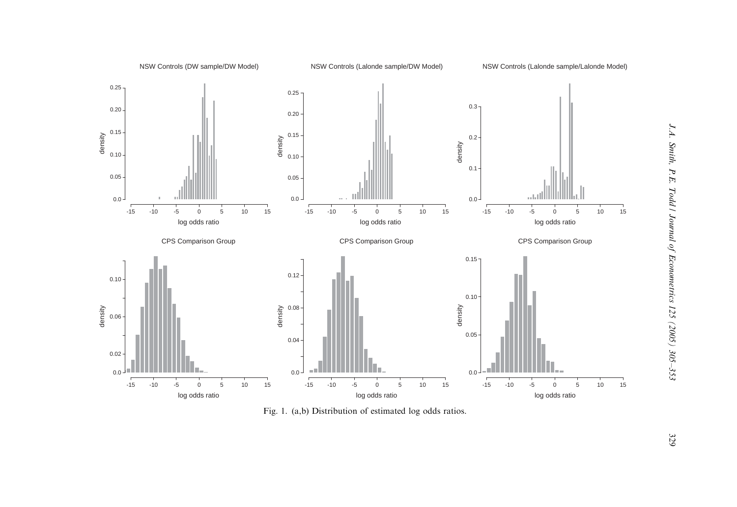Fig. 1. (a,b) Distribution of estimated log odds ratios.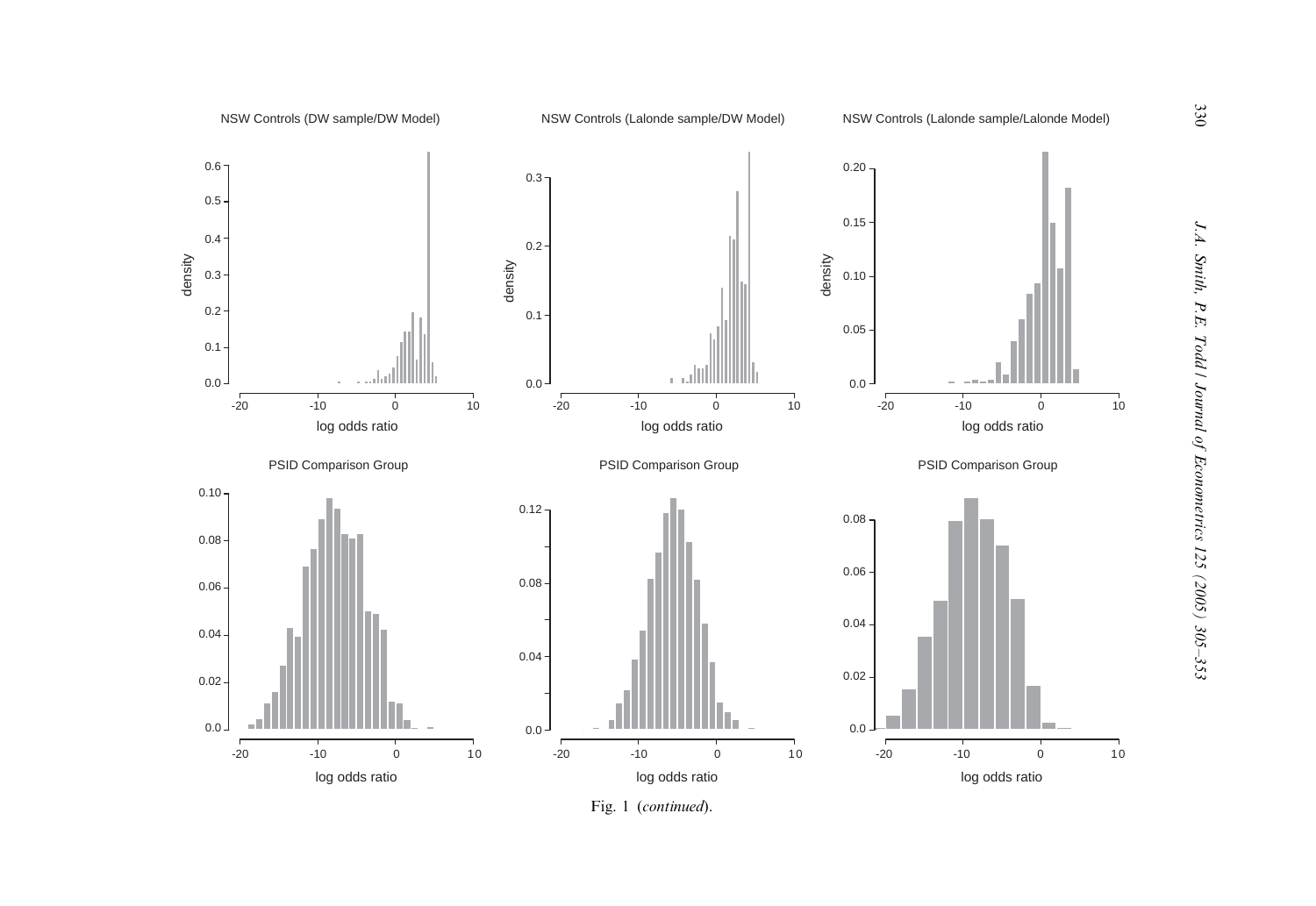Fig. 1 (*continued*).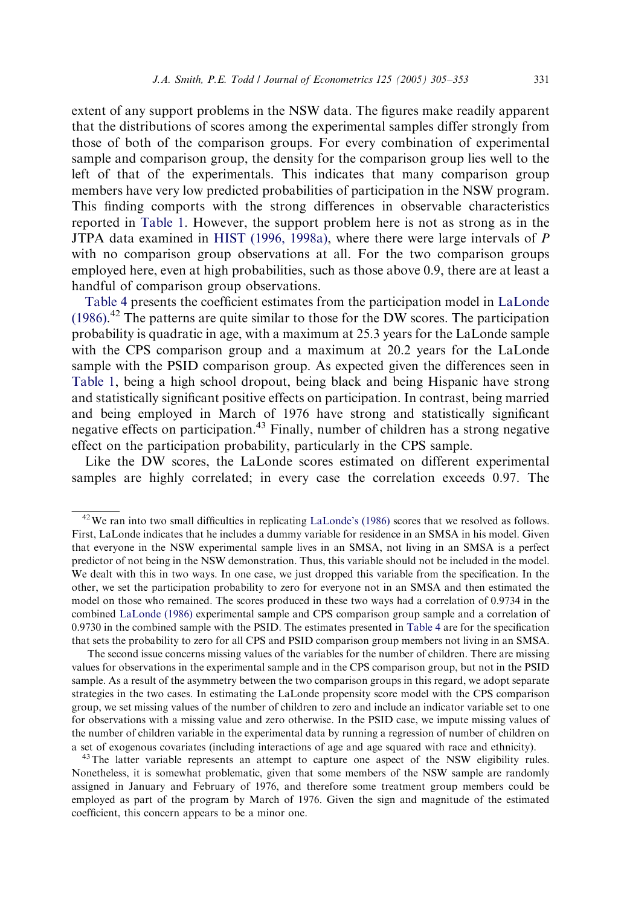extent of any support problems in the NSW data. The figures make readily apparent that the distributions of scores among the experimental samples differ strongly from those of both of the comparison groups. For every combination of experimental sample and comparison group, the density for the comparison group lies well to the left of that of the experimentals. This indicates that many comparison group members have very low predicted probabilities of participation in the NSW program. This finding comports with the strong differences in observable characteristics reported in Table 1. However, the support problem here is not as strong as in the JTPA data examined in HIST (1996, 1998a), where there were large intervals of $P$ with no comparison group observations at all. For the two comparison groups employed here, even at high probabilities, such as those above 0.9, there are at least a handful of comparison group observations.

Table 4 presents the coefficient estimates from the participation model in LaLonde (1986).[42] The patterns are quite similar to those for the DW scores. The participation probability is quadratic in age, with a maximum at 25.3 years for the LaLonde sample with the CPS comparison group and a maximum at 20.2 years for the LaLonde sample with the PSID comparison group. As expected given the differences seen in Table 1, being a high school dropout, being black and being Hispanic have strong and statistically significant positive effects on participation. In contrast, being married and being employed in March of 1976 have strong and statistically significant negative effects on participation.[43] Finally, number of children has a strong negative effect on the participation probability, particularly in the CPS sample.

Like the DW scores, the LaLonde scores estimated on different experimental samples are highly correlated; in every case the correlation exceeds 0.97. The

[42] We ran into two small difficulties in replicating LaLonde's (1986) scores that we resolved as follows. First, LaLonde indicates that he includes a dummy variable for residence in an SMSA in his model. Given that everyone in the NSW experimental sample lives in an SMSA, not living in an SMSA is a perfect predictor of not being in the NSW demonstration. Thus, this variable should not be included in the model. We dealt with this in two ways. In one case, we just dropped this variable from the specification. In the other, we set the participation probability to zero for everyone not in an SMSA and then estimated the model on those who remained. The scores produced in these two ways had a correlation of 0.9734 in the combined LaLonde (1986) experimental sample and CPS comparison group sample and a correlation of 0.9730 in the combined sample with the PSID. The estimates presented in Table 4 are for the specification that sets the probability to zero for all CPS and PSID comparison group members not living in an SMSA.

The second issue concerns missing values of the variables for the number of children. There are missing values for observations in the experimental sample and in the CPS comparison group, but not in the PSID sample. As a result of the asymmetry between the two comparison groups in this regard, we adopt separate strategies in the two cases. In estimating the LaLonde propensity score model with the CPS comparison group, we set missing values of the number of children to zero and include an indicator variable set to one for observations with a missing value and zero otherwise. In the PSID case, we impute missing values of the number of children variable in the experimental data by running a regression of number of children on a set of exogenous covariates (including interactions of age and age squared with race and ethnicity).

[43] The latter variable represents an attempt to capture one aspect of the NSW eligibility rules. Nonetheless, it is somewhat problematic, given that some members of the NSW sample are randomly assigned in January and February of 1976, and therefore some treatment group members could be employed as part of the program by March of 1976. Given the sign and magnitude of the estimated coefficient, this concern appears to be a minor one.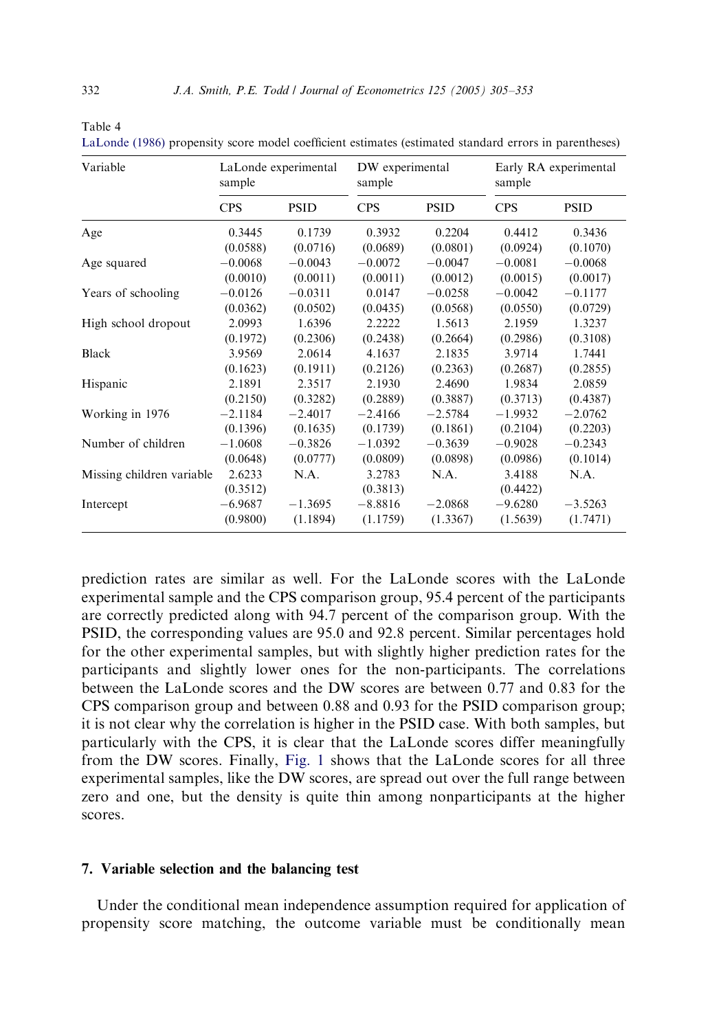Table 4

LaLonde (1986) propensity score model coefficient estimates (estimated standard errors in parentheses)

| Variable | LaLonde experimental sample | | DW experimental sample | | Early RA experimental sample | |
|---|---|---|---|---|---|---|
| | CPS | PSID | CPS | PSID | CPS | PSID |
| Age | 0.3445 | 0.1739 | 0.3932 | 0.2204 | 0.4412 | 0.3436 |
| | (0.0588) | (0.0716) | (0.0689) | (0.0801) | (0.0924) | (0.1070) |
| Age squared | −0.0068 | −0.0043 | −0.0072 | −0.0047 | −0.0081 | −0.0068 |
| | (0.0010) | (0.0011) | (0.0011) | (0.0012) | (0.0015) | (0.0017) |
| Years of schooling | −0.0126 | −0.0311 | 0.0147 | −0.0258 | −0.0042 | −0.1177 |
| | (0.0362) | (0.0502) | (0.0435) | (0.0568) | (0.0550) | (0.0729) |
| High school dropout | 2.0993 | 1.6396 | 2.2222 | 1.5613 | 2.1959 | 1.3237 |
| | (0.1972) | (0.2306) | (0.2438) | (0.2664) | (0.2986) | (0.3108) |
| Black | 3.9569 | 2.0614 | 4.1637 | 2.1835 | 3.9714 | 1.7441 |
| | (0.1623) | (0.1911) | (0.2126) | (0.2363) | (0.2687) | (0.2855) |
| Hispanic | 2.1891 | 2.3517 | 2.1930 | 2.4690 | 1.9834 | 2.0859 |
| | (0.2150) | (0.3282) | (0.2889) | (0.3887) | (0.3713) | (0.4387) |
| Working in 1976 | −2.1184 | −2.4017 | −2.4166 | −2.5784 | −1.9932 | −2.0762 |
| | (0.1396) | (0.1635) | (0.1739) | (0.1861) | (0.2104) | (0.2203) |
| Number of children | −1.0608 | −0.3826 | −1.0392 | −0.3639 | −0.9028 | −0.2343 |
| | (0.0648) | (0.0777) | (0.0809) | (0.0898) | (0.0986) | (0.1014) |
| Missing children variable | 2.6233 | N.A. | 3.2783 | N.A. | 3.4188 | N.A. |
| | (0.3512) | | (0.3813) | | (0.4422) | |
| Intercept | −6.9687 | −1.3695 | −8.8816 | −2.0868 | −9.6280 | −3.5263 |
| | (0.9800) | (1.1894) | (1.1759) | (1.3367) | (1.5639) | (1.7471) |

prediction rates are similar as well. For the LaLonde scores with the LaLonde experimental sample and the CPS comparison group, 95.4 percent of the participants are correctly predicted along with 94.7 percent of the comparison group. With the PSID, the corresponding values are 95.0 and 92.8 percent. Similar percentages hold for the other experimental samples, but with slightly higher prediction rates for the participants and slightly lower ones for the non-participants. The correlations between the LaLonde scores and the DW scores are between 0.77 and 0.83 for the CPS comparison group and between 0.88 and 0.93 for the PSID comparison group; it is not clear why the correlation is higher in the PSID case. With both samples, but particularly with the CPS, it is clear that the LaLonde scores differ meaningfully from the DW scores. Finally, Fig. 1 shows that the LaLonde scores for all three experimental samples, like the DW scores, are spread out over the full range between zero and one, but the density is quite thin among nonparticipants at the higher scores.

## 7. Variable selection and the balancing test

Under the conditional mean independence assumption required for application of propensity score matching, the outcome variable must be conditionally mean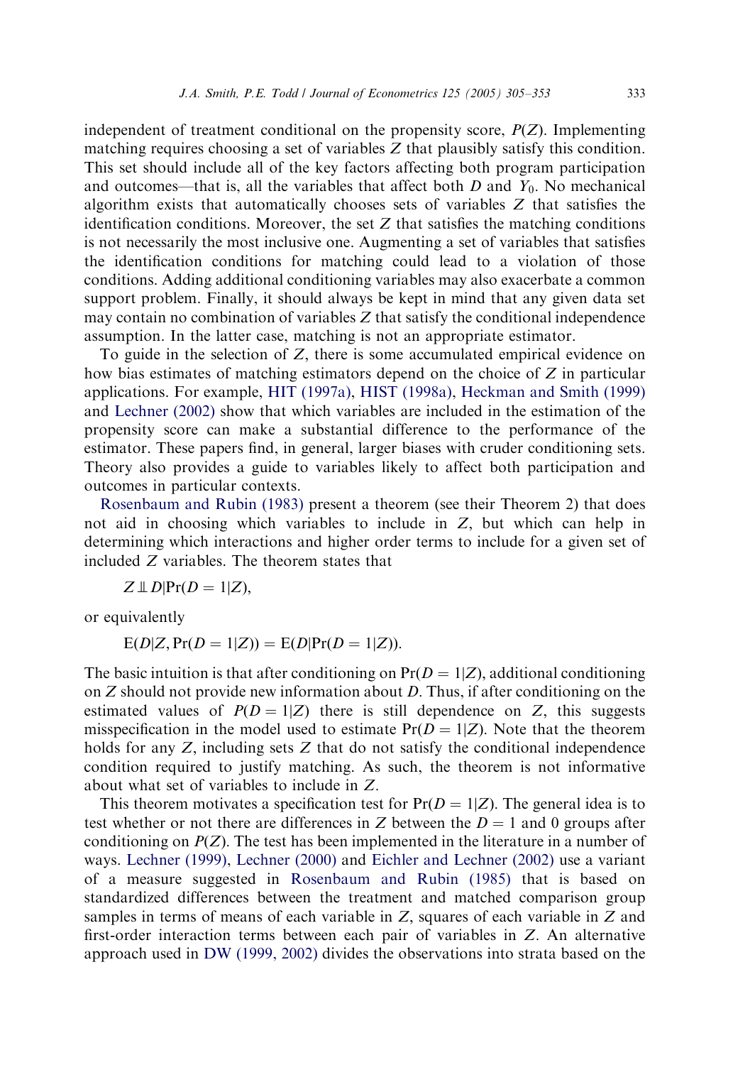independent of treatment conditional on the propensity score, $P(Z)$. Implementing matching requires choosing a set of variables $Z$ that plausibly satisfy this condition. This set should include all of the key factors affecting both program participation and outcomes—that is, all the variables that affect both $D$ and $Y_0$. No mechanical algorithm exists that automatically chooses sets of variables $Z$ that satisfies the identification conditions. Moreover, the set $Z$ that satisfies the matching conditions is not necessarily the most inclusive one. Augmenting a set of variables that satisfies the identification conditions for matching could lead to a violation of those conditions. Adding additional conditioning variables may also exacerbate a common support problem. Finally, it should always be kept in mind that any given data set may contain no combination of variables $Z$ that satisfy the conditional independence assumption. In the latter case, matching is not an appropriate estimator.

To guide in the selection of $Z$, there is some accumulated empirical evidence on how bias estimates of matching estimators depend on the choice of $Z$ in particular applications. For example, HIT (1997a), HIST (1998a), Heckman and Smith (1999) and Lechner (2002) show that which variables are included in the estimation of the propensity score can make a substantial difference to the performance of the estimator. These papers find, in general, larger biases with cruder conditioning sets. Theory also provides a guide to variables likely to affect both participation and outcomes in particular contexts.

Rosenbaum and Rubin (1983) present a theorem (see their Theorem 2) that does not aid in choosing which variables to include in $Z$, but which can help in determining which interactions and higher order terms to include for a given set of included $Z$ variables. The theorem states that

$$Z \perp\!\!\!\perp D | \Pr(D = 1|Z),$$

or equivalently

$$\mathrm{E}(D|Z, \Pr(D = 1|Z)) = \mathrm{E}(D|\Pr(D = 1|Z)).$$

The basic intuition is that after conditioning on $\Pr(D = 1|Z)$, additional conditioning on $Z$ should not provide new information about $D$. Thus, if after conditioning on the estimated values of $P(D = 1|Z)$ there is still dependence on $Z$, this suggests misspecification in the model used to estimate $\Pr(D = 1|Z)$. Note that the theorem holds for any $Z$, including sets $Z$ that do not satisfy the conditional independence condition required to justify matching. As such, the theorem is not informative about what set of variables to include in $Z$.

This theorem motivates a specification test for $\Pr(D = 1|Z)$. The general idea is to test whether or not there are differences in $Z$ between the $D = 1$ and 0 groups after conditioning on $P(Z)$. The test has been implemented in the literature in a number of ways. Lechner (1999), Lechner (2000) and Eichler and Lechner (2002) use a variant of a measure suggested in Rosenbaum and Rubin (1985) that is based on standardized differences between the treatment and matched comparison group samples in terms of means of each variable in $Z$, squares of each variable in $Z$ and first-order interaction terms between each pair of variables in $Z$. An alternative approach used in DW (1999, 2002) divides the observations into strata based on the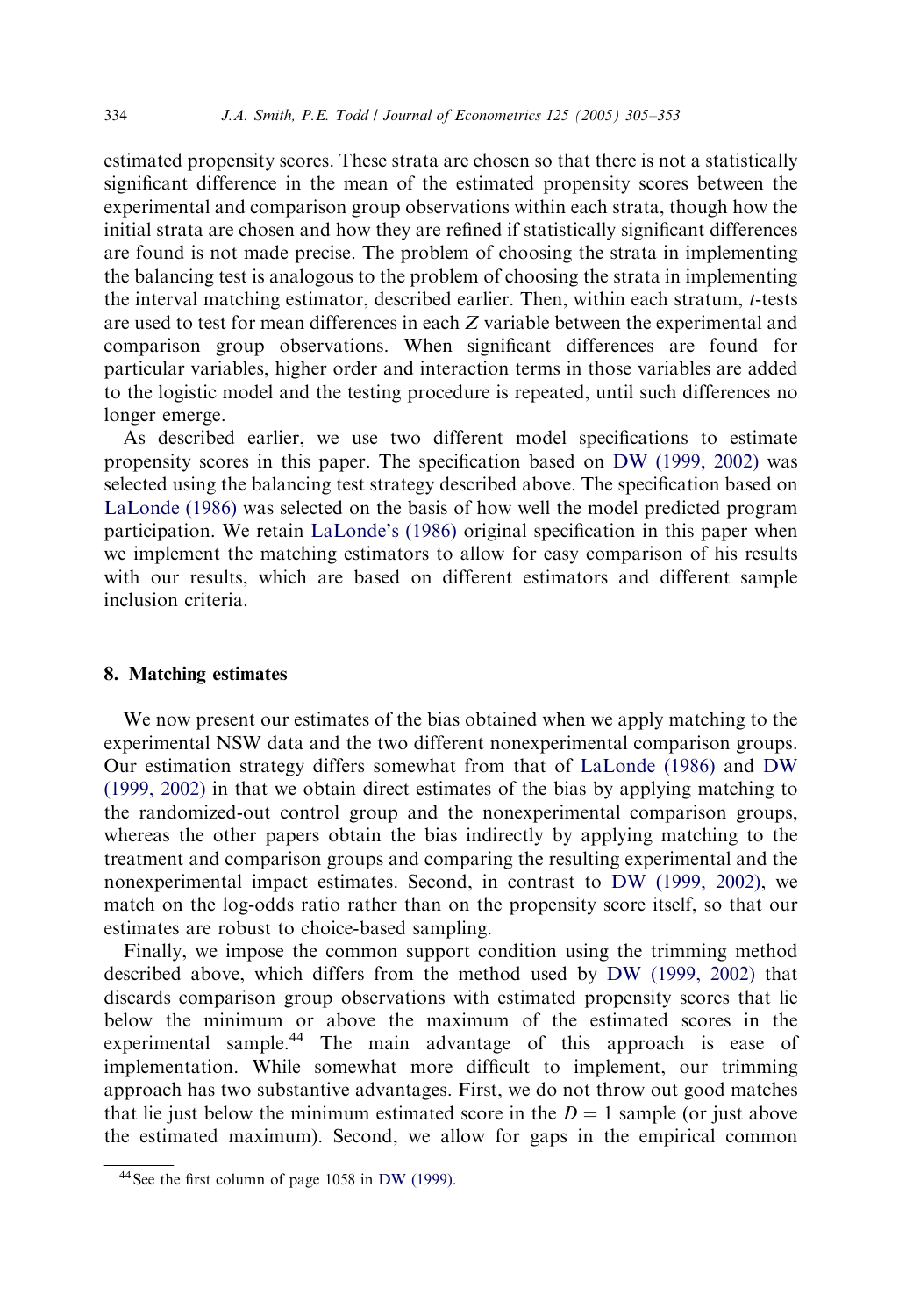estimated propensity scores. These strata are chosen so that there is not a statistically significant difference in the mean of the estimated propensity scores between the experimental and comparison group observations within each strata, though how the initial strata are chosen and how they are refined if statistically significant differences are found is not made precise. The problem of choosing the strata in implementing the balancing test is analogous to the problem of choosing the strata in implementing the interval matching estimator, described earlier. Then, within each stratum, $t$-tests are used to test for mean differences in each $Z$ variable between the experimental and comparison group observations. When significant differences are found for particular variables, higher order and interaction terms in those variables are added to the logistic model and the testing procedure is repeated, until such differences no longer emerge.

As described earlier, we use two different model specifications to estimate propensity scores in this paper. The specification based on DW (1999, 2002) was selected using the balancing test strategy described above. The specification based on LaLonde (1986) was selected on the basis of how well the model predicted program participation. We retain LaLonde's (1986) original specification in this paper when we implement the matching estimators to allow for easy comparison of his results with our results, which are based on different estimators and different sample inclusion criteria.

## 8. Matching estimates

We now present our estimates of the bias obtained when we apply matching to the experimental NSW data and the two different nonexperimental comparison groups. Our estimation strategy differs somewhat from that of LaLonde (1986) and DW (1999, 2002) in that we obtain direct estimates of the bias by applying matching to the randomized-out control group and the nonexperimental comparison groups, whereas the other papers obtain the bias indirectly by applying matching to the treatment and comparison groups and comparing the resulting experimental and the nonexperimental impact estimates. Second, in contrast to DW (1999, 2002), we match on the log-odds ratio rather than on the propensity score itself, so that our estimates are robust to choice-based sampling.

Finally, we impose the common support condition using the trimming method described above, which differs from the method used by DW (1999, 2002) that discards comparison group observations with estimated propensity scores that lie below the minimum or above the maximum of the estimated scores in the experimental sample.[44] The main advantage of this approach is ease of implementation. While somewhat more difficult to implement, our trimming approach has two substantive advantages. First, we do not throw out good matches that lie just below the minimum estimated score in the $D = 1$ sample (or just above the estimated maximum). Second, we allow for gaps in the empirical common

[44] See the first column of page 1058 in DW (1999).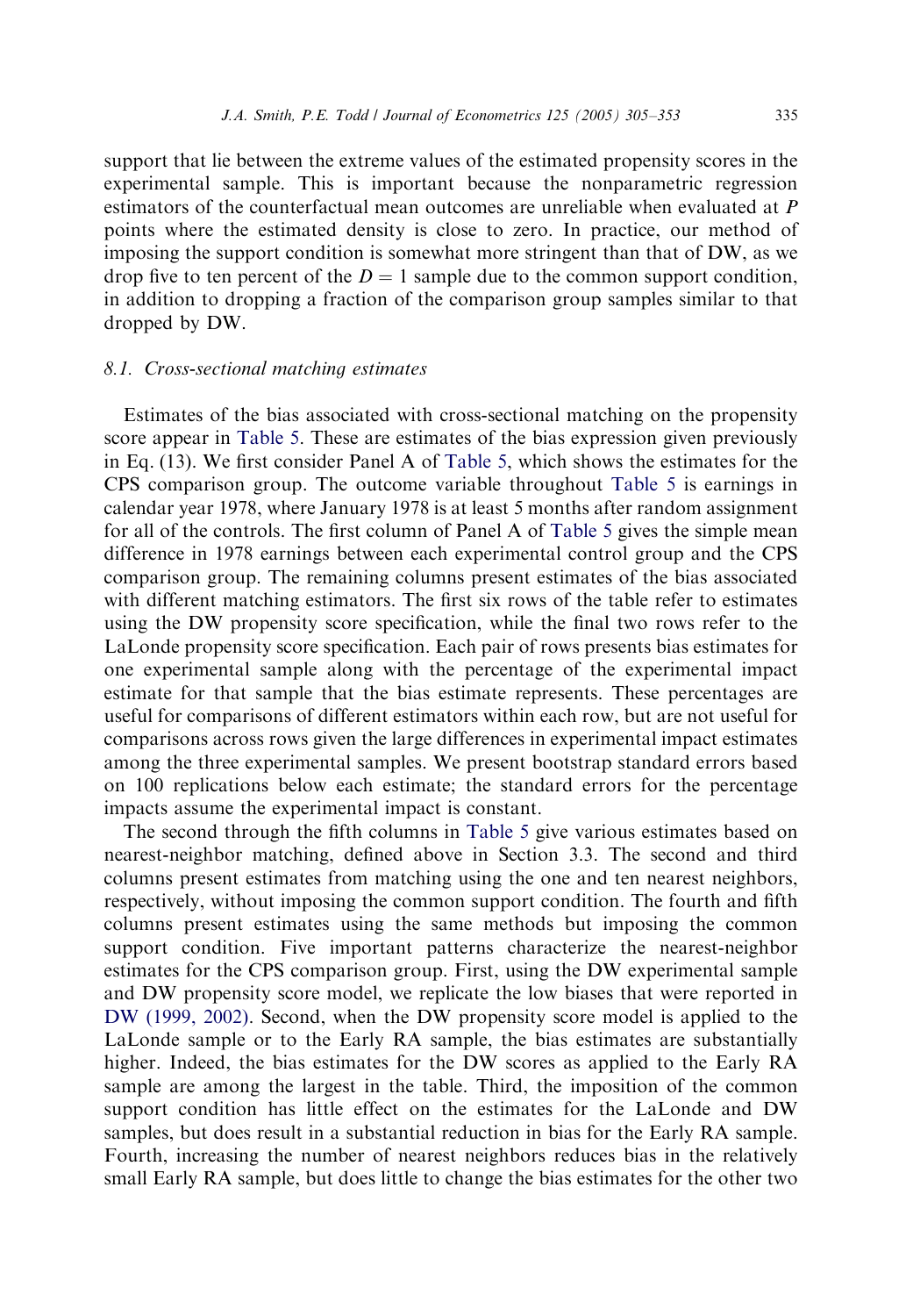support that lie between the extreme values of the estimated propensity scores in the experimental sample. This is important because the nonparametric regression estimators of the counterfactual mean outcomes are unreliable when evaluated at $P$ points where the estimated density is close to zero. In practice, our method of imposing the support condition is somewhat more stringent than that of DW, as we drop five to ten percent of the $D = 1$ sample due to the common support condition, in addition to dropping a fraction of the comparison group samples similar to that dropped by DW.

### 8.1. Cross-sectional matching estimates

Estimates of the bias associated with cross-sectional matching on the propensity score appear in Table 5. These are estimates of the bias expression given previously in Eq. (13). We first consider Panel A of Table 5, which shows the estimates for the CPS comparison group. The outcome variable throughout Table 5 is earnings in calendar year 1978, where January 1978 is at least 5 months after random assignment for all of the controls. The first column of Panel A of Table 5 gives the simple mean difference in 1978 earnings between each experimental control group and the CPS comparison group. The remaining columns present estimates of the bias associated with different matching estimators. The first six rows of the table refer to estimates using the DW propensity score specification, while the final two rows refer to the LaLonde propensity score specification. Each pair of rows presents bias estimates for one experimental sample along with the percentage of the experimental impact estimate for that sample that the bias estimate represents. These percentages are useful for comparisons of different estimators within each row, but are not useful for comparisons across rows given the large differences in experimental impact estimates among the three experimental samples. We present bootstrap standard errors based on 100 replications below each estimate; the standard errors for the percentage impacts assume the experimental impact is constant.

The second through the fifth columns in Table 5 give various estimates based on nearest-neighbor matching, defined above in Section 3.3. The second and third columns present estimates from matching using the one and ten nearest neighbors, respectively, without imposing the common support condition. The fourth and fifth columns present estimates using the same methods but imposing the common support condition. Five important patterns characterize the nearest-neighbor estimates for the CPS comparison group. First, using the DW experimental sample and DW propensity score model, we replicate the low biases that were reported in DW (1999, 2002). Second, when the DW propensity score model is applied to the LaLonde sample or to the Early RA sample, the bias estimates are substantially higher. Indeed, the bias estimates for the DW scores as applied to the Early RA sample are among the largest in the table. Third, the imposition of the common support condition has little effect on the estimates for the LaLonde and DW samples, but does result in a substantial reduction in bias for the Early RA sample. Fourth, increasing the number of nearest neighbors reduces bias in the relatively small Early RA sample, but does little to change the bias estimates for the other two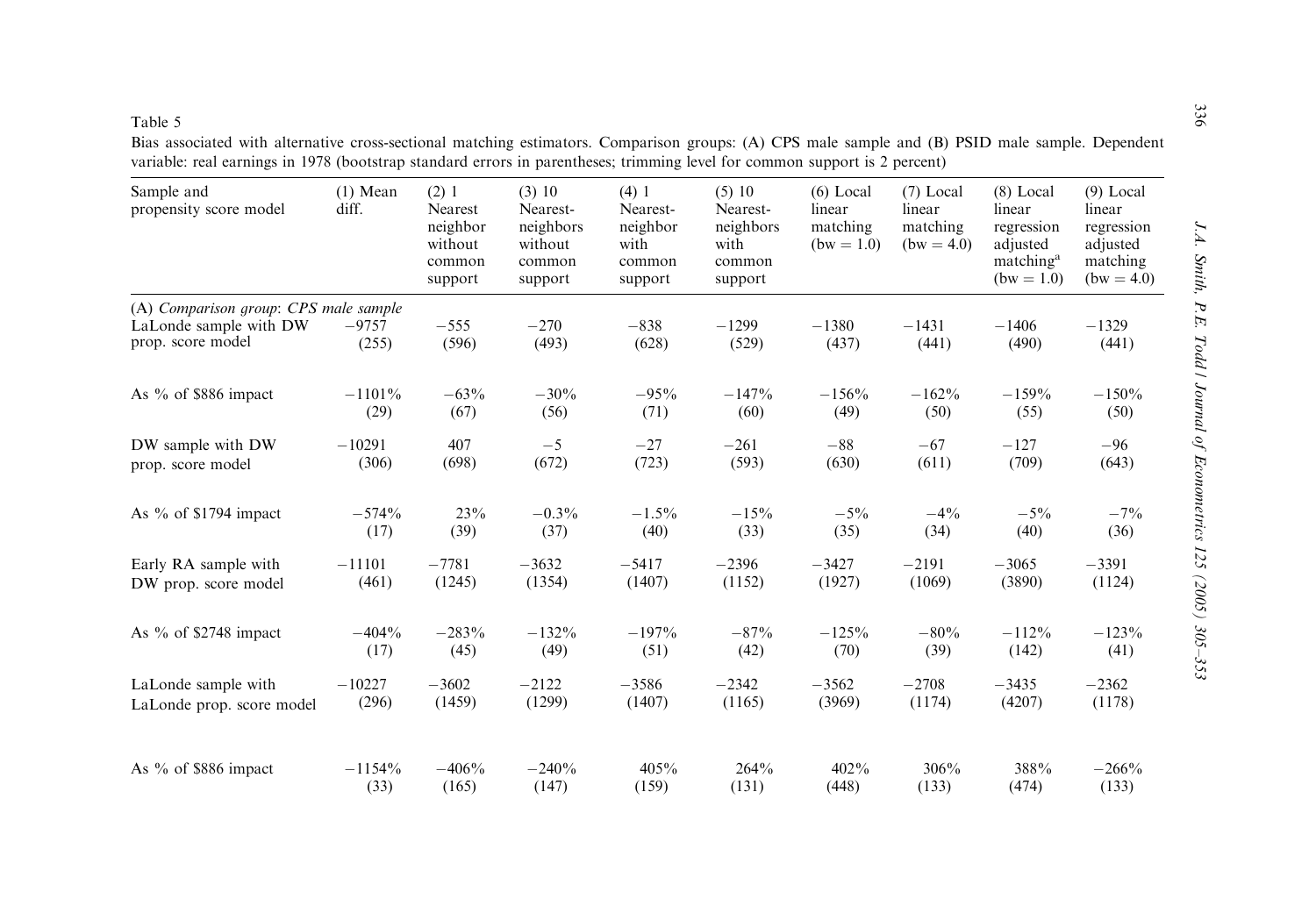Table 5

Bias associated with alternative cross-sectional matching estimators. Comparison groups: (A) CPS male sample and (B) PSID male sample. Dependent variable: real earnings in 1978 (bootstrap standard errors in parentheses; trimming level for common support is 2 percent)

| Sample and propensity score model | (1) Mean diff. | (2) 1 Nearest neighbor without common support | (3) 10 Nearest-neighbors without common support | (4) 1 Nearest-neighbor with common support | (5) 10 Nearest-neighbors with common support | (6) Local linear matching (bw = 1.0) | (7) Local linear matching (bw = 4.0) | (8) Local linear regression adjusted matching[a] (bw = 1.0) | (9) Local linear regression adjusted matching (bw = 4.0) |
|---|---|---|---|---|---|---|---|---|---|
| *(A) Comparison group: CPS male sample* | | | | | | | | | |
| LaLonde sample with DW prop. score model | −9757 (255) | −555 (596) | −270 (493) | −838 (628) | −1299 (529) | −1380 (437) | −1431 (441) | −1406 (490) | −1329 (441) |
| As % of \$886 impact | −1101% (29) | −63% (67) | −30% (56) | −95% (71) | −147% (60) | −156% (49) | −162% (50) | −159% (55) | −150% (50) |
| DW sample with DW prop. score model | −10291 (306) | 407 (698) | −5 (672) | −27 (723) | −261 (593) | −88 (630) | −67 (611) | −127 (709) | −96 (643) |
| As % of \$1794 impact | −574% (17) | 23% (39) | −0.3% (37) | −1.5% (40) | −15% (33) | −5% (35) | −4% (34) | −5% (40) | −7% (36) |
| Early RA sample with DW prop. score model | −11101 (461) | −7781 (1245) | −3632 (1354) | −5417 (1407) | −2396 (1152) | −3427 (1927) | −2191 (1069) | −3065 (3890) | −3391 (1124) |
| As % of \$2748 impact | −404% (17) | −283% (45) | −132% (49) | −197% (51) | −87% (42) | −125% (70) | −80% (39) | −112% (142) | −123% (41) |
| LaLonde sample with LaLonde prop. score model | −10227 (296) | −3602 (1459) | −2122 (1299) | −3586 (1407) | −2342 (1165) | −3562 (3969) | −2708 (1174) | −3435 (4207) | −2362 (1178) |
| As % of \$886 impact | −1154% (33) | −406% (165) | −240% (147) | 405% (159) | 264% (131) | 402% (448) | 306% (133) | 388% (474) | −266% (133) |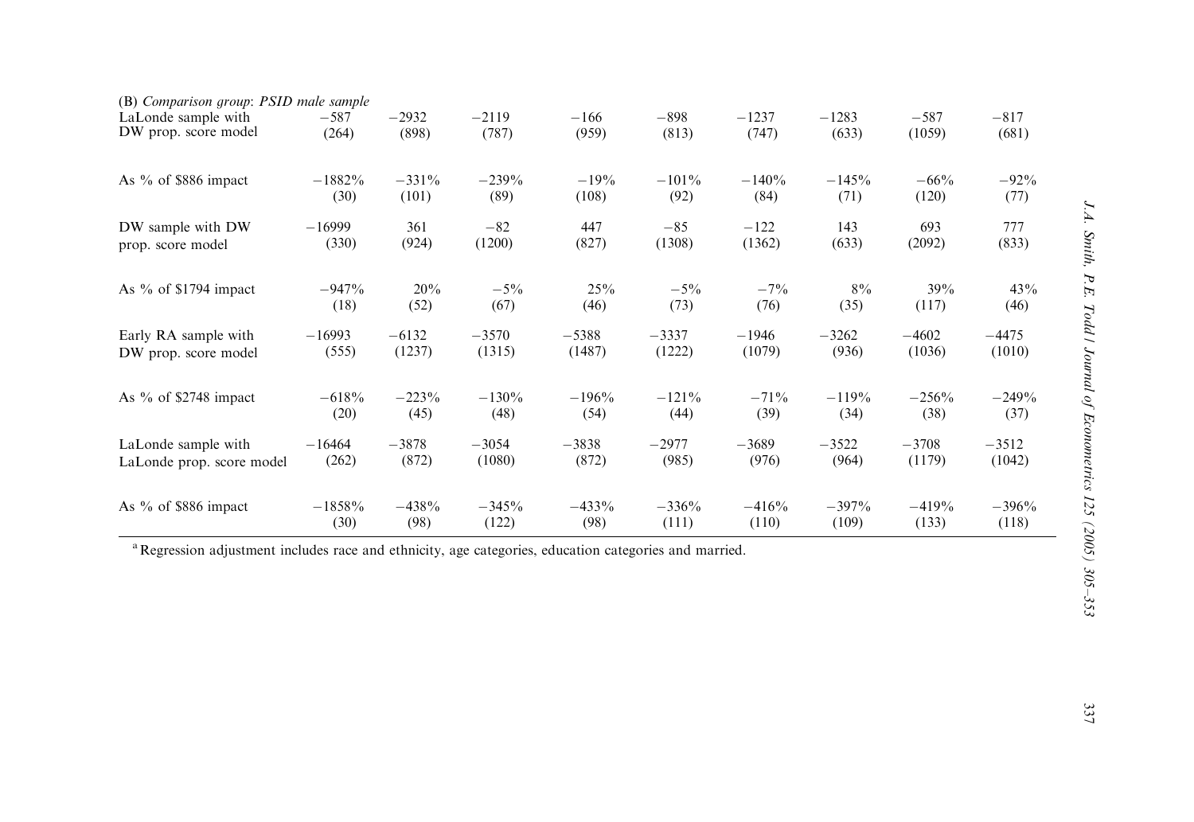| (B) *Comparison group: PSID male sample* | | | | | | | | | |
|---|---|---|---|---|---|---|---|---|---|
| LaLonde sample with DW prop. score model | −587 (264) | −2932 (898) | −2119 (787) | −166 (959) | −898 (813) | −1237 (747) | −1283 (633) | −587 (1059) | −817 (681) |
| As % of \$886 impact | −1882% (30) | −331% (101) | −239% (89) | −19% (108) | −101% (92) | −140% (84) | −145% (71) | −66% (120) | −92% (77) |
| DW sample with DW prop. score model | −16999 (330) | 361 (924) | −82 (1200) | 447 (827) | −85 (1308) | −122 (1362) | 143 (633) | 693 (2092) | 777 (833) |
| As % of \$1794 impact | −947% (18) | 20% (52) | −5% (67) | 25% (46) | −5% (73) | −7% (76) | 8% (35) | 39% (117) | 43% (46) |
| Early RA sample with DW prop. score model | −16993 (555) | −6132 (1237) | −3570 (1315) | −5388 (1487) | −3337 (1222) | −1946 (1079) | −3262 (936) | −4602 (1036) | −4475 (1010) |
| As % of \$2748 impact | −618% (20) | −223% (45) | −130% (48) | −196% (54) | −121% (44) | −71% (39) | −119% (34) | −256% (38) | −249% (37) |
| LaLonde sample with LaLonde prop. score model | −16464 (262) | −3878 (872) | −3054 (1080) | −3838 (872) | −2977 (985) | −3689 (976) | −3522 (964) | −3708 (1179) | −3512 (1042) |
| As % of \$886 impact | −1858% (30) | −438% (98) | −345% (122) | −433% (98) | −336% (111) | −416% (110) | −397% (109) | −419% (133) | −396% (118) |

[a] Regression adjustment includes race and ethnicity, age categories, education categories and married.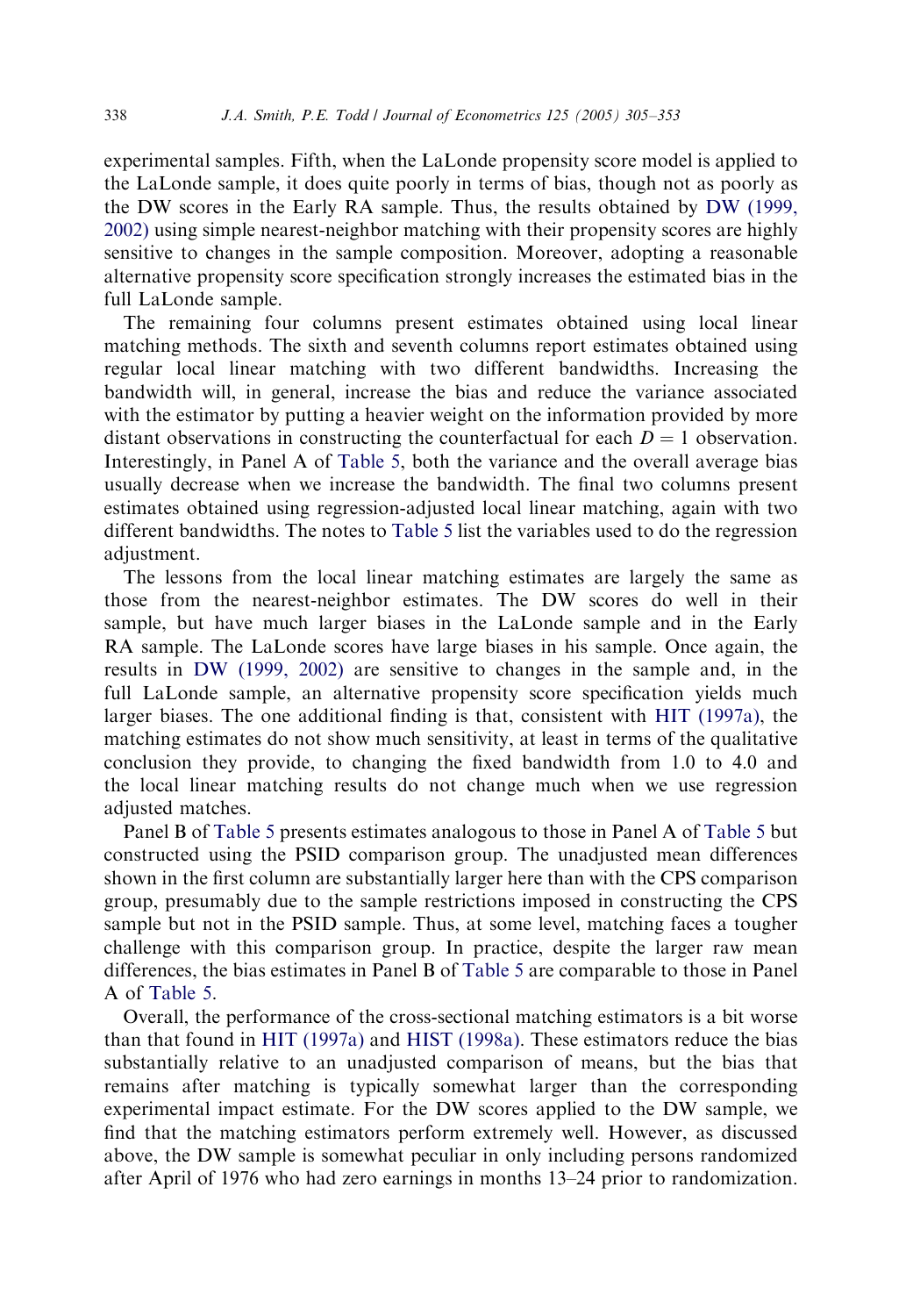experimental samples. Fifth, when the LaLonde propensity score model is applied to the LaLonde sample, it does quite poorly in terms of bias, though not as poorly as the DW scores in the Early RA sample. Thus, the results obtained by DW (1999, 2002) using simple nearest-neighbor matching with their propensity scores are highly sensitive to changes in the sample composition. Moreover, adopting a reasonable alternative propensity score specification strongly increases the estimated bias in the full LaLonde sample.

The remaining four columns present estimates obtained using local linear matching methods. The sixth and seventh columns report estimates obtained using regular local linear matching with two different bandwidths. Increasing the bandwidth will, in general, increase the bias and reduce the variance associated with the estimator by putting a heavier weight on the information provided by more distant observations in constructing the counterfactual for each $D = 1$ observation. Interestingly, in Panel A of Table 5, both the variance and the overall average bias usually decrease when we increase the bandwidth. The final two columns present estimates obtained using regression-adjusted local linear matching, again with two different bandwidths. The notes to Table 5 list the variables used to do the regression adjustment.

The lessons from the local linear matching estimates are largely the same as those from the nearest-neighbor estimates. The DW scores do well in their sample, but have much larger biases in the LaLonde sample and in the Early RA sample. The LaLonde scores have large biases in his sample. Once again, the results in DW (1999, 2002) are sensitive to changes in the sample and, in the full LaLonde sample, an alternative propensity score specification yields much larger biases. The one additional finding is that, consistent with HIT (1997a), the matching estimates do not show much sensitivity, at least in terms of the qualitative conclusion they provide, to changing the fixed bandwidth from 1.0 to 4.0 and the local linear matching results do not change much when we use regression adjusted matches.

Panel B of Table 5 presents estimates analogous to those in Panel A of Table 5 but constructed using the PSID comparison group. The unadjusted mean differences shown in the first column are substantially larger here than with the CPS comparison group, presumably due to the sample restrictions imposed in constructing the CPS sample but not in the PSID sample. Thus, at some level, matching faces a tougher challenge with this comparison group. In practice, despite the larger raw mean differences, the bias estimates in Panel B of Table 5 are comparable to those in Panel A of Table 5.

Overall, the performance of the cross-sectional matching estimators is a bit worse than that found in HIT (1997a) and HIST (1998a). These estimators reduce the bias substantially relative to an unadjusted comparison of means, but the bias that remains after matching is typically somewhat larger than the corresponding experimental impact estimate. For the DW scores applied to the DW sample, we find that the matching estimators perform extremely well. However, as discussed above, the DW sample is somewhat peculiar in only including persons randomized after April of 1976 who had zero earnings in months 13–24 prior to randomization.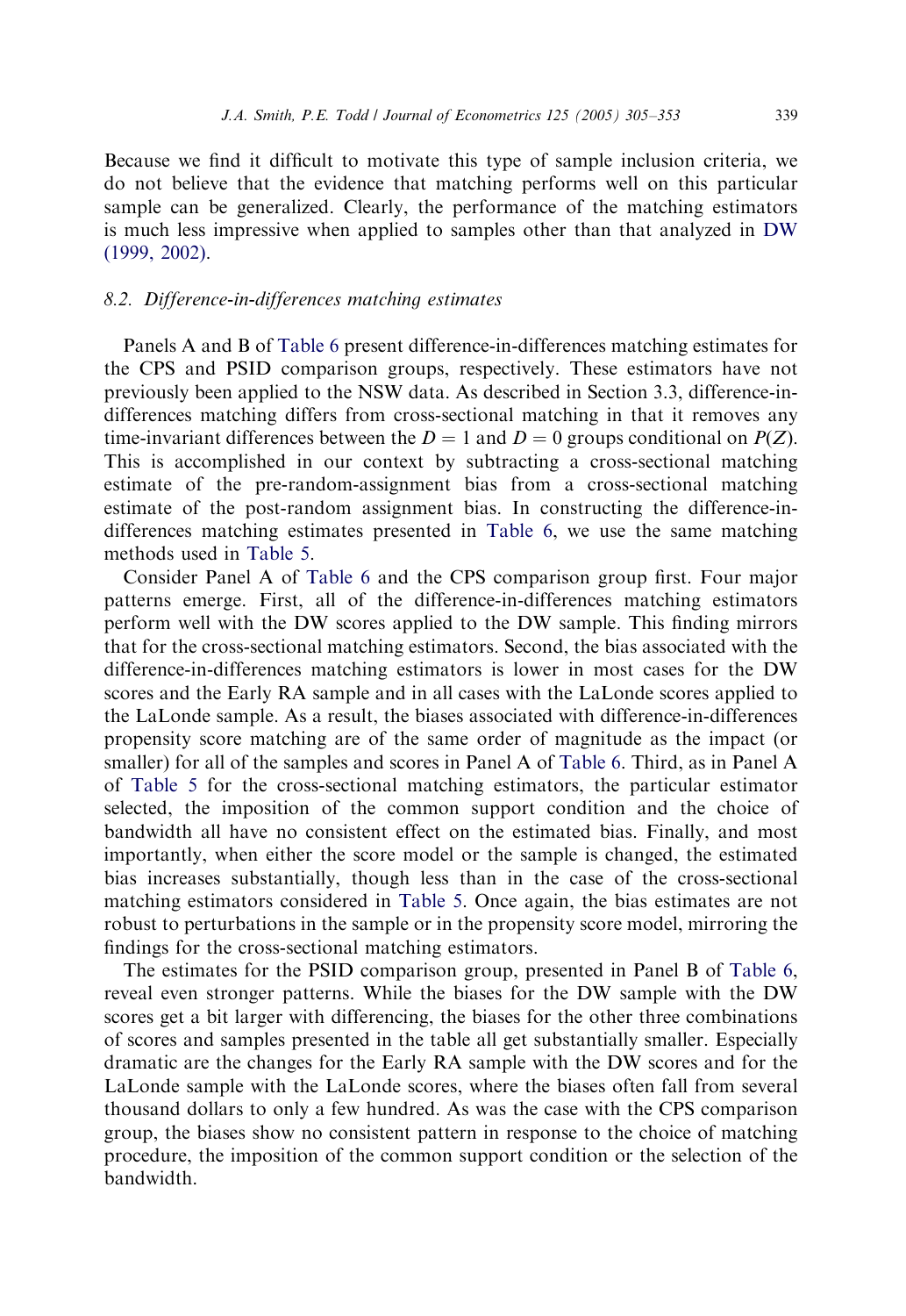Because we find it difficult to motivate this type of sample inclusion criteria, we do not believe that the evidence that matching performs well on this particular sample can be generalized. Clearly, the performance of the matching estimators is much less impressive when applied to samples other than that analyzed in DW (1999, 2002).

### 8.2. *Difference-in-differences matching estimates*

Panels A and B of Table 6 present difference-in-differences matching estimates for the CPS and PSID comparison groups, respectively. These estimators have not previously been applied to the NSW data. As described in Section 3.3, difference-in-differences matching differs from cross-sectional matching in that it removes any time-invariant differences between the $D = 1$ and $D = 0$ groups conditional on $P(Z)$. This is accomplished in our context by subtracting a cross-sectional matching estimate of the pre-random-assignment bias from a cross-sectional matching estimate of the post-random assignment bias. In constructing the difference-in-differences matching estimates presented in Table 6, we use the same matching methods used in Table 5.

Consider Panel A of Table 6 and the CPS comparison group first. Four major patterns emerge. First, all of the difference-in-differences matching estimators perform well with the DW scores applied to the DW sample. This finding mirrors that for the cross-sectional matching estimators. Second, the bias associated with the difference-in-differences matching estimators is lower in most cases for the DW scores and the Early RA sample and in all cases with the LaLonde scores applied to the LaLonde sample. As a result, the biases associated with difference-in-differences propensity score matching are of the same order of magnitude as the impact (or smaller) for all of the samples and scores in Panel A of Table 6. Third, as in Panel A of Table 5 for the cross-sectional matching estimators, the particular estimator selected, the imposition of the common support condition and the choice of bandwidth all have no consistent effect on the estimated bias. Finally, and most importantly, when either the score model or the sample is changed, the estimated bias increases substantially, though less than in the case of the cross-sectional matching estimators considered in Table 5. Once again, the bias estimates are not robust to perturbations in the sample or in the propensity score model, mirroring the findings for the cross-sectional matching estimators.

The estimates for the PSID comparison group, presented in Panel B of Table 6, reveal even stronger patterns. While the biases for the DW sample with the DW scores get a bit larger with differencing, the biases for the other three combinations of scores and samples presented in the table all get substantially smaller. Especially dramatic are the changes for the Early RA sample with the DW scores and for the LaLonde sample with the LaLonde scores, where the biases often fall from several thousand dollars to only a few hundred. As was the case with the CPS comparison group, the biases show no consistent pattern in response to the choice of matching procedure, the imposition of the common support condition or the selection of the bandwidth.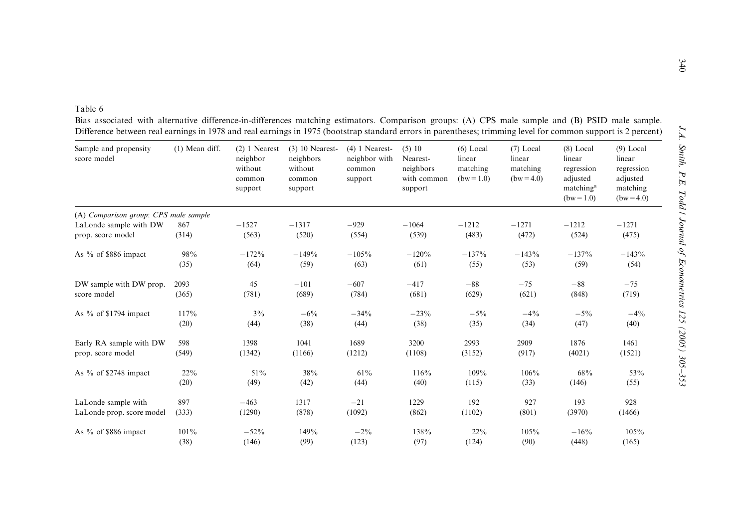Table 6

Bias associated with alternative difference-in-differences matching estimators. Comparison groups: (A) CPS male sample and (B) PSID male sample. Difference between real earnings in 1978 and real earnings in 1975 (bootstrap standard errors in parentheses; trimming level for common support is 2 percent)

| Sample and propensity score model | (1) Mean diff. | (2) 1 Nearest neighbor without common support | (3) 10 Nearest-neighbors without common support | (4) 1 Nearest-neighbor with common support | (5) 10 Nearest-neighbors with common support | (6) Local linear matching (bw = 1.0) | (7) Local linear matching (bw = 4.0) | (8) Local linear regression adjusted matching[a] (bw = 1.0) | (9) Local linear regression adjusted matching (bw = 4.0) |
|---|---|---|---|---|---|---|---|---|---|
| *(A) Comparison group: CPS male sample* | | | | | | | | | |
| LaLonde sample with DW prop. score model | 867 (314) | −1527 (563) | −1317 (520) | −929 (554) | −1064 (539) | −1212 (483) | −1271 (472) | −1212 (524) | −1271 (475) |
| As % of $886 impact | 98% (35) | −172% (64) | −149% (59) | −105% (63) | −120% (61) | −137% (55) | −143% (53) | −137% (59) | −143% (54) |
| DW sample with DW prop. score model | 2093 (365) | 45 (781) | −101 (689) | −607 (784) | −417 (681) | −88 (629) | −75 (621) | −88 (848) | −75 (719) |
| As % of $1794 impact | 117% (20) | 3% (44) | −6% (38) | −34% (44) | −23% (38) | −5% (35) | −4% (34) | −5% (47) | −4% (40) |
| Early RA sample with DW prop. score model | 598 (549) | 1398 (1342) | 1041 (1166) | 1689 (1212) | 3200 (1108) | 2993 (3152) | 2909 (917) | 1876 (4021) | 1461 (1521) |
| As % of $2748 impact | 22% (20) | 51% (49) | 38% (42) | 61% (44) | 116% (40) | 109% (115) | 106% (33) | 68% (146) | 53% (55) |
| LaLonde sample with LaLonde prop. score model | 897 (333) | −463 (1290) | 1317 (878) | −21 (1092) | 1229 (862) | 192 (1102) | 927 (801) | 193 (3970) | 928 (1466) |
| As % of $886 impact | 101% (38) | −52% (146) | 149% (99) | −2% (123) | 138% (97) | 22% (124) | 105% (90) | −16% (448) | 105% (165) |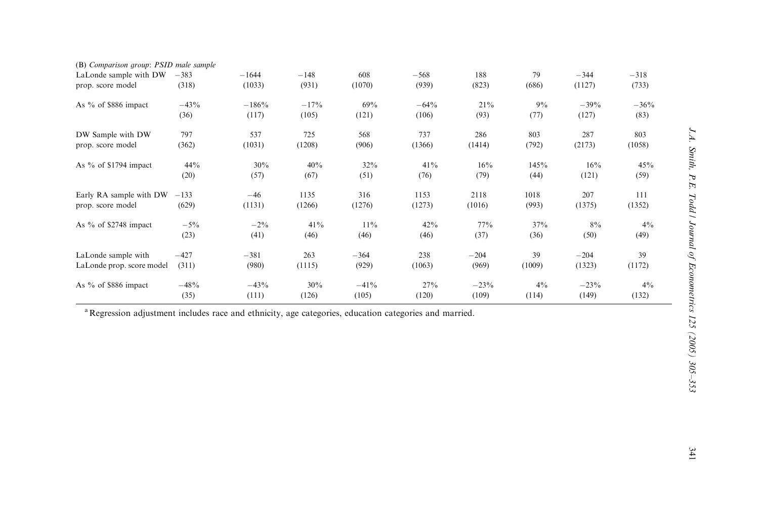| | | | | | | | | | |
|---|---|---|---|---|---|---|---|---|---|
| *(B) Comparison group: PSID male sample* | | | | | | | | | |
| LaLonde sample with DW prop. score model | −383 (318) | −1644 (1033) | −148 (931) | 608 (1070) | −568 (939) | 188 (823) | 79 (686) | −344 (1127) | −318 (733) |
| As % of $886 impact | −43% (36) | −186% (117) | −17% (105) | 69% (121) | −64% (106) | 21% (93) | 9% (77) | −39% (127) | −36% (83) |
| DW Sample with DW prop. score model | 797 (362) | 537 (1031) | 725 (1208) | 568 (906) | 737 (1366) | 286 (1414) | 803 (792) | 287 (2173) | 803 (1058) |
| As % of $1794 impact | 44% (20) | 30% (57) | 40% (67) | 32% (51) | 41% (76) | 16% (79) | 145% (44) | 16% (121) | 45% (59) |
| Early RA sample with DW prop. score model | −133 (629) | −46 (1131) | 1135 (1266) | 316 (1276) | 1153 (1273) | 2118 (1016) | 1018 (993) | 207 (1375) | 111 (1352) |
| As % of $2748 impact | −5% (23) | −2% (41) | 41% (46) | 11% (46) | 42% (46) | 77% (37) | 37% (36) | 8% (50) | 4% (49) |
| LaLonde sample with LaLonde prop. score model | −427 (311) | −381 (980) | 263 (1115) | −364 (929) | 238 (1063) | −204 (969) | 39 (1009) | −204 (1323) | 39 (1172) |
| As % of $886 impact | −48% (35) | −43% (111) | 30% (126) | −41% (105) | 27% (120) | −23% (109) | 4% (114) | −23% (149) | 4% (132) |

[a] Regression adjustment includes race and ethnicity, age categories, education categories and married.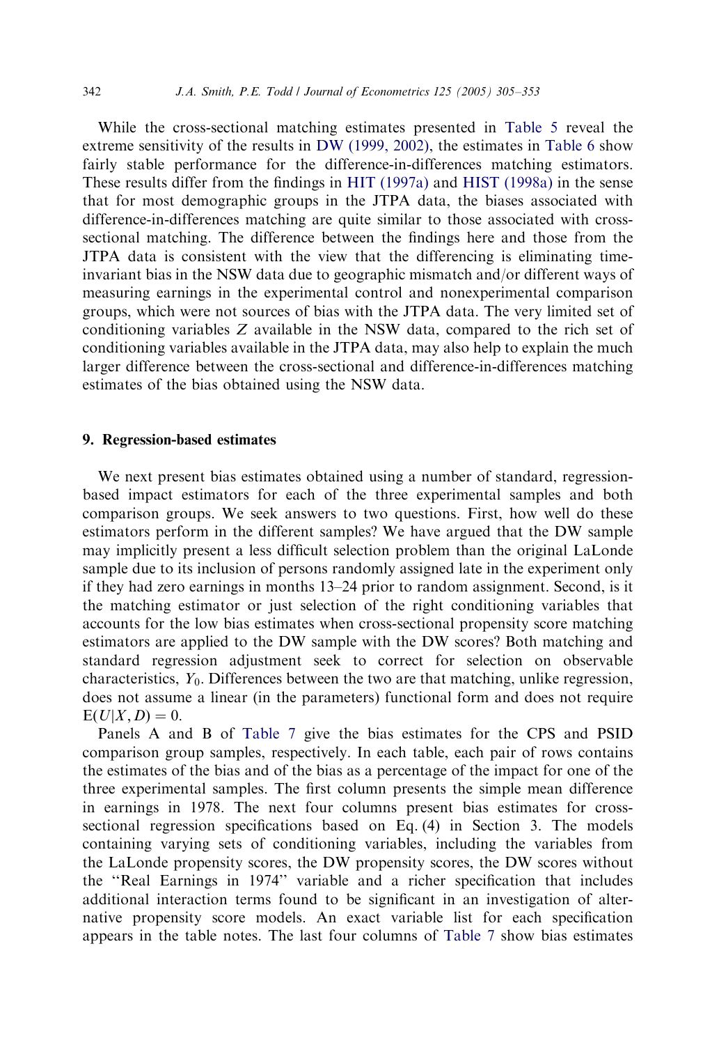While the cross-sectional matching estimates presented in Table 5 reveal the extreme sensitivity of the results in DW (1999, 2002), the estimates in Table 6 show fairly stable performance for the difference-in-differences matching estimators. These results differ from the findings in HIT (1997a) and HIST (1998a) in the sense that for most demographic groups in the JTPA data, the biases associated with difference-in-differences matching are quite similar to those associated with cross-sectional matching. The difference between the findings here and those from the JTPA data is consistent with the view that the differencing is eliminating time-invariant bias in the NSW data due to geographic mismatch and/or different ways of measuring earnings in the experimental control and nonexperimental comparison groups, which were not sources of bias with the JTPA data. The very limited set of conditioning variables $Z$ available in the NSW data, compared to the rich set of conditioning variables available in the JTPA data, may also help to explain the much larger difference between the cross-sectional and difference-in-differences matching estimates of the bias obtained using the NSW data.

## 9. Regression-based estimates

We next present bias estimates obtained using a number of standard, regression-based impact estimators for each of the three experimental samples and both comparison groups. We seek answers to two questions. First, how well do these estimators perform in the different samples? We have argued that the DW sample may implicitly present a less difficult selection problem than the original LaLonde sample due to its inclusion of persons randomly assigned late in the experiment only if they had zero earnings in months 13–24 prior to random assignment. Second, is it the matching estimator or just selection of the right conditioning variables that accounts for the low bias estimates when cross-sectional propensity score matching estimators are applied to the DW sample with the DW scores? Both matching and standard regression adjustment seek to correct for selection on observable characteristics, $Y_0$. Differences between the two are that matching, unlike regression, does not assume a linear (in the parameters) functional form and does not require $\mathrm{E}(U|X, D) = 0$.

Panels A and B of Table 7 give the bias estimates for the CPS and PSID comparison group samples, respectively. In each table, each pair of rows contains the estimates of the bias and of the bias as a percentage of the impact for one of the three experimental samples. The first column presents the simple mean difference in earnings in 1978. The next four columns present bias estimates for cross-sectional regression specifications based on Eq. (4) in Section 3. The models containing varying sets of conditioning variables, including the variables from the LaLonde propensity scores, the DW propensity scores, the DW scores without the "Real Earnings in 1974" variable and a richer specification that includes additional interaction terms found to be significant in an investigation of alternative propensity score models. An exact variable list for each specification appears in the table notes. The last four columns of Table 7 show bias estimates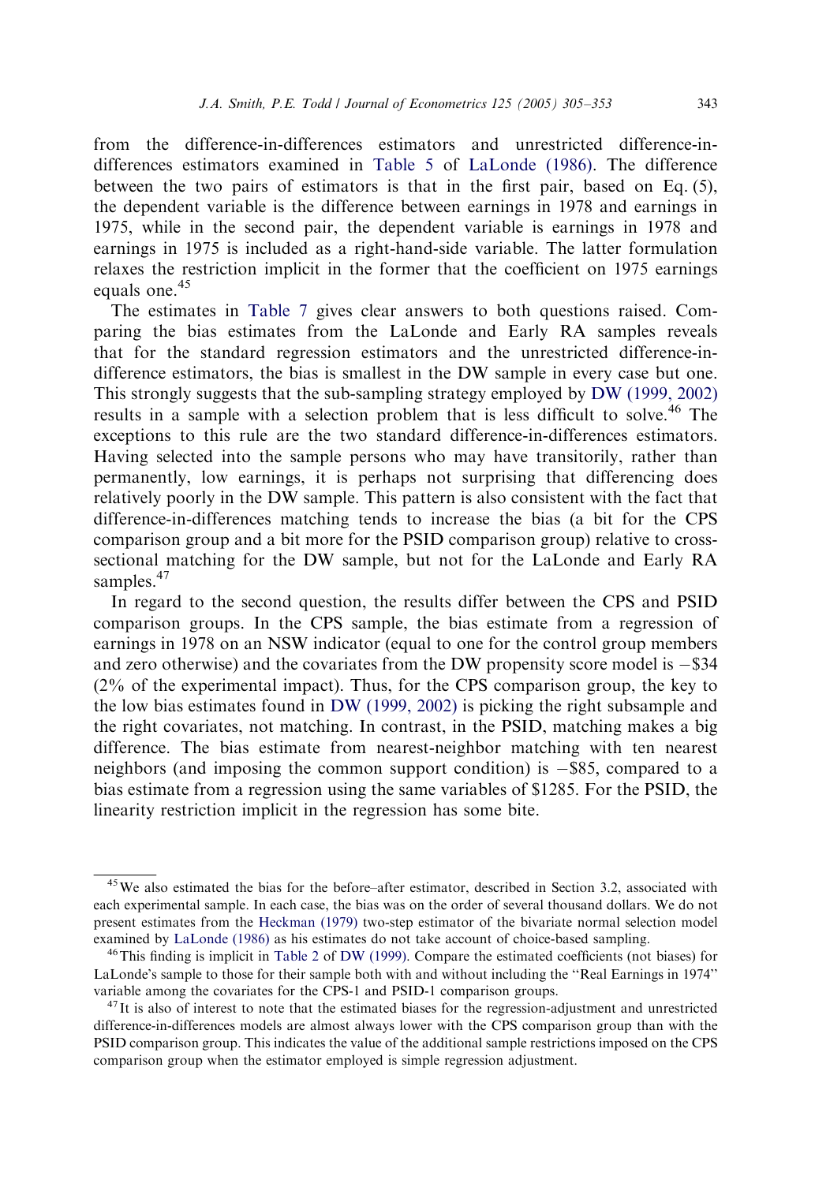from the difference-in-differences estimators and unrestricted difference-in-differences estimators examined in Table 5 of LaLonde (1986). The difference between the two pairs of estimators is that in the first pair, based on Eq. (5), the dependent variable is the difference between earnings in 1978 and earnings in 1975, while in the second pair, the dependent variable is earnings in 1978 and earnings in 1975 is included as a right-hand-side variable. The latter formulation relaxes the restriction implicit in the former that the coefficient on 1975 earnings equals one.[45]

The estimates in Table 7 gives clear answers to both questions raised. Comparing the bias estimates from the LaLonde and Early RA samples reveals that for the standard regression estimators and the unrestricted difference-in-difference estimators, the bias is smallest in the DW sample in every case but one. This strongly suggests that the sub-sampling strategy employed by DW (1999, 2002) results in a sample with a selection problem that is less difficult to solve.[46] The exceptions to this rule are the two standard difference-in-differences estimators. Having selected into the sample persons who may have transitorily, rather than permanently, low earnings, it is perhaps not surprising that differencing does relatively poorly in the DW sample. This pattern is also consistent with the fact that difference-in-differences matching tends to increase the bias (a bit for the CPS comparison group and a bit more for the PSID comparison group) relative to cross-sectional matching for the DW sample, but not for the LaLonde and Early RA samples.[47]

In regard to the second question, the results differ between the CPS and PSID comparison groups. In the CPS sample, the bias estimate from a regression of earnings in 1978 on an NSW indicator (equal to one for the control group members and zero otherwise) and the covariates from the DW propensity score model is −\$34 (2% of the experimental impact). Thus, for the CPS comparison group, the key to the low bias estimates found in DW (1999, 2002) is picking the right subsample and the right covariates, not matching. In contrast, in the PSID, matching makes a big difference. The bias estimate from nearest-neighbor matching with ten nearest neighbors (and imposing the common support condition) is −\$85, compared to a bias estimate from a regression using the same variables of \$1285. For the PSID, the linearity restriction implicit in the regression has some bite.

---

[45] We also estimated the bias for the before–after estimator, described in Section 3.2, associated with each experimental sample. In each case, the bias was on the order of several thousand dollars. We do not present estimates from the Heckman (1979) two-step estimator of the bivariate normal selection model examined by LaLonde (1986) as his estimates do not take account of choice-based sampling.

[46] This finding is implicit in Table 2 of DW (1999). Compare the estimated coefficients (not biases) for LaLonde's sample to those for their sample both with and without including the "Real Earnings in 1974" variable among the covariates for the CPS-1 and PSID-1 comparison groups.

[47] It is also of interest to note that the estimated biases for the regression-adjustment and unrestricted difference-in-differences models are almost always lower with the CPS comparison group than with the PSID comparison group. This indicates the value of the additional sample restrictions imposed on the CPS comparison group when the estimator employed is simple regression adjustment.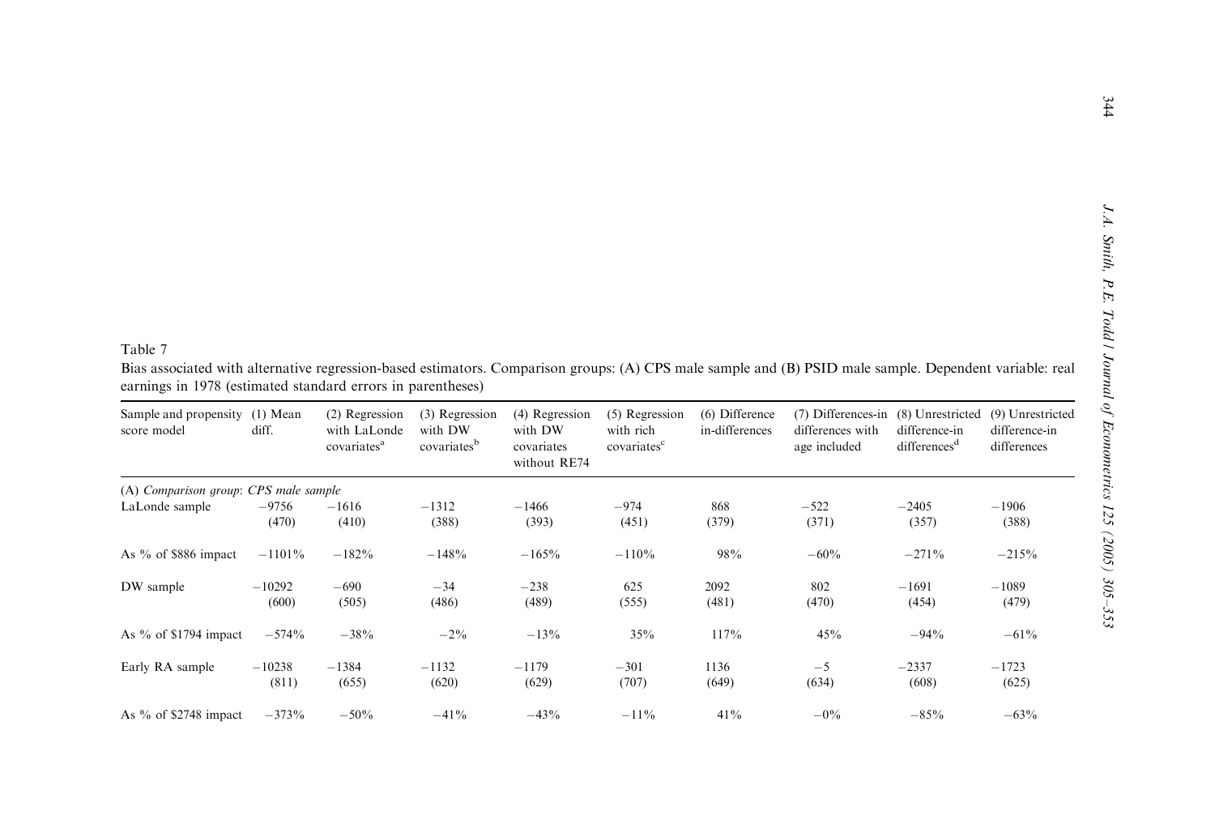Table 7

Bias associated with alternative regression-based estimators. Comparison groups: (A) CPS male sample and (B) PSID male sample. Dependent variable: real earnings in 1978 (estimated standard errors in parentheses)

| Sample and propensity score model | (1) Mean diff. | (2) Regression with LaLonde covariates[a] | (3) Regression with DW covariates[b] | (4) Regression with DW covariates without RE74 | (5) Regression with rich covariates[c] | (6) Difference in-differences | (7) Differences-in differences with age included | (8) Unrestricted difference-in differences[d] | (9) Unrestricted difference-in differences |
|---|---|---|---|---|---|---|---|---|---|
| (A) *Comparison group: CPS male sample* | | | | | | | | | |
| LaLonde sample | −9756 (470) | −1616 (410) | −1312 (388) | −1466 (393) | −974 (451) | 868 (379) | −522 (371) | −2405 (357) | −1906 (388) |
| As % of \$886 impact | −1101% | −182% | −148% | −165% | −110% | 98% | −60% | −271% | −215% |
| DW sample | −10292 (600) | −690 (505) | −34 (486) | −238 (489) | 625 (555) | 2092 (481) | 802 (470) | −1691 (454) | −1089 (479) |
| As % of \$1794 impact | −574% | −38% | −2% | −13% | 35% | 117% | 45% | −94% | −61% |
| Early RA sample | −10238 (811) | −1384 (655) | −1132 (620) | −1179 (629) | −301 (707) | 1136 (649) | −5 (634) | −2337 (608) | −1723 (625) |
| As % of \$2748 impact | −373% | −50% | −41% | −43% | −11% | 41% | −0% | −85% | −63% |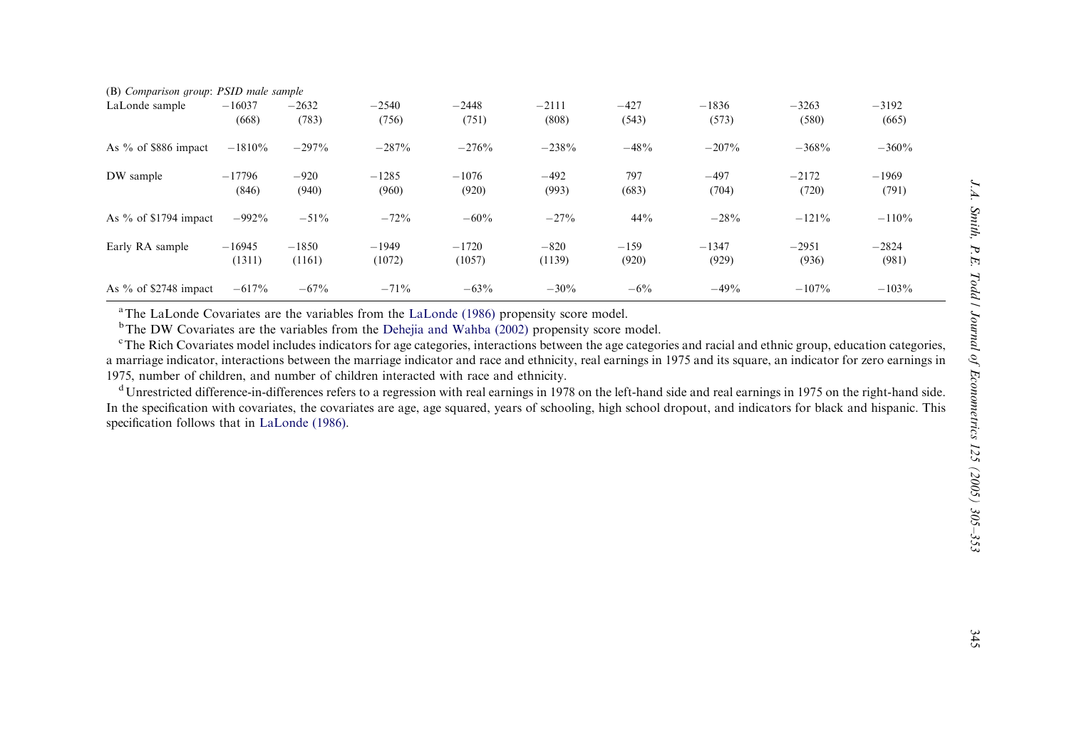| (B) *Comparison group: PSID male sample* | | | | | | | | | |
|---|---|---|---|---|---|---|---|---|---|
| LaLonde sample | −16037 | −2632 | −2540 | −2448 | −2111 | −427 | −1836 | −3263 | −3192 |
| | (668) | (783) | (756) | (751) | (808) | (543) | (573) | (580) | (665) |
| As % of $886 impact | −1810% | −297% | −287% | −276% | −238% | −48% | −207% | −368% | −360% |
| DW sample | −17796 | −920 | −1285 | −1076 | −492 | 797 | −497 | −2172 | −1969 |
| | (846) | (940) | (960) | (920) | (993) | (683) | (704) | (720) | (791) |
| As % of $1794 impact | −992% | −51% | −72% | −60% | −27% | 44% | −28% | −121% | −110% |
| Early RA sample | −16945 | −1850 | −1949 | −1720 | −820 | −159 | −1347 | −2951 | −2824 |
| | (1311) | (1161) | (1072) | (1057) | (1139) | (920) | (929) | (936) | (981) |
| As % of $2748 impact | −617% | −67% | −71% | −63% | −30% | −6% | −49% | −107% | −103% |

[a] The LaLonde Covariates are the variables from the LaLonde (1986) propensity score model.

[b] The DW Covariates are the variables from the Dehejia and Wahba (2002) propensity score model.

[c] The Rich Covariates model includes indicators for age categories, interactions between the age categories and racial and ethnic group, education categories, a marriage indicator, interactions between the marriage indicator and race and ethnicity, real earnings in 1975 and its square, an indicator for zero earnings in 1975, number of children, and number of children interacted with race and ethnicity.

[d] Unrestricted difference-in-differences refers to a regression with real earnings in 1978 on the left-hand side and real earnings in 1975 on the right-hand side. In the specification with covariates, the covariates are age, age squared, years of schooling, high school dropout, and indicators for black and hispanic. This specification follows that in LaLonde (1986).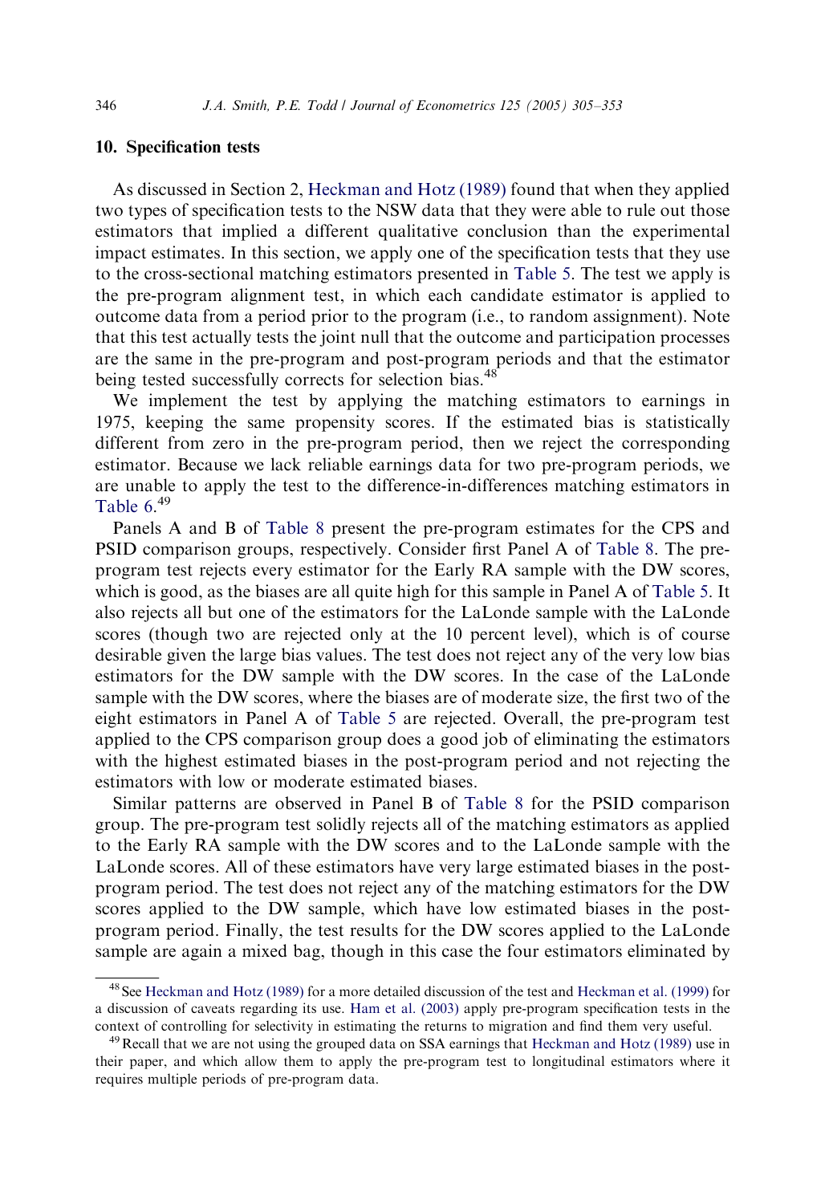## 10. Specification tests

As discussed in Section 2, Heckman and Hotz (1989) found that when they applied two types of specification tests to the NSW data that they were able to rule out those estimators that implied a different qualitative conclusion than the experimental impact estimates. In this section, we apply one of the specification tests that they use to the cross-sectional matching estimators presented in Table 5. The test we apply is the pre-program alignment test, in which each candidate estimator is applied to outcome data from a period prior to the program (i.e., to random assignment). Note that this test actually tests the joint null that the outcome and participation processes are the same in the pre-program and post-program periods and that the estimator being tested successfully corrects for selection bias.[48]

We implement the test by applying the matching estimators to earnings in 1975, keeping the same propensity scores. If the estimated bias is statistically different from zero in the pre-program period, then we reject the corresponding estimator. Because we lack reliable earnings data for two pre-program periods, we are unable to apply the test to the difference-in-differences matching estimators in Table 6.[49]

Panels A and B of Table 8 present the pre-program estimates for the CPS and PSID comparison groups, respectively. Consider first Panel A of Table 8. The pre-program test rejects every estimator for the Early RA sample with the DW scores, which is good, as the biases are all quite high for this sample in Panel A of Table 5. It also rejects all but one of the estimators for the LaLonde sample with the LaLonde scores (though two are rejected only at the 10 percent level), which is of course desirable given the large bias values. The test does not reject any of the very low bias estimators for the DW sample with the DW scores. In the case of the LaLonde sample with the DW scores, where the biases are of moderate size, the first two of the eight estimators in Panel A of Table 5 are rejected. Overall, the pre-program test applied to the CPS comparison group does a good job of eliminating the estimators with the highest estimated biases in the post-program period and not rejecting the estimators with low or moderate estimated biases.

Similar patterns are observed in Panel B of Table 8 for the PSID comparison group. The pre-program test solidly rejects all of the matching estimators as applied to the Early RA sample with the DW scores and to the LaLonde sample with the LaLonde scores. All of these estimators have very large estimated biases in the post-program period. The test does not reject any of the matching estimators for the DW scores applied to the DW sample, which have low estimated biases in the post-program period. Finally, the test results for the DW scores applied to the LaLonde sample are again a mixed bag, though in this case the four estimators eliminated by

[48] See Heckman and Hotz (1989) for a more detailed discussion of the test and Heckman et al. (1999) for a discussion of caveats regarding its use. Ham et al. (2003) apply pre-program specification tests in the context of controlling for selectivity in estimating the returns to migration and find them very useful.

[49] Recall that we are not using the grouped data on SSA earnings that Heckman and Hotz (1989) use in their paper, and which allow them to apply the pre-program test to longitudinal estimators where it requires multiple periods of pre-program data.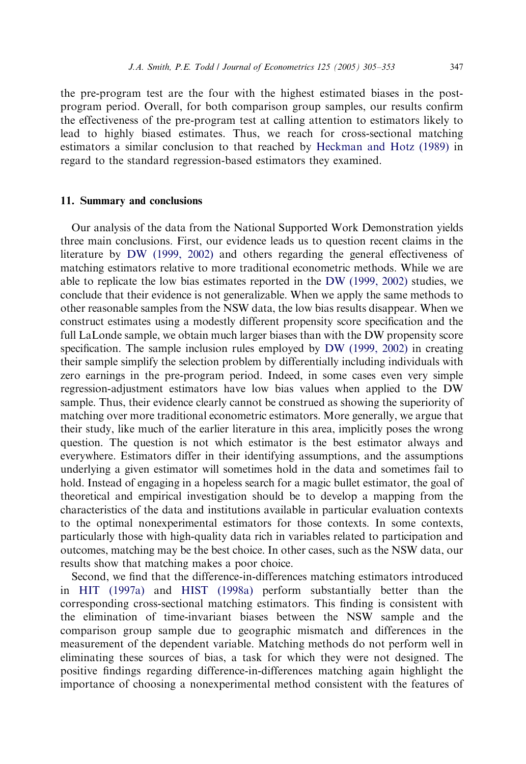the pre-program test are the four with the highest estimated biases in the post-program period. Overall, for both comparison group samples, our results confirm the effectiveness of the pre-program test at calling attention to estimators likely to lead to highly biased estimates. Thus, we reach for cross-sectional matching estimators a similar conclusion to that reached by Heckman and Hotz (1989) in regard to the standard regression-based estimators they examined.

## 11. Summary and conclusions

Our analysis of the data from the National Supported Work Demonstration yields three main conclusions. First, our evidence leads us to question recent claims in the literature by DW (1999, 2002) and others regarding the general effectiveness of matching estimators relative to more traditional econometric methods. While we are able to replicate the low bias estimates reported in the DW (1999, 2002) studies, we conclude that their evidence is not generalizable. When we apply the same methods to other reasonable samples from the NSW data, the low bias results disappear. When we construct estimates using a modestly different propensity score specification and the full LaLonde sample, we obtain much larger biases than with the DW propensity score specification. The sample inclusion rules employed by DW (1999, 2002) in creating their sample simplify the selection problem by differentially including individuals with zero earnings in the pre-program period. Indeed, in some cases even very simple regression-adjustment estimators have low bias values when applied to the DW sample. Thus, their evidence clearly cannot be construed as showing the superiority of matching over more traditional econometric estimators. More generally, we argue that their study, like much of the earlier literature in this area, implicitly poses the wrong question. The question is not which estimator is the best estimator always and everywhere. Estimators differ in their identifying assumptions, and the assumptions underlying a given estimator will sometimes hold in the data and sometimes fail to hold. Instead of engaging in a hopeless search for a magic bullet estimator, the goal of theoretical and empirical investigation should be to develop a mapping from the characteristics of the data and institutions available in particular evaluation contexts to the optimal nonexperimental estimators for those contexts. In some contexts, particularly those with high-quality data rich in variables related to participation and outcomes, matching may be the best choice. In other cases, such as the NSW data, our results show that matching makes a poor choice.

Second, we find that the difference-in-differences matching estimators introduced in HIT (1997a) and HIST (1998a) perform substantially better than the corresponding cross-sectional matching estimators. This finding is consistent with the elimination of time-invariant biases between the NSW sample and the comparison group sample due to geographic mismatch and differences in the measurement of the dependent variable. Matching methods do not perform well in eliminating these sources of bias, a task for which they were not designed. The positive findings regarding difference-in-differences matching again highlight the importance of choosing a nonexperimental method consistent with the features of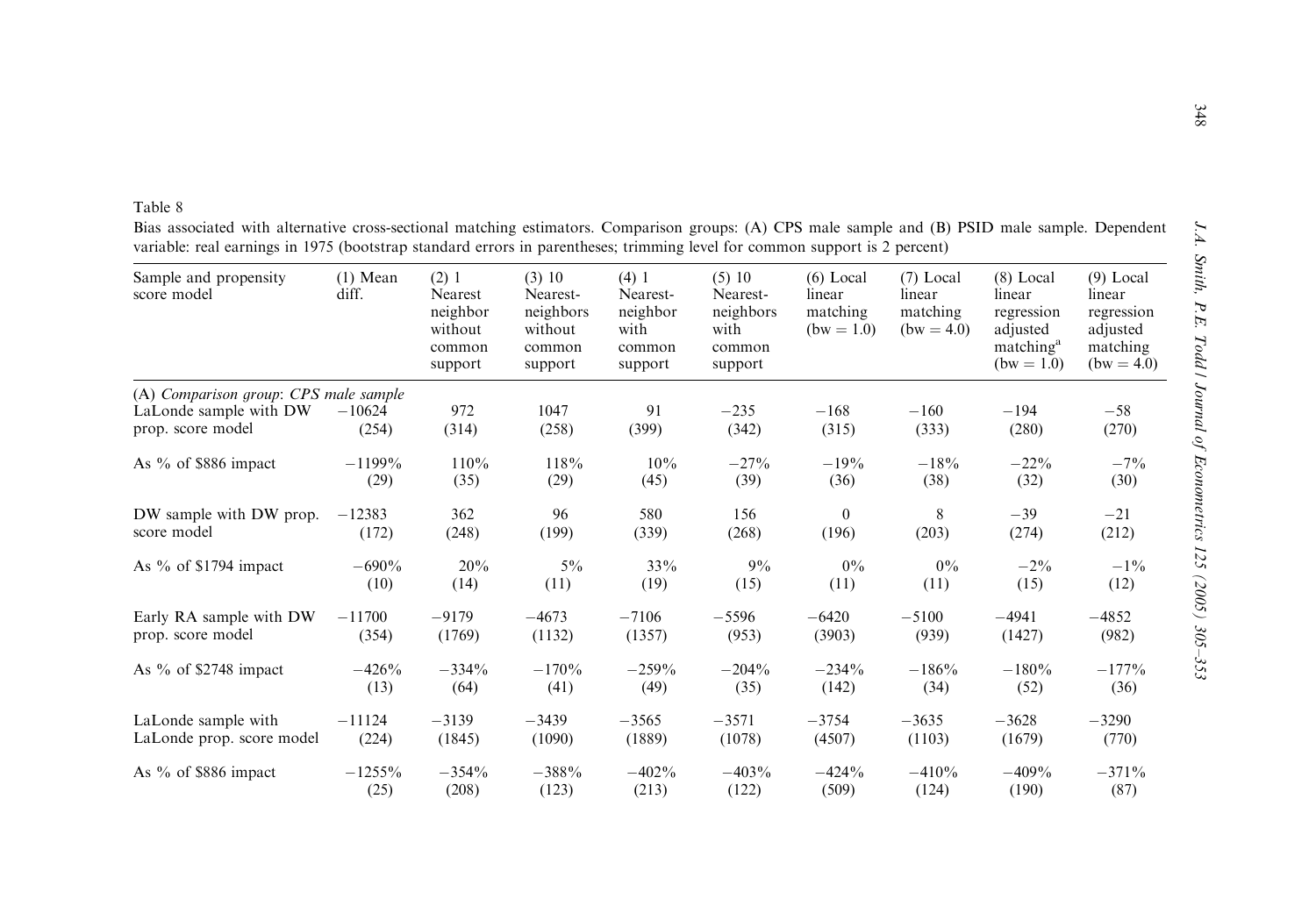Table 8

Bias associated with alternative cross-sectional matching estimators. Comparison groups: (A) CPS male sample and (B) PSID male sample. Dependent variable: real earnings in 1975 (bootstrap standard errors in parentheses; trimming level for common support is 2 percent)

| Sample and propensity score model | (1) Mean diff. | (2) 1 Nearest neighbor without common support | (3) 10 Nearest-neighbors without common support | (4) 1 Nearest-neighbor with common support | (5) 10 Nearest-neighbors with common support | (6) Local linear matching (bw = 1.0) | (7) Local linear matching (bw = 4.0) | (8) Local linear regression adjusted matching[a] (bw = 1.0) | (9) Local linear regression adjusted matching (bw = 4.0) |
|---|---|---|---|---|---|---|---|---|---|
| *(A) Comparison group: CPS male sample* | | | | | | | | | |
| LaLonde sample with DW prop. score model | −10624 (254) | 972 (314) | 1047 (258) | 91 (399) | −235 (342) | −168 (315) | −160 (333) | −194 (280) | −58 (270) |
| As % of \$886 impact | −1199% (29) | 110% (35) | 118% (29) | 10% (45) | −27% (39) | −19% (36) | −18% (38) | −22% (32) | −7% (30) |
| DW sample with DW prop. score model | −12383 (172) | 362 (248) | 96 (199) | 580 (339) | 156 (268) | 0 (196) | 8 (203) | −39 (274) | −21 (212) |
| As % of \$1794 impact | −690% (10) | 20% (14) | 5% (11) | 33% (19) | 9% (15) | 0% (11) | 0% (11) | −2% (15) | −1% (12) |
| Early RA sample with DW prop. score model | −11700 (354) | −9179 (1769) | −4673 (1132) | −7106 (1357) | −5596 (953) | −6420 (3903) | −5100 (939) | −4941 (1427) | −4852 (982) |
| As % of \$2748 impact | −426% (13) | −334% (64) | −170% (41) | −259% (49) | −204% (35) | −234% (142) | −186% (34) | −180% (52) | −177% (36) |
| LaLonde sample with LaLonde prop. score model | −11124 (224) | −3139 (1845) | −3439 (1090) | −3565 (1889) | −3571 (1078) | −3754 (4507) | −3635 (1103) | −3628 (1679) | −3290 (770) |
| As % of \$886 impact | −1255% (25) | −354% (208) | −388% (123) | −402% (213) | −403% (122) | −424% (509) | −410% (124) | −409% (190) | −371% (87) |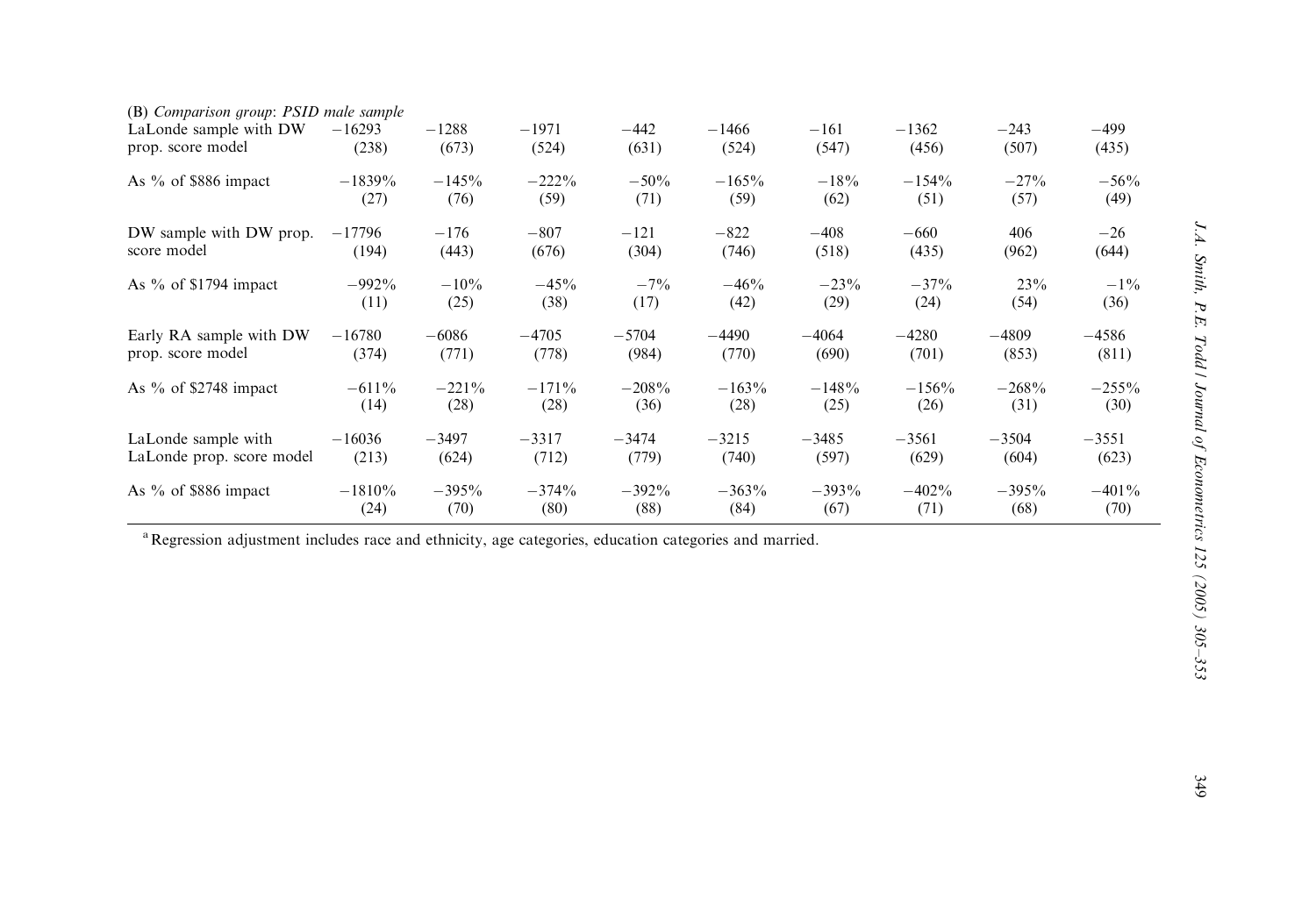| (B) *Comparison group: PSID male sample* | | | | | | | | | |
|---|---|---|---|---|---|---|---|---|---|
| LaLonde sample with DW prop. score model | −16293 | −1288 | −1971 | −442 | −1466 | −161 | −1362 | −243 | −499 |
| | (238) | (673) | (524) | (631) | (524) | (547) | (456) | (507) | (435) |
| As % of $886 impact | −1839% | −145% | −222% | −50% | −165% | −18% | −154% | −27% | −56% |
| | (27) | (76) | (59) | (71) | (59) | (62) | (51) | (57) | (49) |
| DW sample with DW prop. score model | −17796 | −176 | −807 | −121 | −822 | −408 | −660 | 406 | −26 |
| | (194) | (443) | (676) | (304) | (746) | (518) | (435) | (962) | (644) |
| As % of $1794 impact | −992% | −10% | −45% | −7% | −46% | −23% | −37% | 23% | −1% |
| | (11) | (25) | (38) | (17) | (42) | (29) | (24) | (54) | (36) |
| Early RA sample with DW prop. score model | −16780 | −6086 | −4705 | −5704 | −4490 | −4064 | −4280 | −4809 | −4586 |
| | (374) | (771) | (778) | (984) | (770) | (690) | (701) | (853) | (811) |
| As % of $2748 impact | −611% | −221% | −171% | −208% | −163% | −148% | −156% | −268% | −255% |
| | (14) | (28) | (28) | (36) | (28) | (25) | (26) | (31) | (30) |
| LaLonde sample with LaLonde prop. score model | −16036 | −3497 | −3317 | −3474 | −3215 | −3485 | −3561 | −3504 | −3551 |
| | (213) | (624) | (712) | (779) | (740) | (597) | (629) | (604) | (623) |
| As % of $886 impact | −1810% | −395% | −374% | −392% | −363% | −393% | −402% | −395% | −401% |
| | (24) | (70) | (80) | (88) | (84) | (67) | (71) | (68) | (70) |

[a] Regression adjustment includes race and ethnicity, age categories, education categories and married.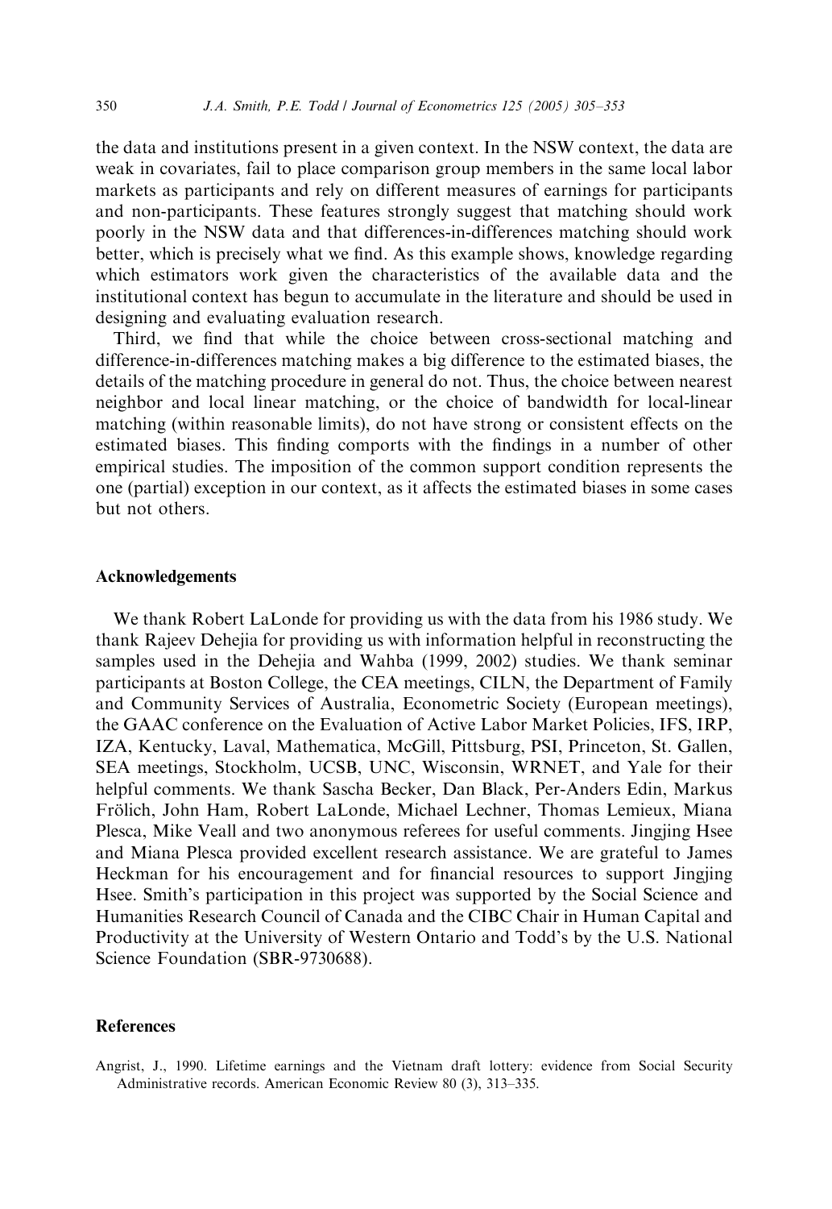the data and institutions present in a given context. In the NSW context, the data are weak in covariates, fail to place comparison group members in the same local labor markets as participants and rely on different measures of earnings for participants and non-participants. These features strongly suggest that matching should work poorly in the NSW data and that differences-in-differences matching should work better, which is precisely what we find. As this example shows, knowledge regarding which estimators work given the characteristics of the available data and the institutional context has begun to accumulate in the literature and should be used in designing and evaluating evaluation research.

Third, we find that while the choice between cross-sectional matching and difference-in-differences matching makes a big difference to the estimated biases, the details of the matching procedure in general do not. Thus, the choice between nearest neighbor and local linear matching, or the choice of bandwidth for local-linear matching (within reasonable limits), do not have strong or consistent effects on the estimated biases. This finding comports with the findings in a number of other empirical studies. The imposition of the common support condition represents the one (partial) exception in our context, as it affects the estimated biases in some cases but not others.

## Acknowledgements

We thank Robert LaLonde for providing us with the data from his 1986 study. We thank Rajeev Dehejia for providing us with information helpful in reconstructing the samples used in the Dehejia and Wahba (1999, 2002) studies. We thank seminar participants at Boston College, the CEA meetings, CILN, the Department of Family and Community Services of Australia, Econometric Society (European meetings), the GAAC conference on the Evaluation of Active Labor Market Policies, IFS, IRP, IZA, Kentucky, Laval, Mathematica, McGill, Pittsburg, PSI, Princeton, St. Gallen, SEA meetings, Stockholm, UCSB, UNC, Wisconsin, WRNET, and Yale for their helpful comments. We thank Sascha Becker, Dan Black, Per-Anders Edin, Markus Frölich, John Ham, Robert LaLonde, Michael Lechner, Thomas Lemieux, Miana Plesca, Mike Veall and two anonymous referees for useful comments. Jingjing Hsee and Miana Plesca provided excellent research assistance. We are grateful to James Heckman for his encouragement and for financial resources to support Jingjing Hsee. Smith's participation in this project was supported by the Social Science and Humanities Research Council of Canada and the CIBC Chair in Human Capital and Productivity at the University of Western Ontario and Todd's by the U.S. National Science Foundation (SBR-9730688).

## References

Angrist, J., 1990. Lifetime earnings and the Vietnam draft lottery: evidence from Social Security Administrative records. American Economic Review 80 (3), 313–335.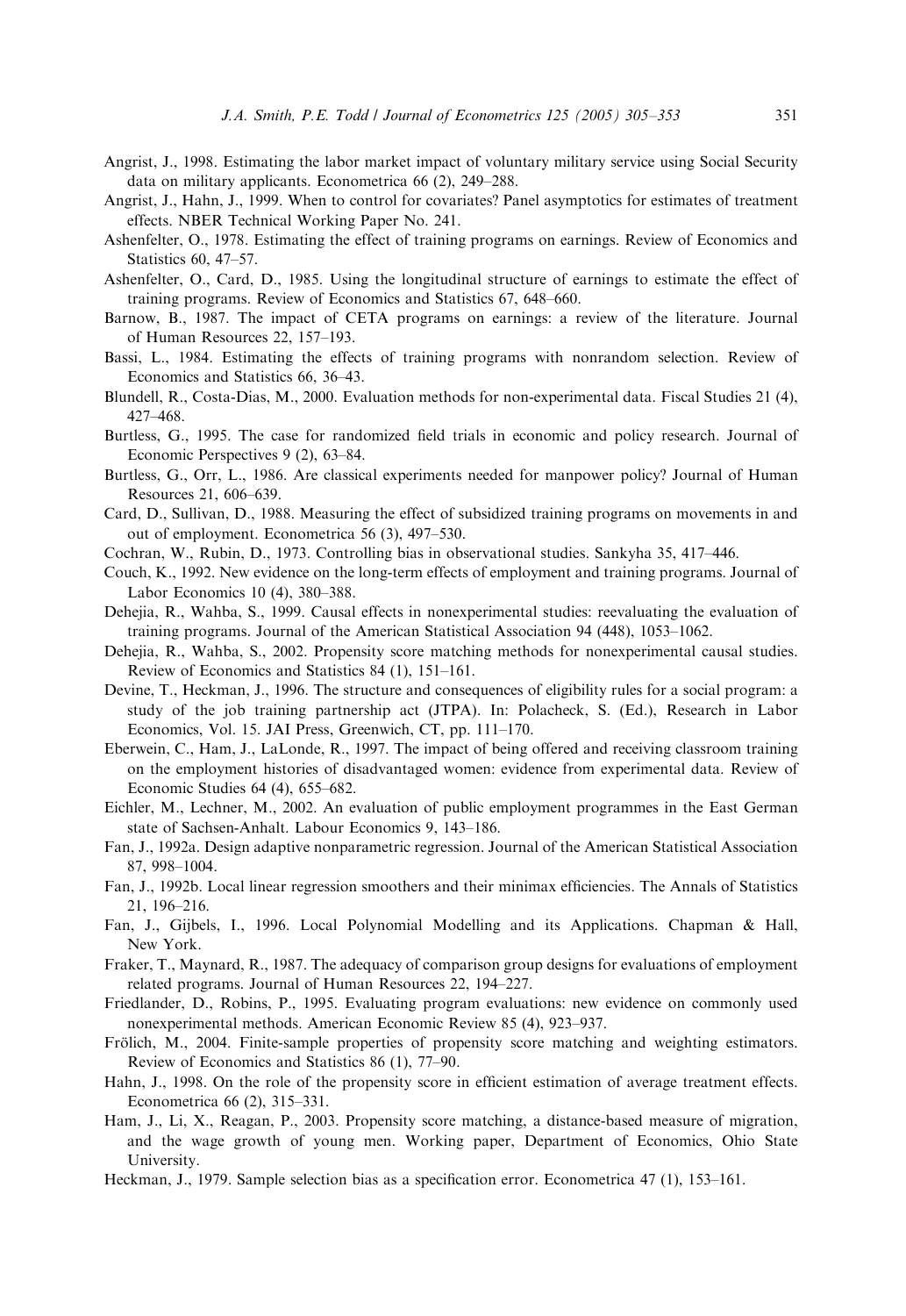Angrist, J., 1998. Estimating the labor market impact of voluntary military service using Social Security data on military applicants. Econometrica 66 (2), 249–288.

Angrist, J., Hahn, J., 1999. When to control for covariates? Panel asymptotics for estimates of treatment effects. NBER Technical Working Paper No. 241.

Ashenfelter, O., 1978. Estimating the effect of training programs on earnings. Review of Economics and Statistics 60, 47–57.

Ashenfelter, O., Card, D., 1985. Using the longitudinal structure of earnings to estimate the effect of training programs. Review of Economics and Statistics 67, 648–660.

Barnow, B., 1987. The impact of CETA programs on earnings: a review of the literature. Journal of Human Resources 22, 157–193.

Bassi, L., 1984. Estimating the effects of training programs with nonrandom selection. Review of Economics and Statistics 66, 36–43.

Blundell, R., Costa-Dias, M., 2000. Evaluation methods for non-experimental data. Fiscal Studies 21 (4), 427–468.

Burtless, G., 1995. The case for randomized field trials in economic and policy research. Journal of Economic Perspectives 9 (2), 63–84.

Burtless, G., Orr, L., 1986. Are classical experiments needed for manpower policy? Journal of Human Resources 21, 606–639.

Card, D., Sullivan, D., 1988. Measuring the effect of subsidized training programs on movements in and out of employment. Econometrica 56 (3), 497–530.

Cochran, W., Rubin, D., 1973. Controlling bias in observational studies. Sankyha 35, 417–446.

Couch, K., 1992. New evidence on the long-term effects of employment and training programs. Journal of Labor Economics 10 (4), 380–388.

Dehejia, R., Wahba, S., 1999. Causal effects in nonexperimental studies: reevaluating the evaluation of training programs. Journal of the American Statistical Association 94 (448), 1053–1062.

Dehejia, R., Wahba, S., 2002. Propensity score matching methods for nonexperimental causal studies. Review of Economics and Statistics 84 (1), 151–161.

Devine, T., Heckman, J., 1996. The structure and consequences of eligibility rules for a social program: a study of the job training partnership act (JTPA). In: Polacheck, S. (Ed.), Research in Labor Economics, Vol. 15. JAI Press, Greenwich, CT, pp. 111–170.

Eberwein, C., Ham, J., LaLonde, R., 1997. The impact of being offered and receiving classroom training on the employment histories of disadvantaged women: evidence from experimental data. Review of Economic Studies 64 (4), 655–682.

Eichler, M., Lechner, M., 2002. An evaluation of public employment programmes in the East German state of Sachsen-Anhalt. Labour Economics 9, 143–186.

Fan, J., 1992a. Design adaptive nonparametric regression. Journal of the American Statistical Association 87, 998–1004.

Fan, J., 1992b. Local linear regression smoothers and their minimax efficiencies. The Annals of Statistics 21, 196–216.

Fan, J., Gijbels, I., 1996. Local Polynomial Modelling and its Applications. Chapman & Hall, New York.

Fraker, T., Maynard, R., 1987. The adequacy of comparison group designs for evaluations of employment related programs. Journal of Human Resources 22, 194–227.

Friedlander, D., Robins, P., 1995. Evaluating program evaluations: new evidence on commonly used nonexperimental methods. American Economic Review 85 (4), 923–937.

Frölich, M., 2004. Finite-sample properties of propensity score matching and weighting estimators. Review of Economics and Statistics 86 (1), 77–90.

Hahn, J., 1998. On the role of the propensity score in efficient estimation of average treatment effects. Econometrica 66 (2), 315–331.

Ham, J., Li, X., Reagan, P., 2003. Propensity score matching, a distance-based measure of migration, and the wage growth of young men. Working paper, Department of Economics, Ohio State University.

Heckman, J., 1979. Sample selection bias as a specification error. Econometrica 47 (1), 153–161.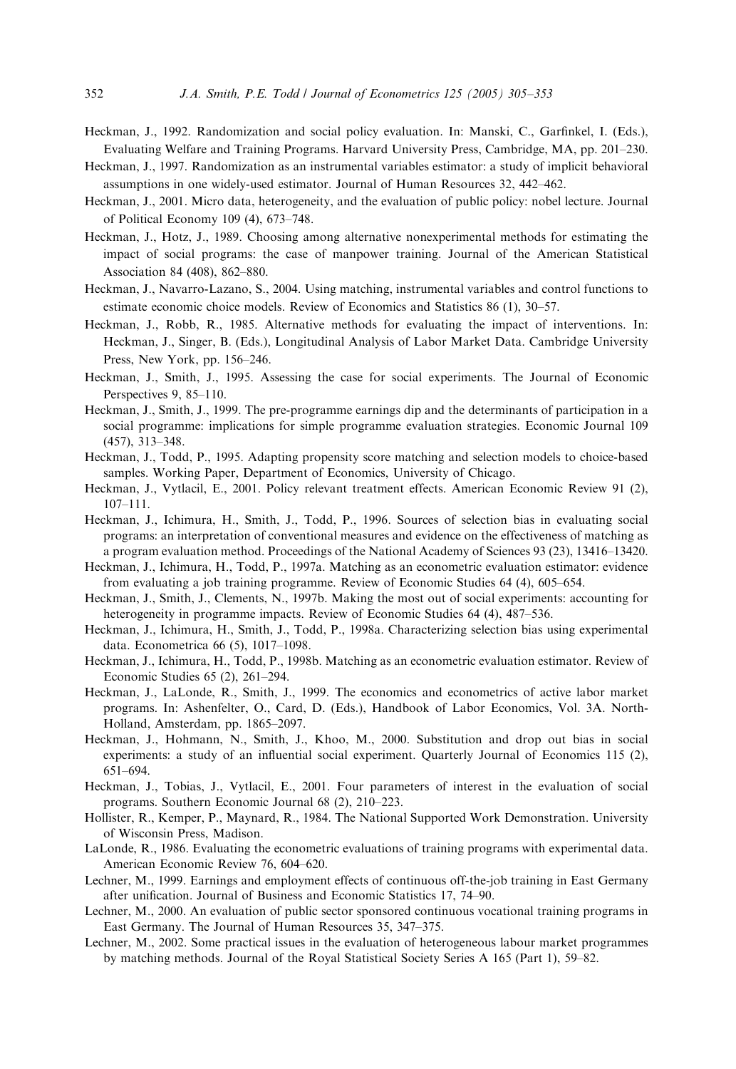Heckman, J., 1992. Randomization and social policy evaluation. In: Manski, C., Garfinkel, I. (Eds.), Evaluating Welfare and Training Programs. Harvard University Press, Cambridge, MA, pp. 201–230.

Heckman, J., 1997. Randomization as an instrumental variables estimator: a study of implicit behavioral assumptions in one widely-used estimator. Journal of Human Resources 32, 442–462.

Heckman, J., 2001. Micro data, heterogeneity, and the evaluation of public policy: nobel lecture. Journal of Political Economy 109 (4), 673–748.

Heckman, J., Hotz, J., 1989. Choosing among alternative nonexperimental methods for estimating the impact of social programs: the case of manpower training. Journal of the American Statistical Association 84 (408), 862–880.

Heckman, J., Navarro-Lazano, S., 2004. Using matching, instrumental variables and control functions to estimate economic choice models. Review of Economics and Statistics 86 (1), 30–57.

Heckman, J., Robb, R., 1985. Alternative methods for evaluating the impact of interventions. In: Heckman, J., Singer, B. (Eds.), Longitudinal Analysis of Labor Market Data. Cambridge University Press, New York, pp. 156–246.

Heckman, J., Smith, J., 1995. Assessing the case for social experiments. The Journal of Economic Perspectives 9, 85–110.

Heckman, J., Smith, J., 1999. The pre-programme earnings dip and the determinants of participation in a social programme: implications for simple programme evaluation strategies. Economic Journal 109 (457), 313–348.

Heckman, J., Todd, P., 1995. Adapting propensity score matching and selection models to choice-based samples. Working Paper, Department of Economics, University of Chicago.

Heckman, J., Vytlacil, E., 2001. Policy relevant treatment effects. American Economic Review 91 (2), 107–111.

Heckman, J., Ichimura, H., Smith, J., Todd, P., 1996. Sources of selection bias in evaluating social programs: an interpretation of conventional measures and evidence on the effectiveness of matching as a program evaluation method. Proceedings of the National Academy of Sciences 93 (23), 13416–13420.

Heckman, J., Ichimura, H., Todd, P., 1997a. Matching as an econometric evaluation estimator: evidence from evaluating a job training programme. Review of Economic Studies 64 (4), 605–654.

Heckman, J., Smith, J., Clements, N., 1997b. Making the most out of social experiments: accounting for heterogeneity in programme impacts. Review of Economic Studies 64 (4), 487–536.

Heckman, J., Ichimura, H., Smith, J., Todd, P., 1998a. Characterizing selection bias using experimental data. Econometrica 66 (5), 1017–1098.

Heckman, J., Ichimura, H., Todd, P., 1998b. Matching as an econometric evaluation estimator. Review of Economic Studies 65 (2), 261–294.

Heckman, J., LaLonde, R., Smith, J., 1999. The economics and econometrics of active labor market programs. In: Ashenfelter, O., Card, D. (Eds.), Handbook of Labor Economics, Vol. 3A. North-Holland, Amsterdam, pp. 1865–2097.

Heckman, J., Hohmann, N., Smith, J., Khoo, M., 2000. Substitution and drop out bias in social experiments: a study of an influential social experiment. Quarterly Journal of Economics 115 (2), 651–694.

Heckman, J., Tobias, J., Vytlacil, E., 2001. Four parameters of interest in the evaluation of social programs. Southern Economic Journal 68 (2), 210–223.

Hollister, R., Kemper, P., Maynard, R., 1984. The National Supported Work Demonstration. University of Wisconsin Press, Madison.

LaLonde, R., 1986. Evaluating the econometric evaluations of training programs with experimental data. American Economic Review 76, 604–620.

Lechner, M., 1999. Earnings and employment effects of continuous off-the-job training in East Germany after unification. Journal of Business and Economic Statistics 17, 74–90.

Lechner, M., 2000. An evaluation of public sector sponsored continuous vocational training programs in East Germany. The Journal of Human Resources 35, 347–375.

Lechner, M., 2002. Some practical issues in the evaluation of heterogeneous labour market programmes by matching methods. Journal of the Royal Statistical Society Series A 165 (Part 1), 59–82.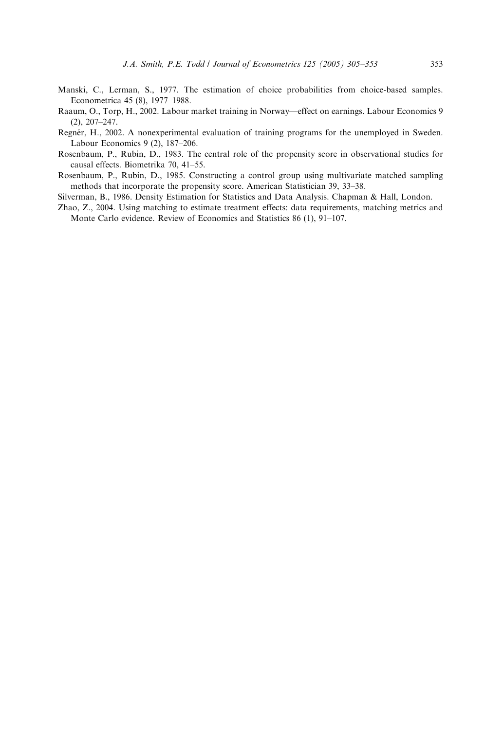Manski, C., Lerman, S., 1977. The estimation of choice probabilities from choice-based samples. Econometrica 45 (8), 1977–1988.

Raaum, O., Torp, H., 2002. Labour market training in Norway—effect on earnings. Labour Economics 9 (2), 207–247.

Regnér, H., 2002. A nonexperimental evaluation of training programs for the unemployed in Sweden. Labour Economics 9 (2), 187–206.

Rosenbaum, P., Rubin, D., 1983. The central role of the propensity score in observational studies for causal effects. Biometrika 70, 41–55.

Rosenbaum, P., Rubin, D., 1985. Constructing a control group using multivariate matched sampling methods that incorporate the propensity score. American Statistician 39, 33–38.

Silverman, B., 1986. Density Estimation for Statistics and Data Analysis. Chapman & Hall, London.

Zhao, Z., 2004. Using matching to estimate treatment effects: data requirements, matching metrics and Monte Carlo evidence. Review of Economics and Statistics 86 (1), 91–107.